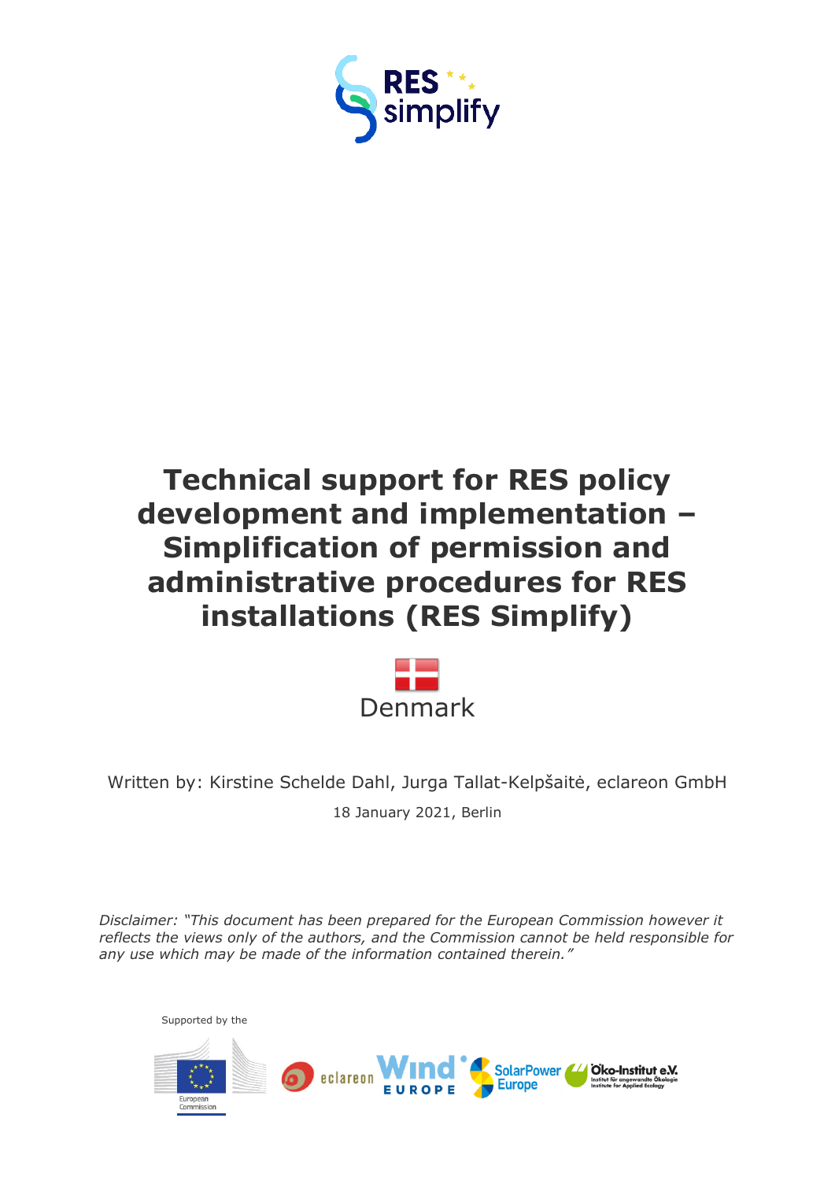RES simplify

# Technical support for RES policy development and implementation – Simplification of permission and administrative procedures for RES installations (RES Simplify)

Denmark

Written by: Kirstine Schelde Dahl, Jurga Tallat-Kelpšaitė, eclareon GmbH

18 January 2021, Berlin

*Disclaimer: "This document has been prepared for the European Commission however it reflects the views only of the authors, and the Commission cannot be held responsible for any use which may be made of the information contained therein."*

Supported by the European Commission

eclareon · Wind Europe · SolarPower Europe · Öko-Institut e.V. Institut für angewandte Ökologie Institute for Applied Ecology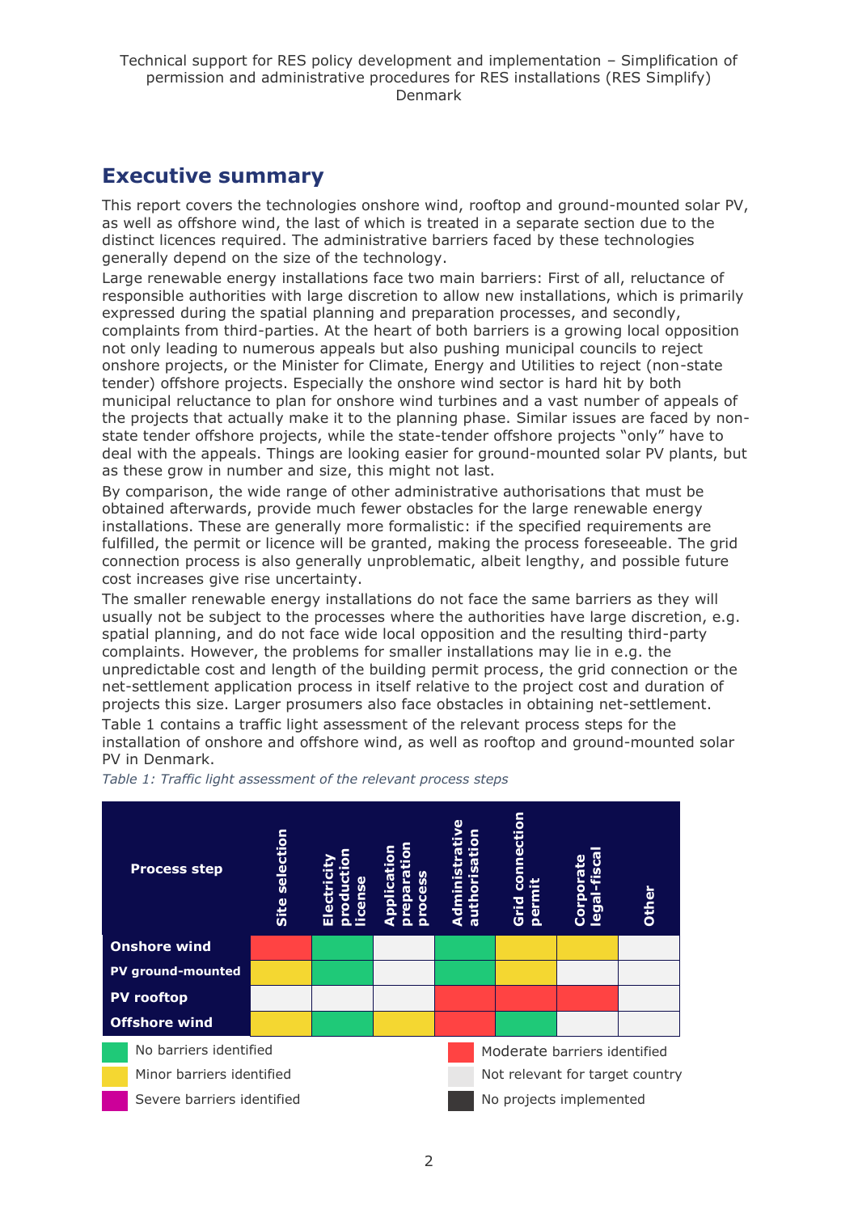## Executive summary

This report covers the technologies onshore wind, rooftop and ground-mounted solar PV, as well as offshore wind, the last of which is treated in a separate section due to the distinct licences required. The administrative barriers faced by these technologies generally depend on the size of the technology.

Large renewable energy installations face two main barriers: First of all, reluctance of responsible authorities with large discretion to allow new installations, which is primarily expressed during the spatial planning and preparation processes, and secondly, complaints from third-parties. At the heart of both barriers is a growing local opposition not only leading to numerous appeals but also pushing municipal councils to reject onshore projects, or the Minister for Climate, Energy and Utilities to reject (non-state tender) offshore projects. Especially the onshore wind sector is hard hit by both municipal reluctance to plan for onshore wind turbines and a vast number of appeals of the projects that actually make it to the planning phase. Similar issues are faced by non-state tender offshore projects, while the state-tender offshore projects "only" have to deal with the appeals. Things are looking easier for ground-mounted solar PV plants, but as these grow in number and size, this might not last.

By comparison, the wide range of other administrative authorisations that must be obtained afterwards, provide much fewer obstacles for the large renewable energy installations. These are generally more formalistic: if the specified requirements are fulfilled, the permit or licence will be granted, making the process foreseeable. The grid connection process is also generally unproblematic, albeit lengthy, and possible future cost increases give rise uncertainty.

The smaller renewable energy installations do not face the same barriers as they will usually not be subject to the processes where the authorities have large discretion, e.g. spatial planning, and do not face wide local opposition and the resulting third-party complaints. However, the problems for smaller installations may lie in e.g. the unpredictable cost and length of the building permit process, the grid connection or the net-settlement application process in itself relative to the project cost and duration of projects this size. Larger prosumers also face obstacles in obtaining net-settlement.

Table 1 contains a traffic light assessment of the relevant process steps for the installation of onshore and offshore wind, as well as rooftop and ground-mounted solar PV in Denmark.

*Table 1: Traffic light assessment of the relevant process steps*

| Process step | Site selection | Electricity production license | Application preparation process | Administrative authorisation | Grid connection permit | Corporate legal-fiscal | Other |
|---|---|---|---|---|---|---|---|
| **Onshore wind** | Moderate barriers identified | No barriers identified | Not relevant for target country | No barriers identified | Minor barriers identified | Minor barriers identified | Not relevant for target country |
| **PV ground-mounted** | Minor barriers identified | No barriers identified | Not relevant for target country | No barriers identified | Minor barriers identified | Not relevant for target country | Not relevant for target country |
| **PV rooftop** | Not relevant for target country | Not relevant for target country | Not relevant for target country | Moderate barriers identified | Moderate barriers identified | Moderate barriers identified | Not relevant for target country |
| **Offshore wind** | Minor barriers identified | No barriers identified | Minor barriers identified | Moderate barriers identified | No barriers identified | Not relevant for target country | Not relevant for target country |

Legend:
- No barriers identified (green)
- Minor barriers identified (yellow)
- Severe barriers identified (magenta)
- Moderate barriers identified (red)
- Not relevant for target country (light grey)
- No projects implemented (dark grey)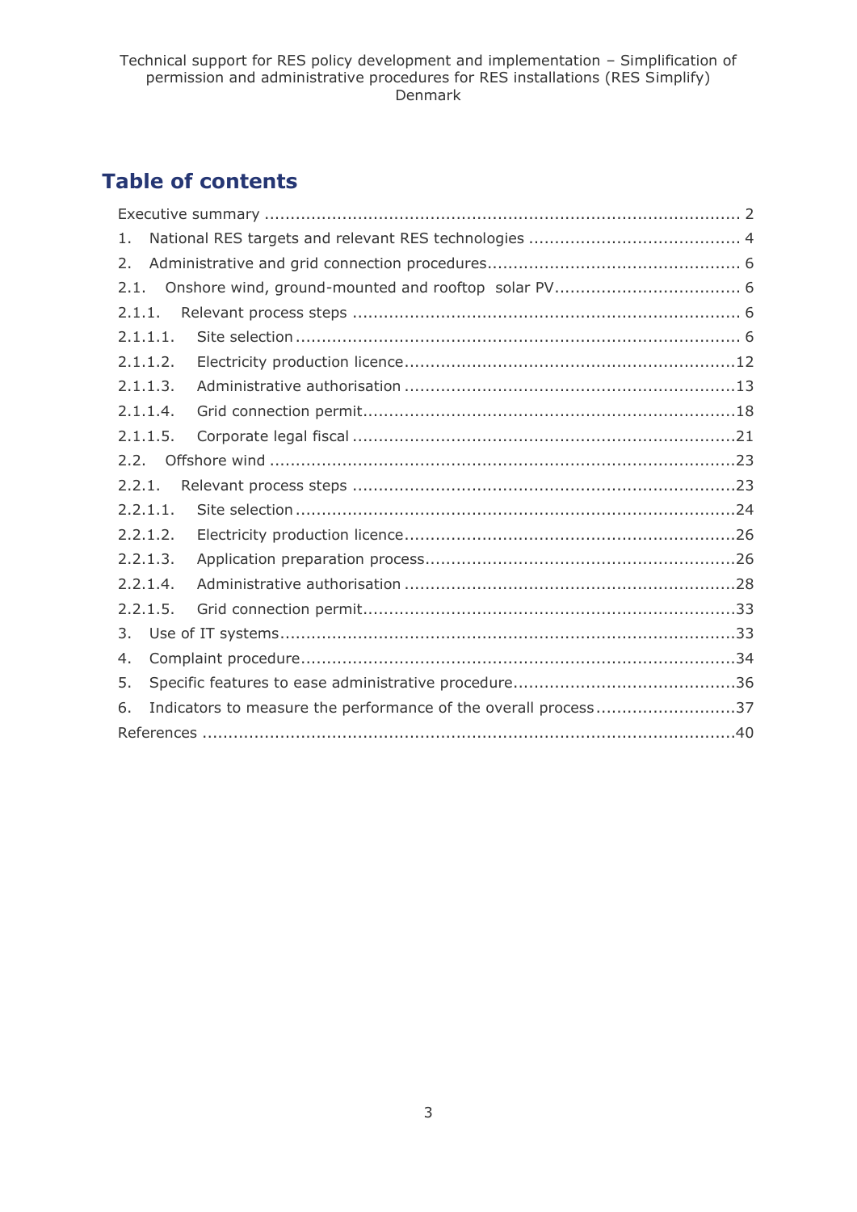# Table of contents

Executive summary ........................................................................................... 2

1. National RES targets and relevant RES technologies ........................................ 4

2. Administrative and grid connection procedures................................................ 6

2.1. Onshore wind, ground-mounted and rooftop solar PV................................... 6

2.1.1. Relevant process steps ......................................................................... 6

2.1.1.1. Site selection ..................................................................................... 6

2.1.1.2. Electricity production licence...............................................................12

2.1.1.3. Administrative authorisation ...............................................................13

2.1.1.4. Grid connection permit.......................................................................18

2.1.1.5. Corporate legal fiscal .........................................................................21

2.2. Offshore wind .........................................................................................23

2.2.1. Relevant process steps .........................................................................23

2.2.1.1. Site selection ....................................................................................24

2.2.1.2. Electricity production licence...............................................................26

2.2.1.3. Application preparation process...........................................................26

2.2.1.4. Administrative authorisation ...............................................................28

2.2.1.5. Grid connection permit.......................................................................33

3. Use of IT systems.......................................................................................33

4. Complaint procedure...................................................................................34

5. Specific features to ease administrative procedure...........................................36

6. Indicators to measure the performance of the overall process...........................37

References .......................................................................................................40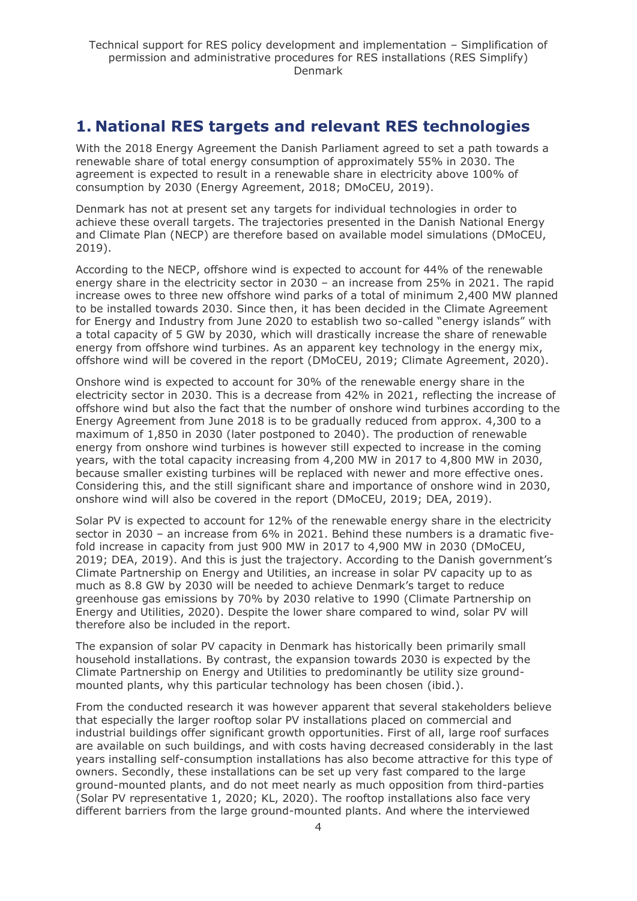# 1. National RES targets and relevant RES technologies

With the 2018 Energy Agreement the Danish Parliament agreed to set a path towards a renewable share of total energy consumption of approximately 55% in 2030. The agreement is expected to result in a renewable share in electricity above 100% of consumption by 2030 (Energy Agreement, 2018; DMoCEU, 2019).

Denmark has not at present set any targets for individual technologies in order to achieve these overall targets. The trajectories presented in the Danish National Energy and Climate Plan (NECP) are therefore based on available model simulations (DMoCEU, 2019).

According to the NECP, offshore wind is expected to account for 44% of the renewable energy share in the electricity sector in 2030 – an increase from 25% in 2021. The rapid increase owes to three new offshore wind parks of a total of minimum 2,400 MW planned to be installed towards 2030. Since then, it has been decided in the Climate Agreement for Energy and Industry from June 2020 to establish two so-called "energy islands" with a total capacity of 5 GW by 2030, which will drastically increase the share of renewable energy from offshore wind turbines. As an apparent key technology in the energy mix, offshore wind will be covered in the report (DMoCEU, 2019; Climate Agreement, 2020).

Onshore wind is expected to account for 30% of the renewable energy share in the electricity sector in 2030. This is a decrease from 42% in 2021, reflecting the increase of offshore wind but also the fact that the number of onshore wind turbines according to the Energy Agreement from June 2018 is to be gradually reduced from approx. 4,300 to a maximum of 1,850 in 2030 (later postponed to 2040). The production of renewable energy from onshore wind turbines is however still expected to increase in the coming years, with the total capacity increasing from 4,200 MW in 2017 to 4,800 MW in 2030, because smaller existing turbines will be replaced with newer and more effective ones. Considering this, and the still significant share and importance of onshore wind in 2030, onshore wind will also be covered in the report (DMoCEU, 2019; DEA, 2019).

Solar PV is expected to account for 12% of the renewable energy share in the electricity sector in 2030 – an increase from 6% in 2021. Behind these numbers is a dramatic five-fold increase in capacity from just 900 MW in 2017 to 4,900 MW in 2030 (DMoCEU, 2019; DEA, 2019). And this is just the trajectory. According to the Danish government's Climate Partnership on Energy and Utilities, an increase in solar PV capacity up to as much as 8.8 GW by 2030 will be needed to achieve Denmark's target to reduce greenhouse gas emissions by 70% by 2030 relative to 1990 (Climate Partnership on Energy and Utilities, 2020). Despite the lower share compared to wind, solar PV will therefore also be included in the report.

The expansion of solar PV capacity in Denmark has historically been primarily small household installations. By contrast, the expansion towards 2030 is expected by the Climate Partnership on Energy and Utilities to predominantly be utility size ground-mounted plants, why this particular technology has been chosen (ibid.).

From the conducted research it was however apparent that several stakeholders believe that especially the larger rooftop solar PV installations placed on commercial and industrial buildings offer significant growth opportunities. First of all, large roof surfaces are available on such buildings, and with costs having decreased considerably in the last years installing self-consumption installations has also become attractive for this type of owners. Secondly, these installations can be set up very fast compared to the large ground-mounted plants, and do not meet nearly as much opposition from third-parties (Solar PV representative 1, 2020; KL, 2020). The rooftop installations also face very different barriers from the large ground-mounted plants. And where the interviewed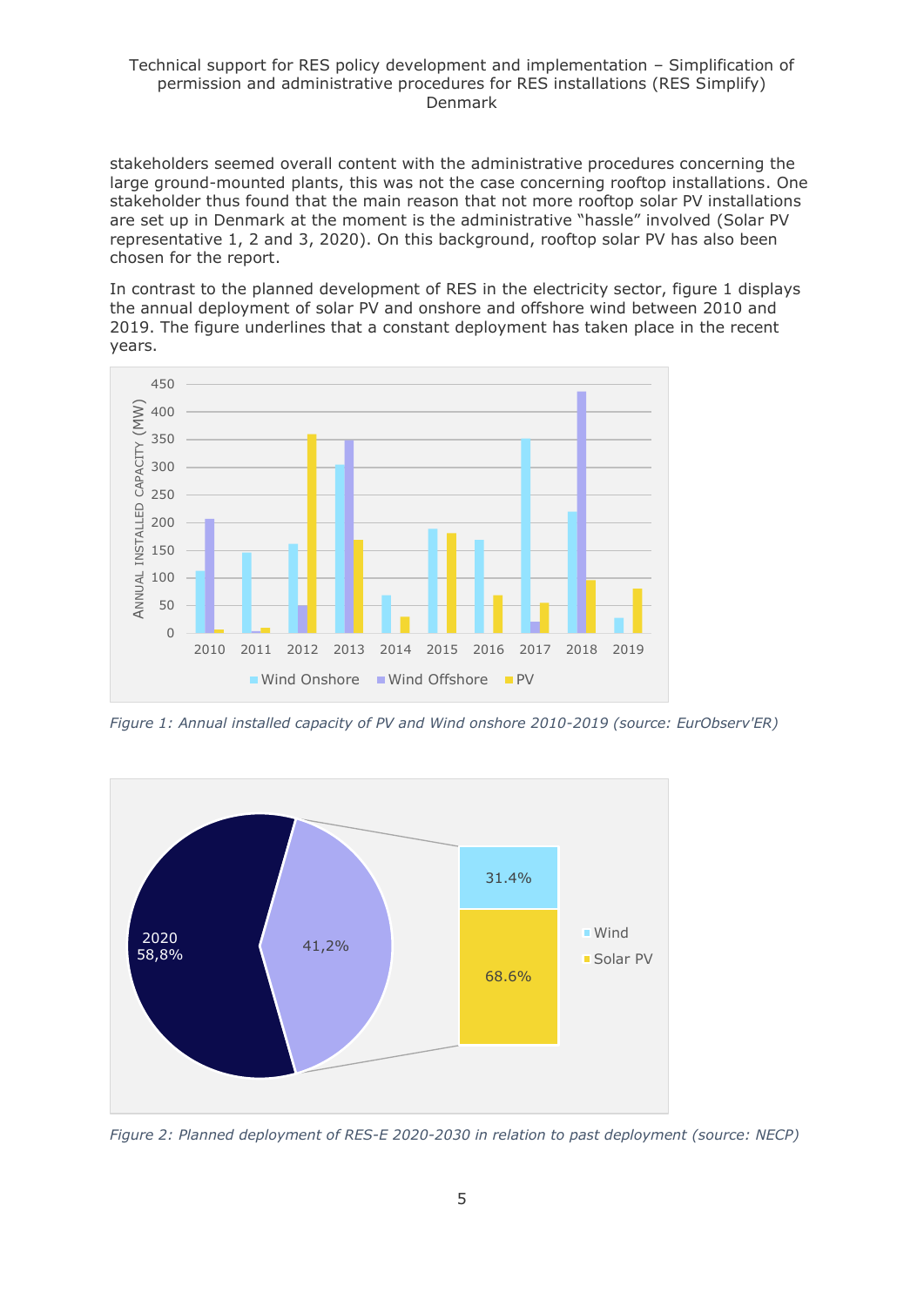stakeholders seemed overall content with the administrative procedures concerning the large ground-mounted plants, this was not the case concerning rooftop installations. One stakeholder thus found that the main reason that not more rooftop solar PV installations are set up in Denmark at the moment is the administrative "hassle" involved (Solar PV representative 1, 2 and 3, 2020). On this background, rooftop solar PV has also been chosen for the report.

In contrast to the planned development of RES in the electricity sector, figure 1 displays the annual deployment of solar PV and onshore and offshore wind between 2010 and 2019. The figure underlines that a constant deployment has taken place in the recent years.

*Figure 1: Annual installed capacity of PV and Wind onshore 2010-2019 (source: EurObserv'ER)*

*Figure 2: Planned deployment of RES-E 2020-2030 in relation to past deployment (source: NECP)*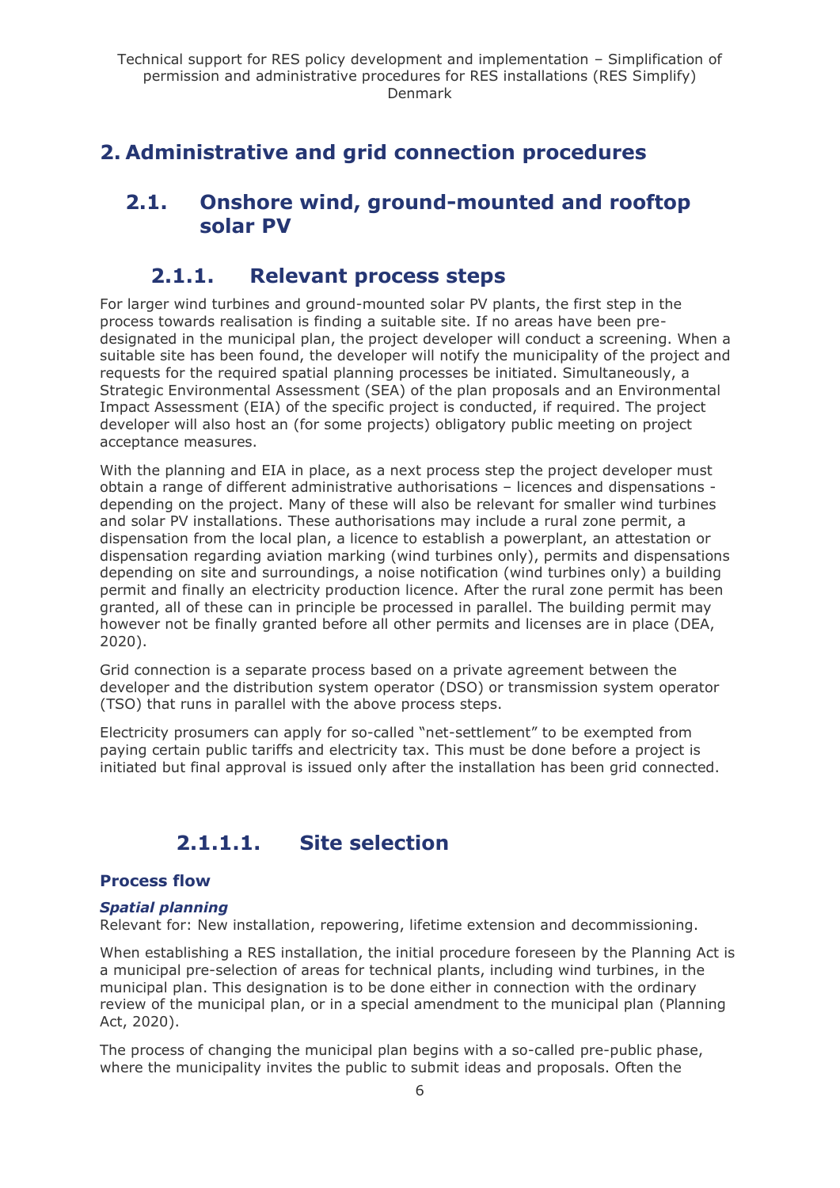# 2. Administrative and grid connection procedures

## 2.1. Onshore wind, ground-mounted and rooftop solar PV

### 2.1.1. Relevant process steps

For larger wind turbines and ground-mounted solar PV plants, the first step in the process towards realisation is finding a suitable site. If no areas have been pre-designated in the municipal plan, the project developer will conduct a screening. When a suitable site has been found, the developer will notify the municipality of the project and requests for the required spatial planning processes be initiated. Simultaneously, a Strategic Environmental Assessment (SEA) of the plan proposals and an Environmental Impact Assessment (EIA) of the specific project is conducted, if required. The project developer will also host an (for some projects) obligatory public meeting on project acceptance measures.

With the planning and EIA in place, as a next process step the project developer must obtain a range of different administrative authorisations – licences and dispensations - depending on the project. Many of these will also be relevant for smaller wind turbines and solar PV installations. These authorisations may include a rural zone permit, a dispensation from the local plan, a licence to establish a powerplant, an attestation or dispensation regarding aviation marking (wind turbines only), permits and dispensations depending on site and surroundings, a noise notification (wind turbines only) a building permit and finally an electricity production licence. After the rural zone permit has been granted, all of these can in principle be processed in parallel. The building permit may however not be finally granted before all other permits and licenses are in place (DEA, 2020).

Grid connection is a separate process based on a private agreement between the developer and the distribution system operator (DSO) or transmission system operator (TSO) that runs in parallel with the above process steps.

Electricity prosumers can apply for so-called "net-settlement" to be exempted from paying certain public tariffs and electricity tax. This must be done before a project is initiated but final approval is issued only after the installation has been grid connected.

#### 2.1.1.1. Site selection

**Process flow**

***Spatial planning***

Relevant for: New installation, repowering, lifetime extension and decommissioning.

When establishing a RES installation, the initial procedure foreseen by the Planning Act is a municipal pre-selection of areas for technical plants, including wind turbines, in the municipal plan. This designation is to be done either in connection with the ordinary review of the municipal plan, or in a special amendment to the municipal plan (Planning Act, 2020).

The process of changing the municipal plan begins with a so-called pre-public phase, where the municipality invites the public to submit ideas and proposals. Often the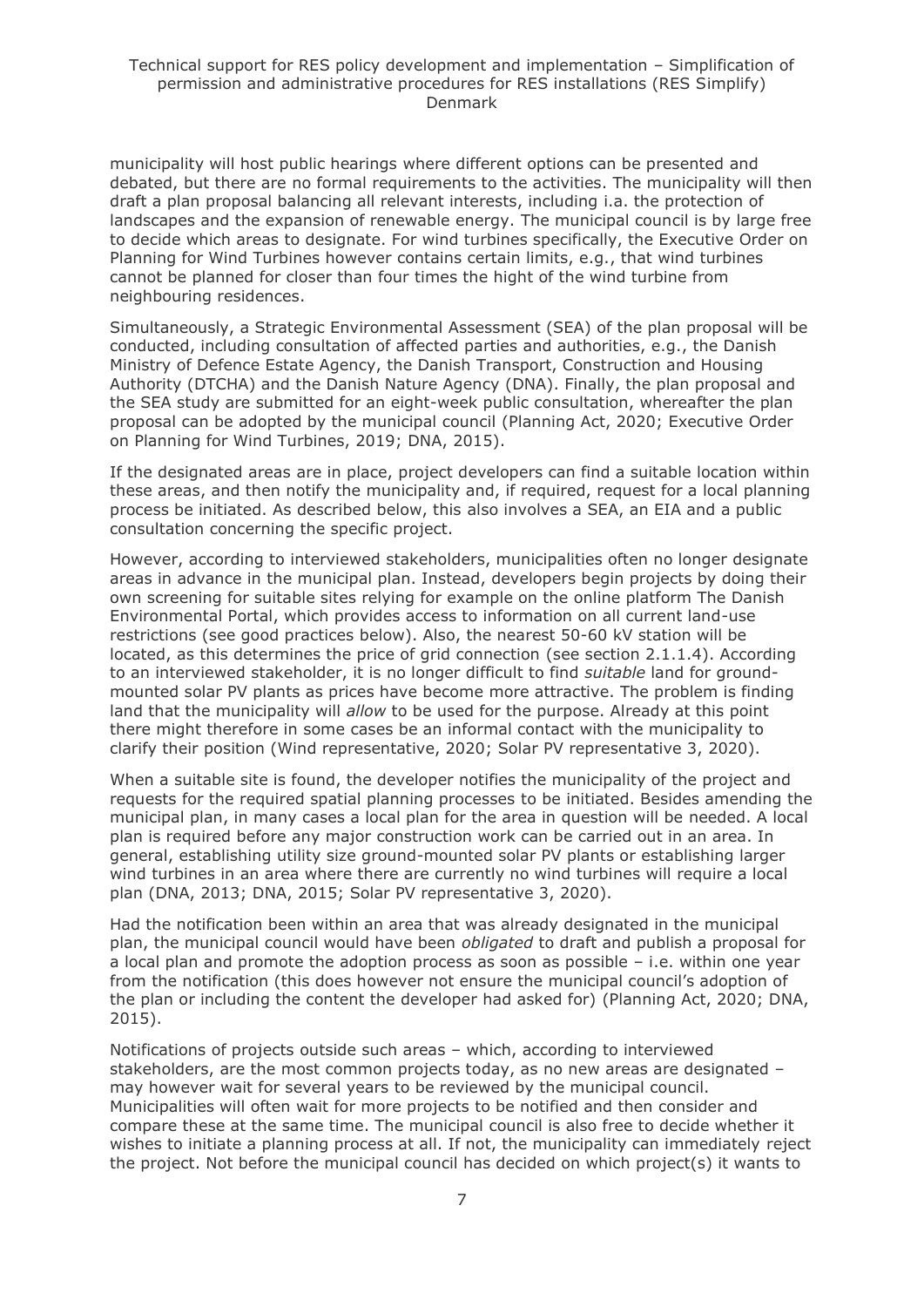municipality will host public hearings where different options can be presented and debated, but there are no formal requirements to the activities. The municipality will then draft a plan proposal balancing all relevant interests, including i.a. the protection of landscapes and the expansion of renewable energy. The municipal council is by large free to decide which areas to designate. For wind turbines specifically, the Executive Order on Planning for Wind Turbines however contains certain limits, e.g., that wind turbines cannot be planned for closer than four times the hight of the wind turbine from neighbouring residences.

Simultaneously, a Strategic Environmental Assessment (SEA) of the plan proposal will be conducted, including consultation of affected parties and authorities, e.g., the Danish Ministry of Defence Estate Agency, the Danish Transport, Construction and Housing Authority (DTCHA) and the Danish Nature Agency (DNA). Finally, the plan proposal and the SEA study are submitted for an eight-week public consultation, whereafter the plan proposal can be adopted by the municipal council (Planning Act, 2020; Executive Order on Planning for Wind Turbines, 2019; DNA, 2015).

If the designated areas are in place, project developers can find a suitable location within these areas, and then notify the municipality and, if required, request for a local planning process be initiated. As described below, this also involves a SEA, an EIA and a public consultation concerning the specific project.

However, according to interviewed stakeholders, municipalities often no longer designate areas in advance in the municipal plan. Instead, developers begin projects by doing their own screening for suitable sites relying for example on the online platform The Danish Environmental Portal, which provides access to information on all current land-use restrictions (see good practices below). Also, the nearest 50-60 kV station will be located, as this determines the price of grid connection (see section 2.1.1.4). According to an interviewed stakeholder, it is no longer difficult to find *suitable* land for ground-mounted solar PV plants as prices have become more attractive. The problem is finding land that the municipality will *allow* to be used for the purpose. Already at this point there might therefore in some cases be an informal contact with the municipality to clarify their position (Wind representative, 2020; Solar PV representative 3, 2020).

When a suitable site is found, the developer notifies the municipality of the project and requests for the required spatial planning processes to be initiated. Besides amending the municipal plan, in many cases a local plan for the area in question will be needed. A local plan is required before any major construction work can be carried out in an area. In general, establishing utility size ground-mounted solar PV plants or establishing larger wind turbines in an area where there are currently no wind turbines will require a local plan (DNA, 2013; DNA, 2015; Solar PV representative 3, 2020).

Had the notification been within an area that was already designated in the municipal plan, the municipal council would have been *obligated* to draft and publish a proposal for a local plan and promote the adoption process as soon as possible – i.e. within one year from the notification (this does however not ensure the municipal council's adoption of the plan or including the content the developer had asked for) (Planning Act, 2020; DNA, 2015).

Notifications of projects outside such areas – which, according to interviewed stakeholders, are the most common projects today, as no new areas are designated – may however wait for several years to be reviewed by the municipal council. Municipalities will often wait for more projects to be notified and then consider and compare these at the same time. The municipal council is also free to decide whether it wishes to initiate a planning process at all. If not, the municipality can immediately reject the project. Not before the municipal council has decided on which project(s) it wants to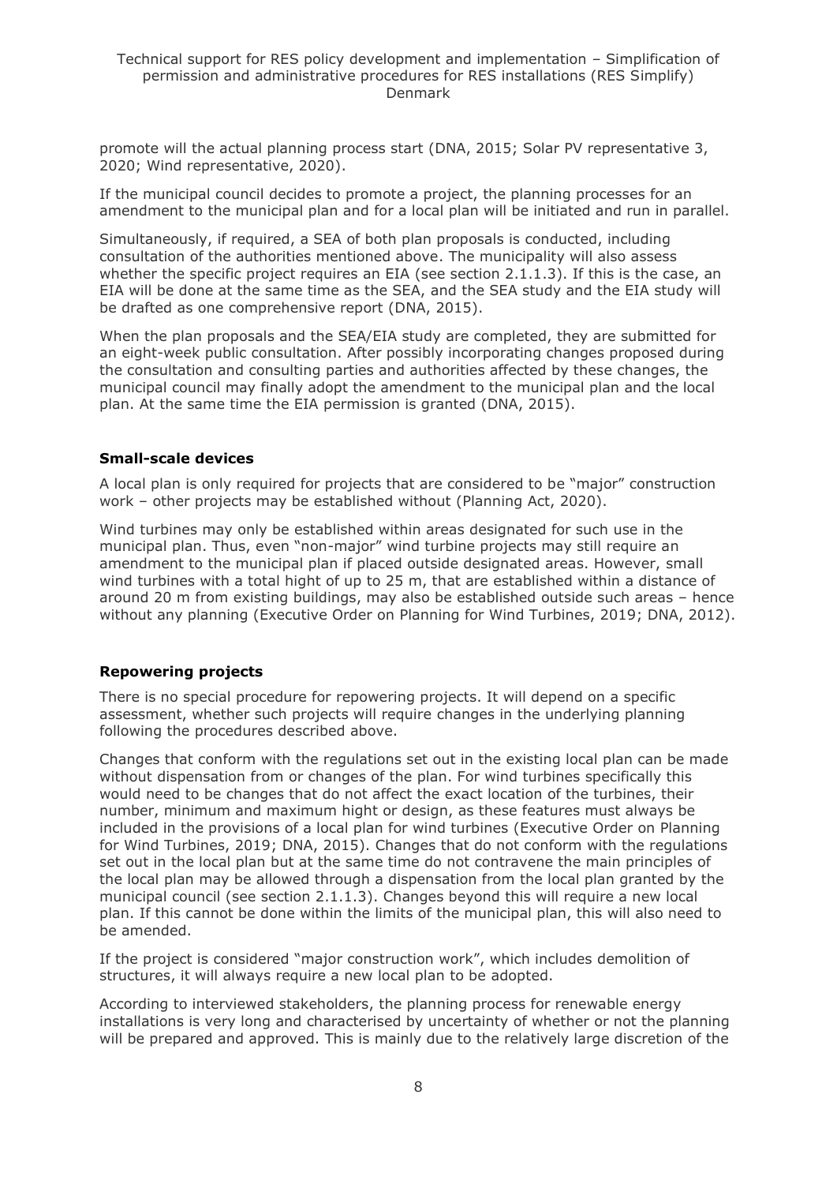promote will the actual planning process start (DNA, 2015; Solar PV representative 3, 2020; Wind representative, 2020).

If the municipal council decides to promote a project, the planning processes for an amendment to the municipal plan and for a local plan will be initiated and run in parallel.

Simultaneously, if required, a SEA of both plan proposals is conducted, including consultation of the authorities mentioned above. The municipality will also assess whether the specific project requires an EIA (see section 2.1.1.3). If this is the case, an EIA will be done at the same time as the SEA, and the SEA study and the EIA study will be drafted as one comprehensive report (DNA, 2015).

When the plan proposals and the SEA/EIA study are completed, they are submitted for an eight-week public consultation. After possibly incorporating changes proposed during the consultation and consulting parties and authorities affected by these changes, the municipal council may finally adopt the amendment to the municipal plan and the local plan. At the same time the EIA permission is granted (DNA, 2015).

**Small-scale devices**

A local plan is only required for projects that are considered to be "major" construction work – other projects may be established without (Planning Act, 2020).

Wind turbines may only be established within areas designated for such use in the municipal plan. Thus, even "non-major" wind turbine projects may still require an amendment to the municipal plan if placed outside designated areas. However, small wind turbines with a total hight of up to 25 m, that are established within a distance of around 20 m from existing buildings, may also be established outside such areas – hence without any planning (Executive Order on Planning for Wind Turbines, 2019; DNA, 2012).

**Repowering projects**

There is no special procedure for repowering projects. It will depend on a specific assessment, whether such projects will require changes in the underlying planning following the procedures described above.

Changes that conform with the regulations set out in the existing local plan can be made without dispensation from or changes of the plan. For wind turbines specifically this would need to be changes that do not affect the exact location of the turbines, their number, minimum and maximum hight or design, as these features must always be included in the provisions of a local plan for wind turbines (Executive Order on Planning for Wind Turbines, 2019; DNA, 2015). Changes that do not conform with the regulations set out in the local plan but at the same time do not contravene the main principles of the local plan may be allowed through a dispensation from the local plan granted by the municipal council (see section 2.1.1.3). Changes beyond this will require a new local plan. If this cannot be done within the limits of the municipal plan, this will also need to be amended.

If the project is considered "major construction work", which includes demolition of structures, it will always require a new local plan to be adopted.

According to interviewed stakeholders, the planning process for renewable energy installations is very long and characterised by uncertainty of whether or not the planning will be prepared and approved. This is mainly due to the relatively large discretion of the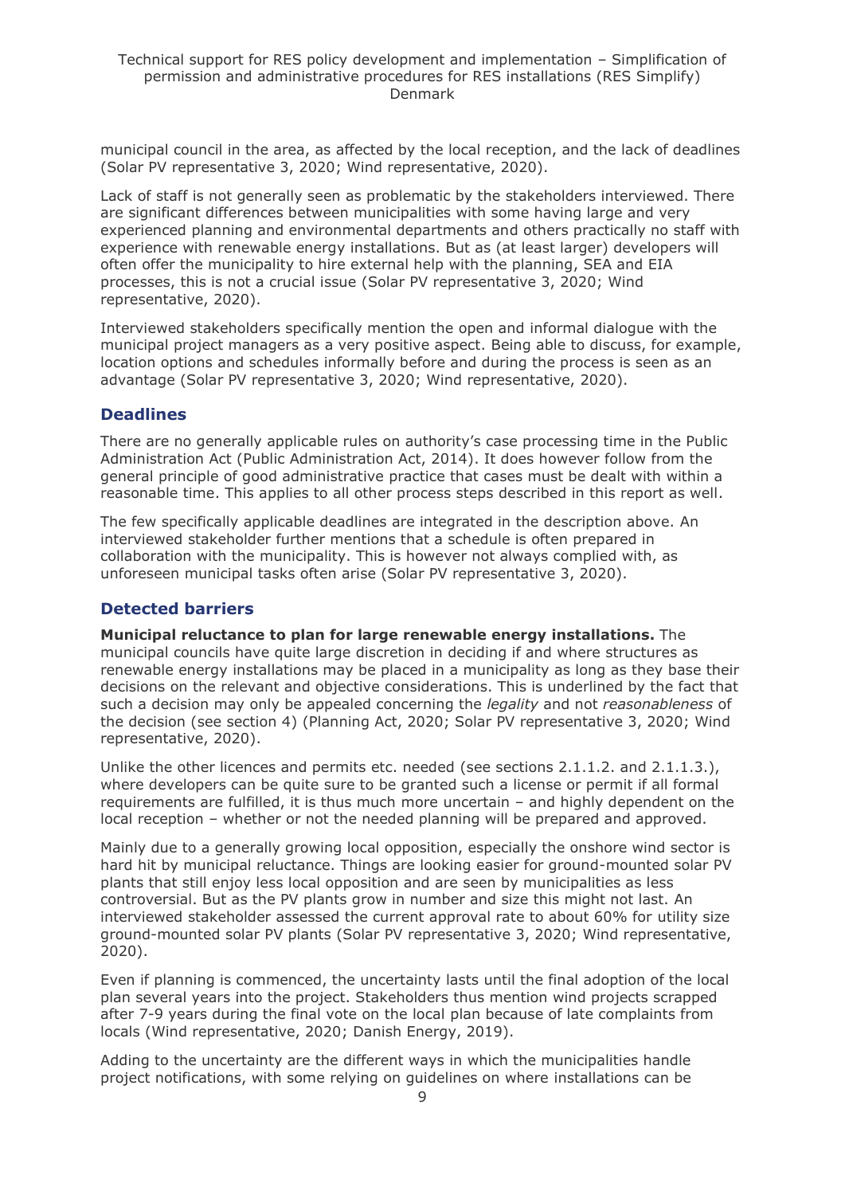municipal council in the area, as affected by the local reception, and the lack of deadlines (Solar PV representative 3, 2020; Wind representative, 2020).

Lack of staff is not generally seen as problematic by the stakeholders interviewed. There are significant differences between municipalities with some having large and very experienced planning and environmental departments and others practically no staff with experience with renewable energy installations. But as (at least larger) developers will often offer the municipality to hire external help with the planning, SEA and EIA processes, this is not a crucial issue (Solar PV representative 3, 2020; Wind representative, 2020).

Interviewed stakeholders specifically mention the open and informal dialogue with the municipal project managers as a very positive aspect. Being able to discuss, for example, location options and schedules informally before and during the process is seen as an advantage (Solar PV representative 3, 2020; Wind representative, 2020).

### Deadlines

There are no generally applicable rules on authority's case processing time in the Public Administration Act (Public Administration Act, 2014). It does however follow from the general principle of good administrative practice that cases must be dealt with within a reasonable time. This applies to all other process steps described in this report as well.

The few specifically applicable deadlines are integrated in the description above. An interviewed stakeholder further mentions that a schedule is often prepared in collaboration with the municipality. This is however not always complied with, as unforeseen municipal tasks often arise (Solar PV representative 3, 2020).

### Detected barriers

**Municipal reluctance to plan for large renewable energy installations.** The municipal councils have quite large discretion in deciding if and where structures as renewable energy installations may be placed in a municipality as long as they base their decisions on the relevant and objective considerations. This is underlined by the fact that such a decision may only be appealed concerning the *legality* and not *reasonableness* of the decision (see section 4) (Planning Act, 2020; Solar PV representative 3, 2020; Wind representative, 2020).

Unlike the other licences and permits etc. needed (see sections 2.1.1.2. and 2.1.1.3.), where developers can be quite sure to be granted such a license or permit if all formal requirements are fulfilled, it is thus much more uncertain – and highly dependent on the local reception – whether or not the needed planning will be prepared and approved.

Mainly due to a generally growing local opposition, especially the onshore wind sector is hard hit by municipal reluctance. Things are looking easier for ground-mounted solar PV plants that still enjoy less local opposition and are seen by municipalities as less controversial. But as the PV plants grow in number and size this might not last. An interviewed stakeholder assessed the current approval rate to about 60% for utility size ground-mounted solar PV plants (Solar PV representative 3, 2020; Wind representative, 2020).

Even if planning is commenced, the uncertainty lasts until the final adoption of the local plan several years into the project. Stakeholders thus mention wind projects scrapped after 7-9 years during the final vote on the local plan because of late complaints from locals (Wind representative, 2020; Danish Energy, 2019).

Adding to the uncertainty are the different ways in which the municipalities handle project notifications, with some relying on guidelines on where installations can be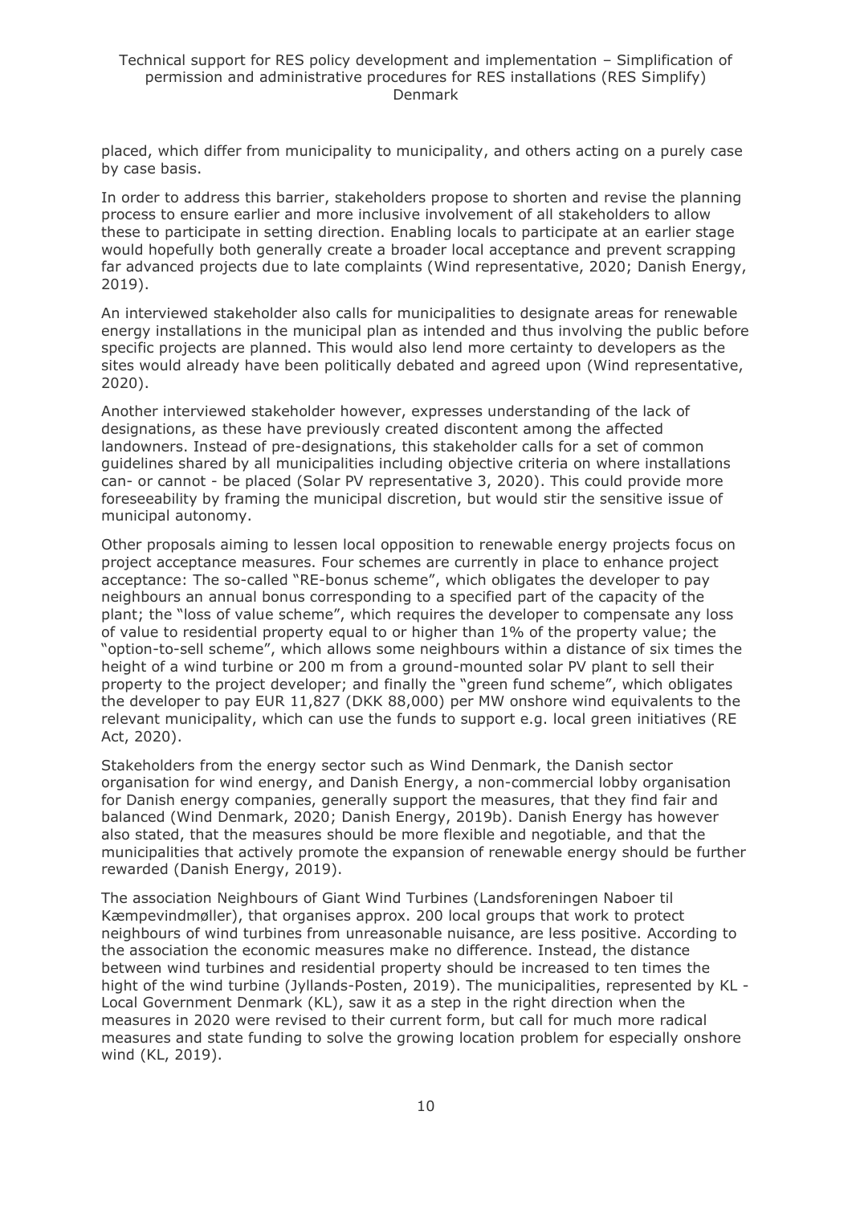placed, which differ from municipality to municipality, and others acting on a purely case by case basis.

In order to address this barrier, stakeholders propose to shorten and revise the planning process to ensure earlier and more inclusive involvement of all stakeholders to allow these to participate in setting direction. Enabling locals to participate at an earlier stage would hopefully both generally create a broader local acceptance and prevent scrapping far advanced projects due to late complaints (Wind representative, 2020; Danish Energy, 2019).

An interviewed stakeholder also calls for municipalities to designate areas for renewable energy installations in the municipal plan as intended and thus involving the public before specific projects are planned. This would also lend more certainty to developers as the sites would already have been politically debated and agreed upon (Wind representative, 2020).

Another interviewed stakeholder however, expresses understanding of the lack of designations, as these have previously created discontent among the affected landowners. Instead of pre-designations, this stakeholder calls for a set of common guidelines shared by all municipalities including objective criteria on where installations can- or cannot - be placed (Solar PV representative 3, 2020). This could provide more foreseeability by framing the municipal discretion, but would stir the sensitive issue of municipal autonomy.

Other proposals aiming to lessen local opposition to renewable energy projects focus on project acceptance measures. Four schemes are currently in place to enhance project acceptance: The so-called "RE-bonus scheme", which obligates the developer to pay neighbours an annual bonus corresponding to a specified part of the capacity of the plant; the "loss of value scheme", which requires the developer to compensate any loss of value to residential property equal to or higher than 1% of the property value; the "option-to-sell scheme", which allows some neighbours within a distance of six times the height of a wind turbine or 200 m from a ground-mounted solar PV plant to sell their property to the project developer; and finally the "green fund scheme", which obligates the developer to pay EUR 11,827 (DKK 88,000) per MW onshore wind equivalents to the relevant municipality, which can use the funds to support e.g. local green initiatives (RE Act, 2020).

Stakeholders from the energy sector such as Wind Denmark, the Danish sector organisation for wind energy, and Danish Energy, a non-commercial lobby organisation for Danish energy companies, generally support the measures, that they find fair and balanced (Wind Denmark, 2020; Danish Energy, 2019b). Danish Energy has however also stated, that the measures should be more flexible and negotiable, and that the municipalities that actively promote the expansion of renewable energy should be further rewarded (Danish Energy, 2019).

The association Neighbours of Giant Wind Turbines (Landsforeningen Naboer til Kæmpevindmøller), that organises approx. 200 local groups that work to protect neighbours of wind turbines from unreasonable nuisance, are less positive. According to the association the economic measures make no difference. Instead, the distance between wind turbines and residential property should be increased to ten times the hight of the wind turbine (Jyllands-Posten, 2019). The municipalities, represented by KL - Local Government Denmark (KL), saw it as a step in the right direction when the measures in 2020 were revised to their current form, but call for much more radical measures and state funding to solve the growing location problem for especially onshore wind (KL, 2019).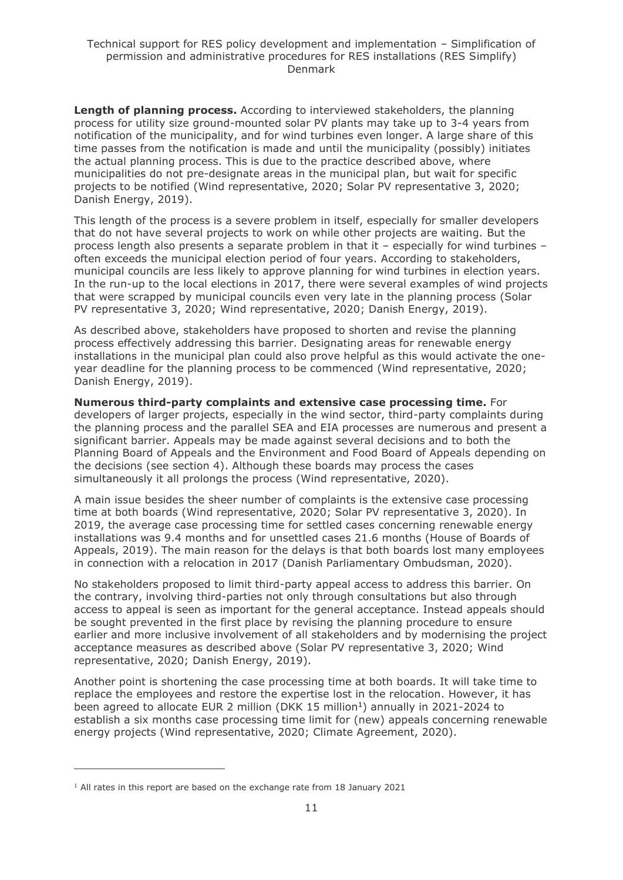**Length of planning process.** According to interviewed stakeholders, the planning process for utility size ground-mounted solar PV plants may take up to 3-4 years from notification of the municipality, and for wind turbines even longer. A large share of this time passes from the notification is made and until the municipality (possibly) initiates the actual planning process. This is due to the practice described above, where municipalities do not pre-designate areas in the municipal plan, but wait for specific projects to be notified (Wind representative, 2020; Solar PV representative 3, 2020; Danish Energy, 2019).

This length of the process is a severe problem in itself, especially for smaller developers that do not have several projects to work on while other projects are waiting. But the process length also presents a separate problem in that it – especially for wind turbines – often exceeds the municipal election period of four years. According to stakeholders, municipal councils are less likely to approve planning for wind turbines in election years. In the run-up to the local elections in 2017, there were several examples of wind projects that were scrapped by municipal councils even very late in the planning process (Solar PV representative 3, 2020; Wind representative, 2020; Danish Energy, 2019).

As described above, stakeholders have proposed to shorten and revise the planning process effectively addressing this barrier. Designating areas for renewable energy installations in the municipal plan could also prove helpful as this would activate the one-year deadline for the planning process to be commenced (Wind representative, 2020; Danish Energy, 2019).

**Numerous third-party complaints and extensive case processing time.** For developers of larger projects, especially in the wind sector, third-party complaints during the planning process and the parallel SEA and EIA processes are numerous and present a significant barrier. Appeals may be made against several decisions and to both the Planning Board of Appeals and the Environment and Food Board of Appeals depending on the decisions (see section 4). Although these boards may process the cases simultaneously it all prolongs the process (Wind representative, 2020).

A main issue besides the sheer number of complaints is the extensive case processing time at both boards (Wind representative, 2020; Solar PV representative 3, 2020). In 2019, the average case processing time for settled cases concerning renewable energy installations was 9.4 months and for unsettled cases 21.6 months (House of Boards of Appeals, 2019). The main reason for the delays is that both boards lost many employees in connection with a relocation in 2017 (Danish Parliamentary Ombudsman, 2020).

No stakeholders proposed to limit third-party appeal access to address this barrier. On the contrary, involving third-parties not only through consultations but also through access to appeal is seen as important for the general acceptance. Instead appeals should be sought prevented in the first place by revising the planning procedure to ensure earlier and more inclusive involvement of all stakeholders and by modernising the project acceptance measures as described above (Solar PV representative 3, 2020; Wind representative, 2020; Danish Energy, 2019).

Another point is shortening the case processing time at both boards. It will take time to replace the employees and restore the expertise lost in the relocation. However, it has been agreed to allocate EUR 2 million (DKK 15 million[1]) annually in 2021-2024 to establish a six months case processing time limit for (new) appeals concerning renewable energy projects (Wind representative, 2020; Climate Agreement, 2020).

---

[1] All rates in this report are based on the exchange rate from 18 January 2021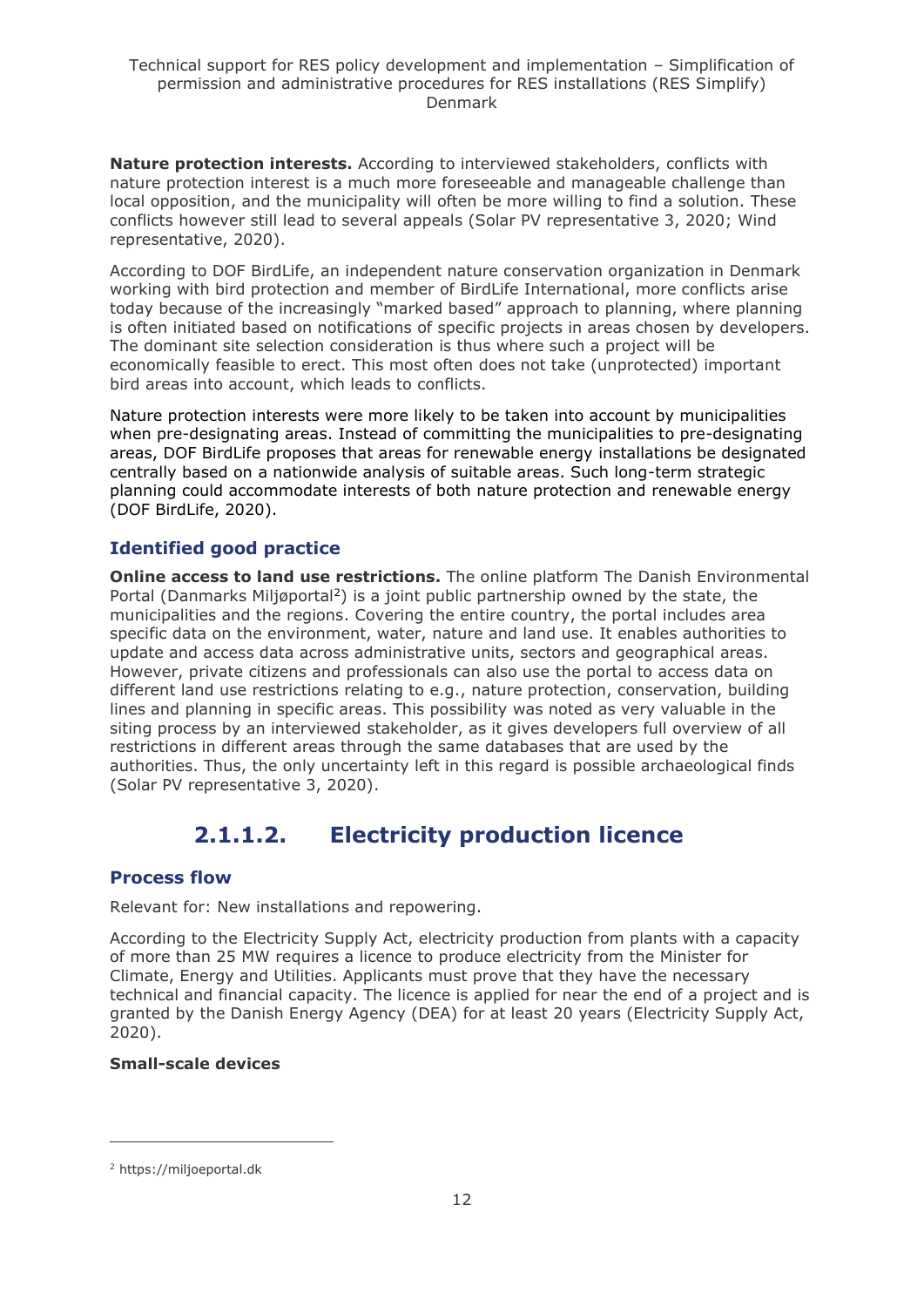**Nature protection interests.** According to interviewed stakeholders, conflicts with nature protection interest is a much more foreseeable and manageable challenge than local opposition, and the municipality will often be more willing to find a solution. These conflicts however still lead to several appeals (Solar PV representative 3, 2020; Wind representative, 2020).

According to DOF BirdLife, an independent nature conservation organization in Denmark working with bird protection and member of BirdLife International, more conflicts arise today because of the increasingly "marked based" approach to planning, where planning is often initiated based on notifications of specific projects in areas chosen by developers. The dominant site selection consideration is thus where such a project will be economically feasible to erect. This most often does not take (unprotected) important bird areas into account, which leads to conflicts.

Nature protection interests were more likely to be taken into account by municipalities when pre-designating areas. Instead of committing the municipalities to pre-designating areas, DOF BirdLife proposes that areas for renewable energy installations be designated centrally based on a nationwide analysis of suitable areas. Such long-term strategic planning could accommodate interests of both nature protection and renewable energy (DOF BirdLife, 2020).

### Identified good practice

**Online access to land use restrictions.** The online platform The Danish Environmental Portal (Danmarks Miljøportal[2]) is a joint public partnership owned by the state, the municipalities and the regions. Covering the entire country, the portal includes area specific data on the environment, water, nature and land use. It enables authorities to update and access data across administrative units, sectors and geographical areas. However, private citizens and professionals can also use the portal to access data on different land use restrictions relating to e.g., nature protection, conservation, building lines and planning in specific areas. This possibility was noted as very valuable in the siting process by an interviewed stakeholder, as it gives developers full overview of all restrictions in different areas through the same databases that are used by the authorities. Thus, the only uncertainty left in this regard is possible archaeological finds (Solar PV representative 3, 2020).

## 2.1.1.2. Electricity production licence

### Process flow

Relevant for: New installations and repowering.

According to the Electricity Supply Act, electricity production from plants with a capacity of more than 25 MW requires a licence to produce electricity from the Minister for Climate, Energy and Utilities. Applicants must prove that they have the necessary technical and financial capacity. The licence is applied for near the end of a project and is granted by the Danish Energy Agency (DEA) for at least 20 years (Electricity Supply Act, 2020).

**Small-scale devices**

[2] https://miljoeportal.dk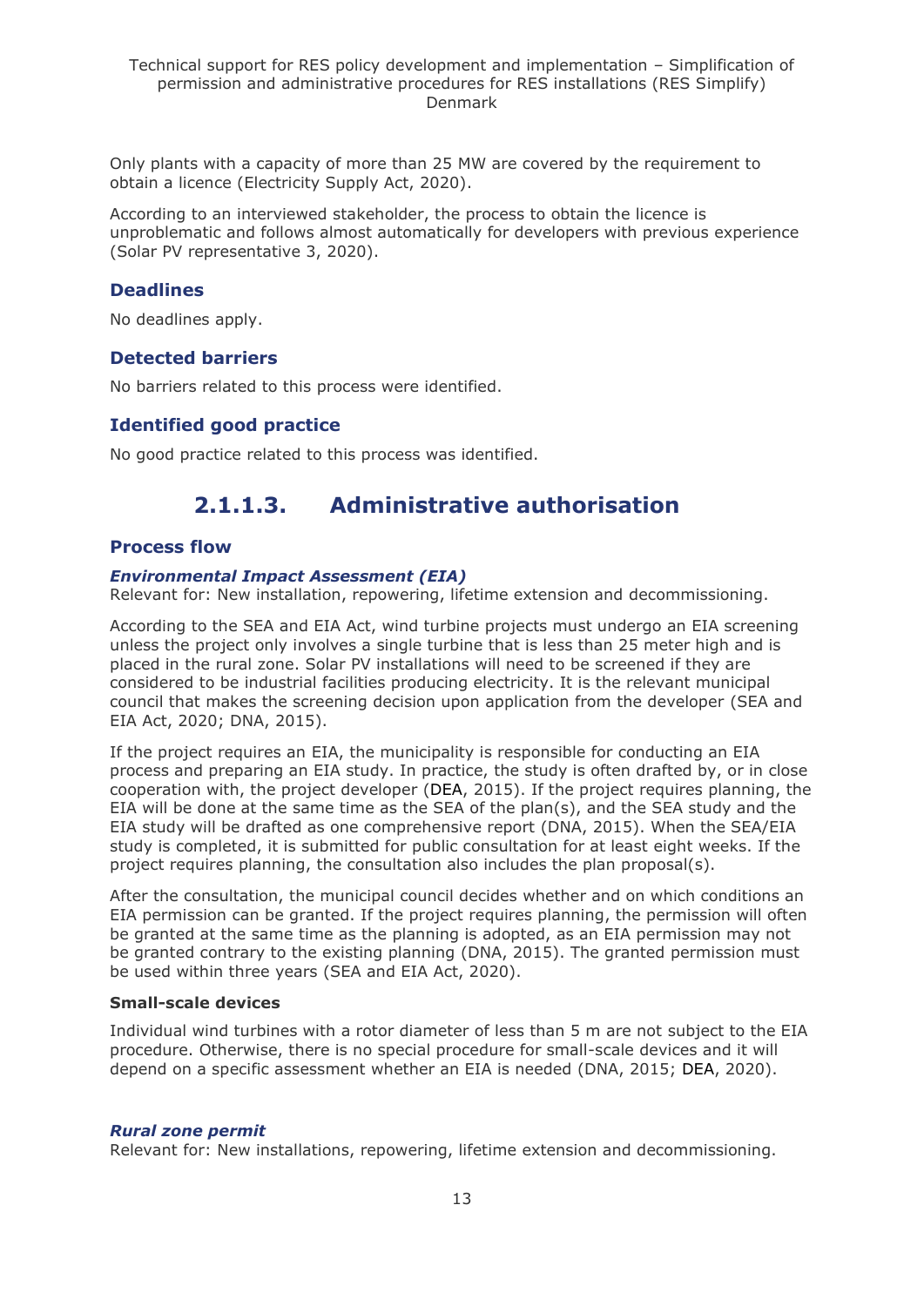Only plants with a capacity of more than 25 MW are covered by the requirement to obtain a licence (Electricity Supply Act, 2020).

According to an interviewed stakeholder, the process to obtain the licence is unproblematic and follows almost automatically for developers with previous experience (Solar PV representative 3, 2020).

### Deadlines

No deadlines apply.

### Detected barriers

No barriers related to this process were identified.

### Identified good practice

No good practice related to this process was identified.

## 2.1.1.3. Administrative authorisation

### Process flow

***Environmental Impact Assessment (EIA)***

Relevant for: New installation, repowering, lifetime extension and decommissioning.

According to the SEA and EIA Act, wind turbine projects must undergo an EIA screening unless the project only involves a single turbine that is less than 25 meter high and is placed in the rural zone. Solar PV installations will need to be screened if they are considered to be industrial facilities producing electricity. It is the relevant municipal council that makes the screening decision upon application from the developer (SEA and EIA Act, 2020; DNA, 2015).

If the project requires an EIA, the municipality is responsible for conducting an EIA process and preparing an EIA study. In practice, the study is often drafted by, or in close cooperation with, the project developer (DEA, 2015). If the project requires planning, the EIA will be done at the same time as the SEA of the plan(s), and the SEA study and the EIA study will be drafted as one comprehensive report (DNA, 2015). When the SEA/EIA study is completed, it is submitted for public consultation for at least eight weeks. If the project requires planning, the consultation also includes the plan proposal(s).

After the consultation, the municipal council decides whether and on which conditions an EIA permission can be granted. If the project requires planning, the permission will often be granted at the same time as the planning is adopted, as an EIA permission may not be granted contrary to the existing planning (DNA, 2015). The granted permission must be used within three years (SEA and EIA Act, 2020).

**Small-scale devices**

Individual wind turbines with a rotor diameter of less than 5 m are not subject to the EIA procedure. Otherwise, there is no special procedure for small-scale devices and it will depend on a specific assessment whether an EIA is needed (DNA, 2015; DEA, 2020).

***Rural zone permit***

Relevant for: New installations, repowering, lifetime extension and decommissioning.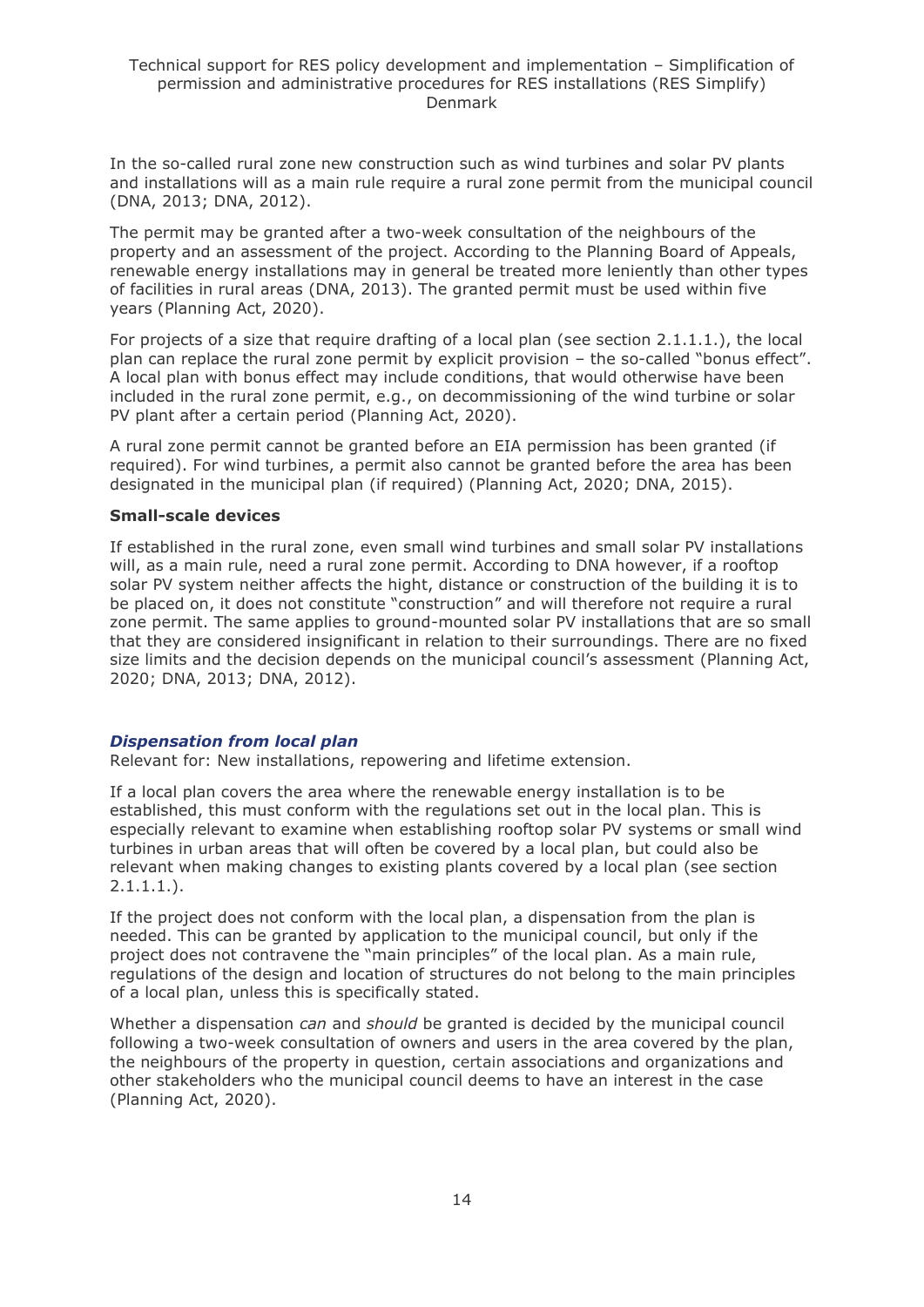In the so-called rural zone new construction such as wind turbines and solar PV plants and installations will as a main rule require a rural zone permit from the municipal council (DNA, 2013; DNA, 2012).

The permit may be granted after a two-week consultation of the neighbours of the property and an assessment of the project. According to the Planning Board of Appeals, renewable energy installations may in general be treated more leniently than other types of facilities in rural areas (DNA, 2013). The granted permit must be used within five years (Planning Act, 2020).

For projects of a size that require drafting of a local plan (see section 2.1.1.1.), the local plan can replace the rural zone permit by explicit provision – the so-called "bonus effect". A local plan with bonus effect may include conditions, that would otherwise have been included in the rural zone permit, e.g., on decommissioning of the wind turbine or solar PV plant after a certain period (Planning Act, 2020).

A rural zone permit cannot be granted before an EIA permission has been granted (if required). For wind turbines, a permit also cannot be granted before the area has been designated in the municipal plan (if required) (Planning Act, 2020; DNA, 2015).

**Small-scale devices**

If established in the rural zone, even small wind turbines and small solar PV installations will, as a main rule, need a rural zone permit. According to DNA however, if a rooftop solar PV system neither affects the hight, distance or construction of the building it is to be placed on, it does not constitute "construction" and will therefore not require a rural zone permit. The same applies to ground-mounted solar PV installations that are so small that they are considered insignificant in relation to their surroundings. There are no fixed size limits and the decision depends on the municipal council's assessment (Planning Act, 2020; DNA, 2013; DNA, 2012).

### *Dispensation from local plan*

Relevant for: New installations, repowering and lifetime extension.

If a local plan covers the area where the renewable energy installation is to be established, this must conform with the regulations set out in the local plan. This is especially relevant to examine when establishing rooftop solar PV systems or small wind turbines in urban areas that will often be covered by a local plan, but could also be relevant when making changes to existing plants covered by a local plan (see section 2.1.1.1.).

If the project does not conform with the local plan, a dispensation from the plan is needed. This can be granted by application to the municipal council, but only if the project does not contravene the "main principles" of the local plan. As a main rule, regulations of the design and location of structures do not belong to the main principles of a local plan, unless this is specifically stated.

Whether a dispensation *can* and *should* be granted is decided by the municipal council following a two-week consultation of owners and users in the area covered by the plan, the neighbours of the property in question, certain associations and organizations and other stakeholders who the municipal council deems to have an interest in the case (Planning Act, 2020).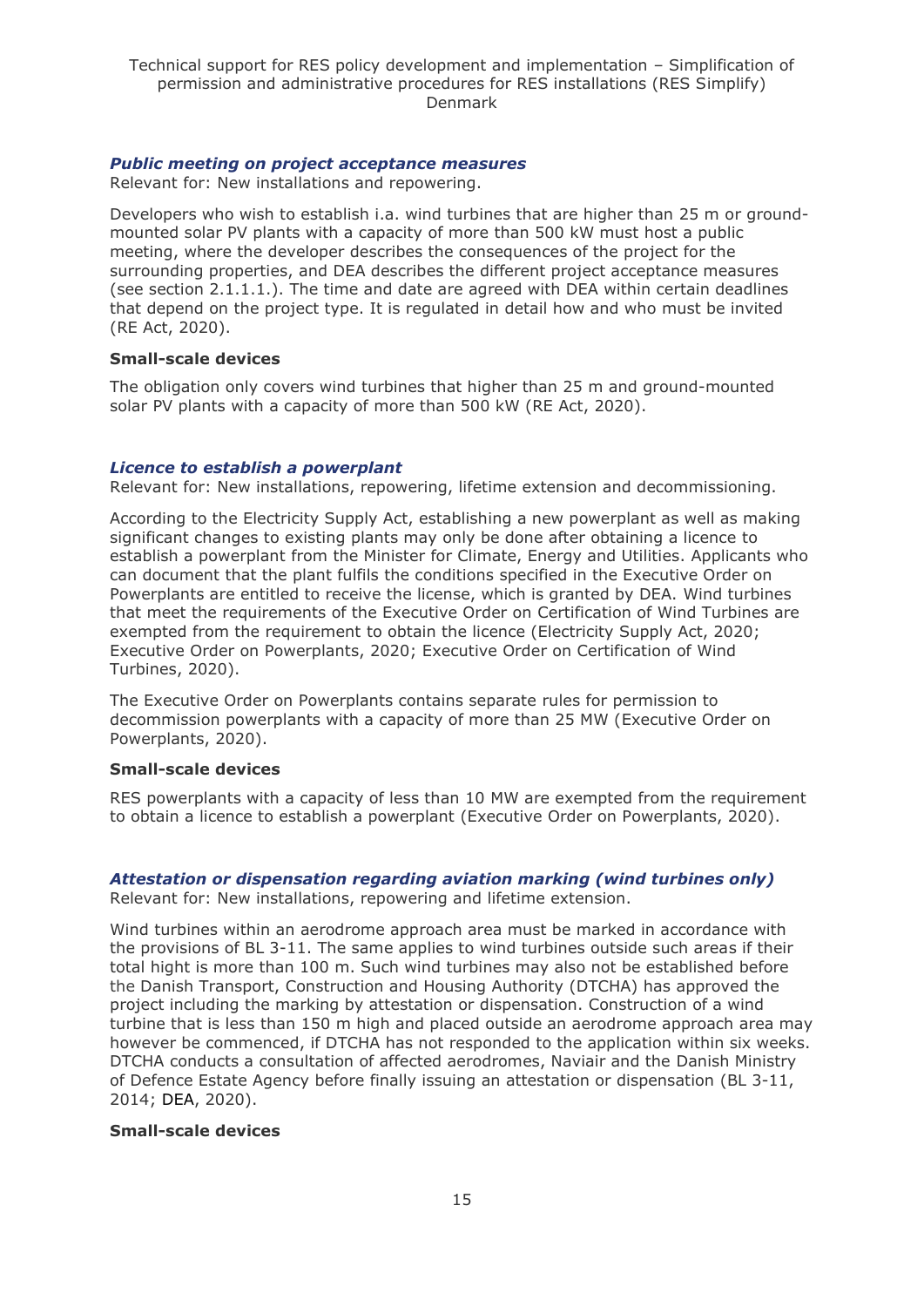#### *Public meeting on project acceptance measures*

Relevant for: New installations and repowering.

Developers who wish to establish i.a. wind turbines that are higher than 25 m or ground-mounted solar PV plants with a capacity of more than 500 kW must host a public meeting, where the developer describes the consequences of the project for the surrounding properties, and DEA describes the different project acceptance measures (see section 2.1.1.1.). The time and date are agreed with DEA within certain deadlines that depend on the project type. It is regulated in detail how and who must be invited (RE Act, 2020).

**Small-scale devices**

The obligation only covers wind turbines that higher than 25 m and ground-mounted solar PV plants with a capacity of more than 500 kW (RE Act, 2020).

#### *Licence to establish a powerplant*

Relevant for: New installations, repowering, lifetime extension and decommissioning.

According to the Electricity Supply Act, establishing a new powerplant as well as making significant changes to existing plants may only be done after obtaining a licence to establish a powerplant from the Minister for Climate, Energy and Utilities. Applicants who can document that the plant fulfils the conditions specified in the Executive Order on Powerplants are entitled to receive the license, which is granted by DEA. Wind turbines that meet the requirements of the Executive Order on Certification of Wind Turbines are exempted from the requirement to obtain the licence (Electricity Supply Act, 2020; Executive Order on Powerplants, 2020; Executive Order on Certification of Wind Turbines, 2020).

The Executive Order on Powerplants contains separate rules for permission to decommission powerplants with a capacity of more than 25 MW (Executive Order on Powerplants, 2020).

**Small-scale devices**

RES powerplants with a capacity of less than 10 MW are exempted from the requirement to obtain a licence to establish a powerplant (Executive Order on Powerplants, 2020).

#### *Attestation or dispensation regarding aviation marking (wind turbines only)*

Relevant for: New installations, repowering and lifetime extension.

Wind turbines within an aerodrome approach area must be marked in accordance with the provisions of BL 3-11. The same applies to wind turbines outside such areas if their total hight is more than 100 m. Such wind turbines may also not be established before the Danish Transport, Construction and Housing Authority (DTCHA) has approved the project including the marking by attestation or dispensation. Construction of a wind turbine that is less than 150 m high and placed outside an aerodrome approach area may however be commenced, if DTCHA has not responded to the application within six weeks. DTCHA conducts a consultation of affected aerodromes, Naviair and the Danish Ministry of Defence Estate Agency before finally issuing an attestation or dispensation (BL 3-11, 2014; DEA, 2020).

**Small-scale devices**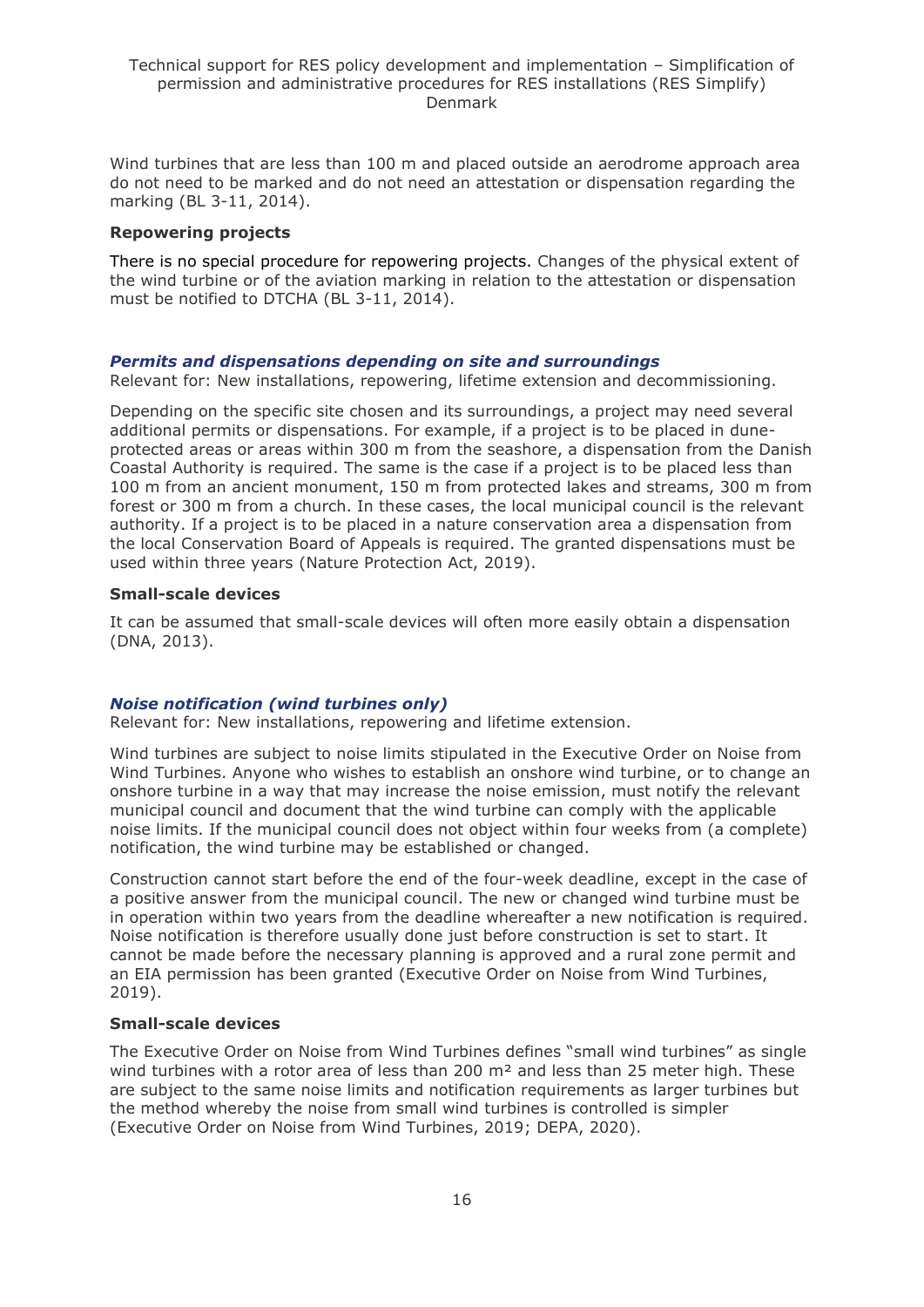Wind turbines that are less than 100 m and placed outside an aerodrome approach area do not need to be marked and do not need an attestation or dispensation regarding the marking (BL 3-11, 2014).

**Repowering projects**

There is no special procedure for repowering projects. Changes of the physical extent of the wind turbine or of the aviation marking in relation to the attestation or dispensation must be notified to DTCHA (BL 3-11, 2014).

### *Permits and dispensations depending on site and surroundings*

Relevant for: New installations, repowering, lifetime extension and decommissioning.

Depending on the specific site chosen and its surroundings, a project may need several additional permits or dispensations. For example, if a project is to be placed in dune-protected areas or areas within 300 m from the seashore, a dispensation from the Danish Coastal Authority is required. The same is the case if a project is to be placed less than 100 m from an ancient monument, 150 m from protected lakes and streams, 300 m from forest or 300 m from a church. In these cases, the local municipal council is the relevant authority. If a project is to be placed in a nature conservation area a dispensation from the local Conservation Board of Appeals is required. The granted dispensations must be used within three years (Nature Protection Act, 2019).

**Small-scale devices**

It can be assumed that small-scale devices will often more easily obtain a dispensation (DNA, 2013).

### *Noise notification (wind turbines only)*

Relevant for: New installations, repowering and lifetime extension.

Wind turbines are subject to noise limits stipulated in the Executive Order on Noise from Wind Turbines. Anyone who wishes to establish an onshore wind turbine, or to change an onshore turbine in a way that may increase the noise emission, must notify the relevant municipal council and document that the wind turbine can comply with the applicable noise limits. If the municipal council does not object within four weeks from (a complete) notification, the wind turbine may be established or changed.

Construction cannot start before the end of the four-week deadline, except in the case of a positive answer from the municipal council. The new or changed wind turbine must be in operation within two years from the deadline whereafter a new notification is required. Noise notification is therefore usually done just before construction is set to start. It cannot be made before the necessary planning is approved and a rural zone permit and an EIA permission has been granted (Executive Order on Noise from Wind Turbines, 2019).

**Small-scale devices**

The Executive Order on Noise from Wind Turbines defines "small wind turbines" as single wind turbines with a rotor area of less than 200 m² and less than 25 meter high. These are subject to the same noise limits and notification requirements as larger turbines but the method whereby the noise from small wind turbines is controlled is simpler (Executive Order on Noise from Wind Turbines, 2019; DEPA, 2020).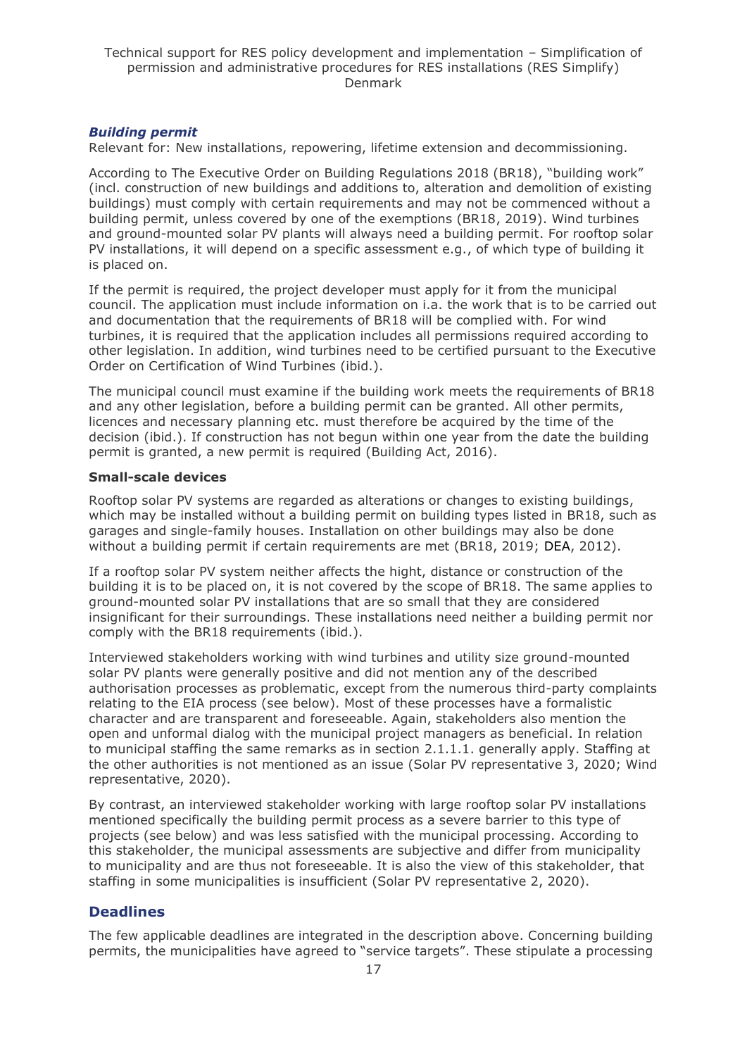### *Building permit*

Relevant for: New installations, repowering, lifetime extension and decommissioning.

According to The Executive Order on Building Regulations 2018 (BR18), "building work" (incl. construction of new buildings and additions to, alteration and demolition of existing buildings) must comply with certain requirements and may not be commenced without a building permit, unless covered by one of the exemptions (BR18, 2019). Wind turbines and ground-mounted solar PV plants will always need a building permit. For rooftop solar PV installations, it will depend on a specific assessment e.g., of which type of building it is placed on.

If the permit is required, the project developer must apply for it from the municipal council. The application must include information on i.a. the work that is to be carried out and documentation that the requirements of BR18 will be complied with. For wind turbines, it is required that the application includes all permissions required according to other legislation. In addition, wind turbines need to be certified pursuant to the Executive Order on Certification of Wind Turbines (ibid.).

The municipal council must examine if the building work meets the requirements of BR18 and any other legislation, before a building permit can be granted. All other permits, licences and necessary planning etc. must therefore be acquired by the time of the decision (ibid.). If construction has not begun within one year from the date the building permit is granted, a new permit is required (Building Act, 2016).

**Small-scale devices**

Rooftop solar PV systems are regarded as alterations or changes to existing buildings, which may be installed without a building permit on building types listed in BR18, such as garages and single-family houses. Installation on other buildings may also be done without a building permit if certain requirements are met (BR18, 2019; DEA, 2012).

If a rooftop solar PV system neither affects the hight, distance or construction of the building it is to be placed on, it is not covered by the scope of BR18. The same applies to ground-mounted solar PV installations that are so small that they are considered insignificant for their surroundings. These installations need neither a building permit nor comply with the BR18 requirements (ibid.).

Interviewed stakeholders working with wind turbines and utility size ground-mounted solar PV plants were generally positive and did not mention any of the described authorisation processes as problematic, except from the numerous third-party complaints relating to the EIA process (see below). Most of these processes have a formalistic character and are transparent and foreseeable. Again, stakeholders also mention the open and unformal dialog with the municipal project managers as beneficial. In relation to municipal staffing the same remarks as in section 2.1.1.1. generally apply. Staffing at the other authorities is not mentioned as an issue (Solar PV representative 3, 2020; Wind representative, 2020).

By contrast, an interviewed stakeholder working with large rooftop solar PV installations mentioned specifically the building permit process as a severe barrier to this type of projects (see below) and was less satisfied with the municipal processing. According to this stakeholder, the municipal assessments are subjective and differ from municipality to municipality and are thus not foreseeable. It is also the view of this stakeholder, that staffing in some municipalities is insufficient (Solar PV representative 2, 2020).

## Deadlines

The few applicable deadlines are integrated in the description above. Concerning building permits, the municipalities have agreed to "service targets". These stipulate a processing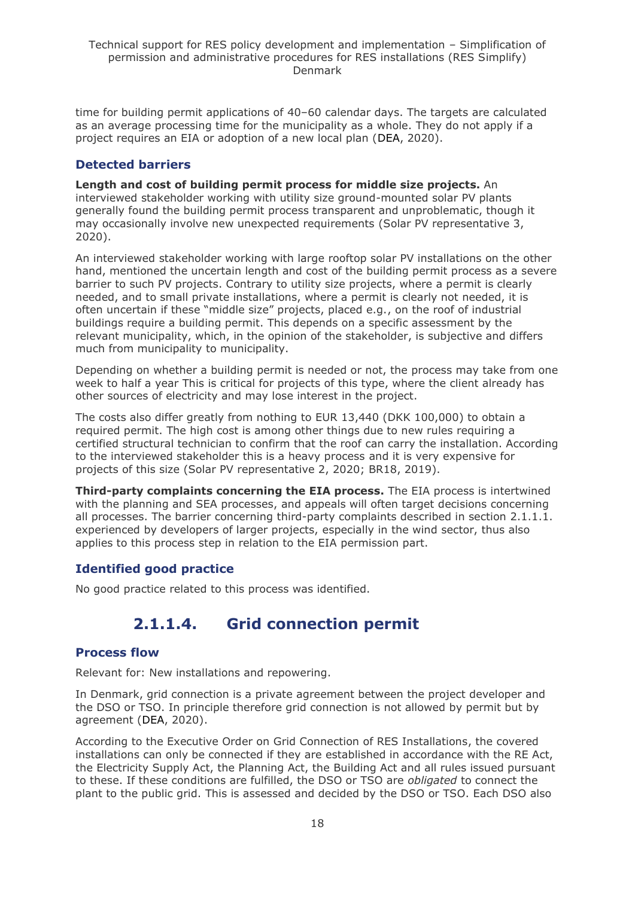time for building permit applications of 40–60 calendar days. The targets are calculated as an average processing time for the municipality as a whole. They do not apply if a project requires an EIA or adoption of a new local plan (DEA, 2020).

### Detected barriers

**Length and cost of building permit process for middle size projects.** An interviewed stakeholder working with utility size ground-mounted solar PV plants generally found the building permit process transparent and unproblematic, though it may occasionally involve new unexpected requirements (Solar PV representative 3, 2020).

An interviewed stakeholder working with large rooftop solar PV installations on the other hand, mentioned the uncertain length and cost of the building permit process as a severe barrier to such PV projects. Contrary to utility size projects, where a permit is clearly needed, and to small private installations, where a permit is clearly not needed, it is often uncertain if these "middle size" projects, placed e.g., on the roof of industrial buildings require a building permit. This depends on a specific assessment by the relevant municipality, which, in the opinion of the stakeholder, is subjective and differs much from municipality to municipality.

Depending on whether a building permit is needed or not, the process may take from one week to half a year This is critical for projects of this type, where the client already has other sources of electricity and may lose interest in the project.

The costs also differ greatly from nothing to EUR 13,440 (DKK 100,000) to obtain a required permit. The high cost is among other things due to new rules requiring a certified structural technician to confirm that the roof can carry the installation. According to the interviewed stakeholder this is a heavy process and it is very expensive for projects of this size (Solar PV representative 2, 2020; BR18, 2019).

**Third-party complaints concerning the EIA process.** The EIA process is intertwined with the planning and SEA processes, and appeals will often target decisions concerning all processes. The barrier concerning third-party complaints described in section 2.1.1.1. experienced by developers of larger projects, especially in the wind sector, thus also applies to this process step in relation to the EIA permission part.

### Identified good practice

No good practice related to this process was identified.

## 2.1.1.4. Grid connection permit

### Process flow

Relevant for: New installations and repowering.

In Denmark, grid connection is a private agreement between the project developer and the DSO or TSO. In principle therefore grid connection is not allowed by permit but by agreement (DEA, 2020).

According to the Executive Order on Grid Connection of RES Installations, the covered installations can only be connected if they are established in accordance with the RE Act, the Electricity Supply Act, the Planning Act, the Building Act and all rules issued pursuant to these. If these conditions are fulfilled, the DSO or TSO are *obligated* to connect the plant to the public grid. This is assessed and decided by the DSO or TSO. Each DSO also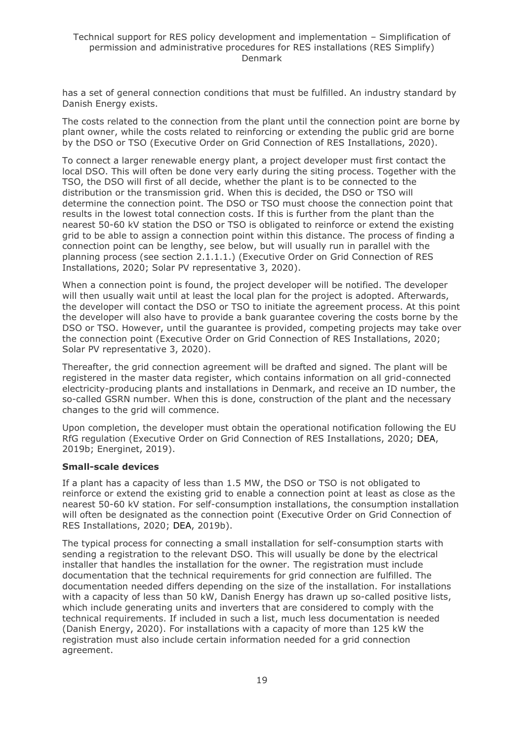has a set of general connection conditions that must be fulfilled. An industry standard by Danish Energy exists.

The costs related to the connection from the plant until the connection point are borne by plant owner, while the costs related to reinforcing or extending the public grid are borne by the DSO or TSO (Executive Order on Grid Connection of RES Installations, 2020).

To connect a larger renewable energy plant, a project developer must first contact the local DSO. This will often be done very early during the siting process. Together with the TSO, the DSO will first of all decide, whether the plant is to be connected to the distribution or the transmission grid. When this is decided, the DSO or TSO will determine the connection point. The DSO or TSO must choose the connection point that results in the lowest total connection costs. If this is further from the plant than the nearest 50-60 kV station the DSO or TSO is obligated to reinforce or extend the existing grid to be able to assign a connection point within this distance. The process of finding a connection point can be lengthy, see below, but will usually run in parallel with the planning process (see section 2.1.1.1.) (Executive Order on Grid Connection of RES Installations, 2020; Solar PV representative 3, 2020).

When a connection point is found, the project developer will be notified. The developer will then usually wait until at least the local plan for the project is adopted. Afterwards, the developer will contact the DSO or TSO to initiate the agreement process. At this point the developer will also have to provide a bank guarantee covering the costs borne by the DSO or TSO. However, until the guarantee is provided, competing projects may take over the connection point (Executive Order on Grid Connection of RES Installations, 2020; Solar PV representative 3, 2020).

Thereafter, the grid connection agreement will be drafted and signed. The plant will be registered in the master data register, which contains information on all grid-connected electricity-producing plants and installations in Denmark, and receive an ID number, the so-called GSRN number. When this is done, construction of the plant and the necessary changes to the grid will commence.

Upon completion, the developer must obtain the operational notification following the EU RfG regulation (Executive Order on Grid Connection of RES Installations, 2020; DEA, 2019b; Energinet, 2019).

**Small-scale devices**

If a plant has a capacity of less than 1.5 MW, the DSO or TSO is not obligated to reinforce or extend the existing grid to enable a connection point at least as close as the nearest 50-60 kV station. For self-consumption installations, the consumption installation will often be designated as the connection point (Executive Order on Grid Connection of RES Installations, 2020; DEA, 2019b).

The typical process for connecting a small installation for self-consumption starts with sending a registration to the relevant DSO. This will usually be done by the electrical installer that handles the installation for the owner. The registration must include documentation that the technical requirements for grid connection are fulfilled. The documentation needed differs depending on the size of the installation. For installations with a capacity of less than 50 kW, Danish Energy has drawn up so-called positive lists, which include generating units and inverters that are considered to comply with the technical requirements. If included in such a list, much less documentation is needed (Danish Energy, 2020). For installations with a capacity of more than 125 kW the registration must also include certain information needed for a grid connection agreement.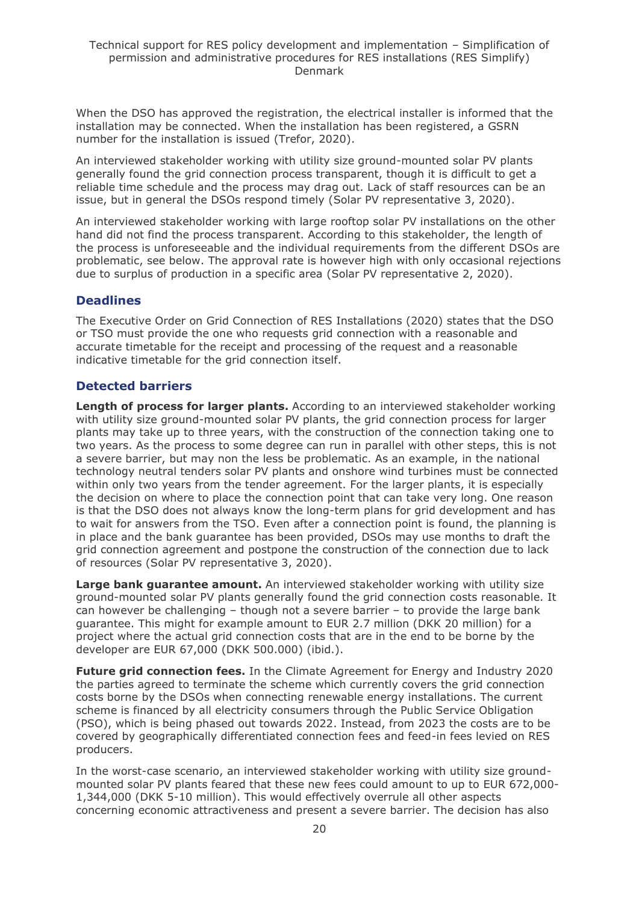When the DSO has approved the registration, the electrical installer is informed that the installation may be connected. When the installation has been registered, a GSRN number for the installation is issued (Trefor, 2020).

An interviewed stakeholder working with utility size ground-mounted solar PV plants generally found the grid connection process transparent, though it is difficult to get a reliable time schedule and the process may drag out. Lack of staff resources can be an issue, but in general the DSOs respond timely (Solar PV representative 3, 2020).

An interviewed stakeholder working with large rooftop solar PV installations on the other hand did not find the process transparent. According to this stakeholder, the length of the process is unforeseeable and the individual requirements from the different DSOs are problematic, see below. The approval rate is however high with only occasional rejections due to surplus of production in a specific area (Solar PV representative 2, 2020).

### Deadlines

The Executive Order on Grid Connection of RES Installations (2020) states that the DSO or TSO must provide the one who requests grid connection with a reasonable and accurate timetable for the receipt and processing of the request and a reasonable indicative timetable for the grid connection itself.

### Detected barriers

**Length of process for larger plants.** According to an interviewed stakeholder working with utility size ground-mounted solar PV plants, the grid connection process for larger plants may take up to three years, with the construction of the connection taking one to two years. As the process to some degree can run in parallel with other steps, this is not a severe barrier, but may non the less be problematic. As an example, in the national technology neutral tenders solar PV plants and onshore wind turbines must be connected within only two years from the tender agreement. For the larger plants, it is especially the decision on where to place the connection point that can take very long. One reason is that the DSO does not always know the long-term plans for grid development and has to wait for answers from the TSO. Even after a connection point is found, the planning is in place and the bank guarantee has been provided, DSOs may use months to draft the grid connection agreement and postpone the construction of the connection due to lack of resources (Solar PV representative 3, 2020).

**Large bank guarantee amount.** An interviewed stakeholder working with utility size ground-mounted solar PV plants generally found the grid connection costs reasonable. It can however be challenging – though not a severe barrier – to provide the large bank guarantee. This might for example amount to EUR 2.7 million (DKK 20 million) for a project where the actual grid connection costs that are in the end to be borne by the developer are EUR 67,000 (DKK 500.000) (ibid.).

**Future grid connection fees.** In the Climate Agreement for Energy and Industry 2020 the parties agreed to terminate the scheme which currently covers the grid connection costs borne by the DSOs when connecting renewable energy installations. The current scheme is financed by all electricity consumers through the Public Service Obligation (PSO), which is being phased out towards 2022. Instead, from 2023 the costs are to be covered by geographically differentiated connection fees and feed-in fees levied on RES producers.

In the worst-case scenario, an interviewed stakeholder working with utility size ground-mounted solar PV plants feared that these new fees could amount to up to EUR 672,000-1,344,000 (DKK 5-10 million). This would effectively overrule all other aspects concerning economic attractiveness and present a severe barrier. The decision has also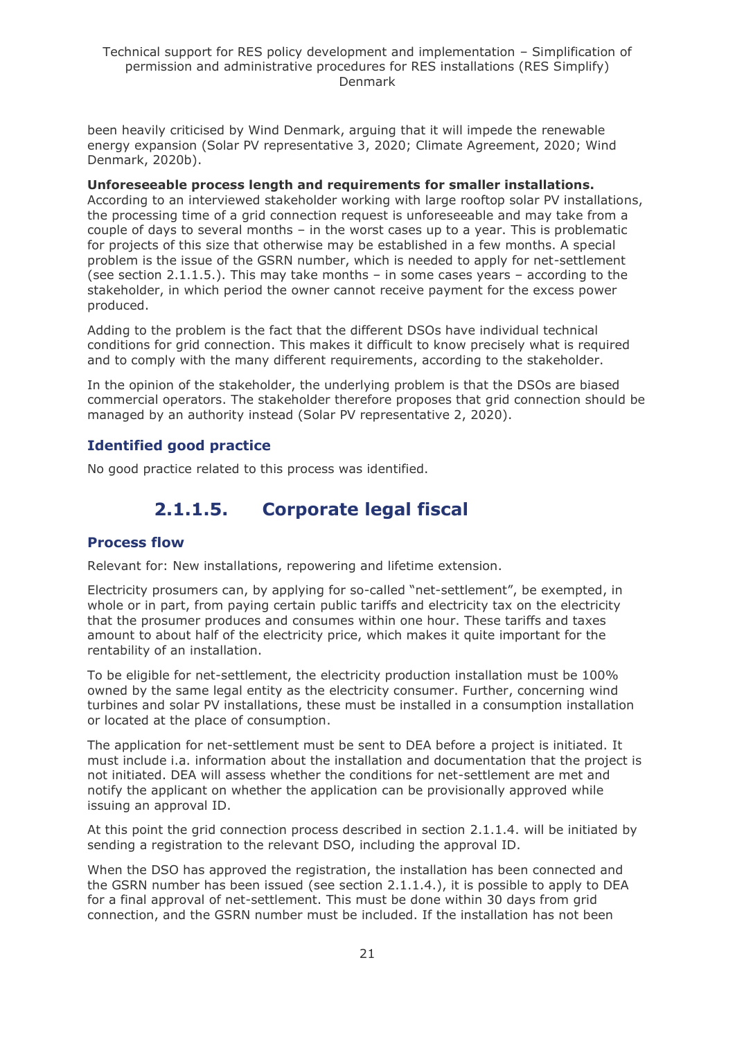been heavily criticised by Wind Denmark, arguing that it will impede the renewable energy expansion (Solar PV representative 3, 2020; Climate Agreement, 2020; Wind Denmark, 2020b).

**Unforeseeable process length and requirements for smaller installations.** According to an interviewed stakeholder working with large rooftop solar PV installations, the processing time of a grid connection request is unforeseeable and may take from a couple of days to several months – in the worst cases up to a year. This is problematic for projects of this size that otherwise may be established in a few months. A special problem is the issue of the GSRN number, which is needed to apply for net-settlement (see section 2.1.1.5.). This may take months – in some cases years – according to the stakeholder, in which period the owner cannot receive payment for the excess power produced.

Adding to the problem is the fact that the different DSOs have individual technical conditions for grid connection. This makes it difficult to know precisely what is required and to comply with the many different requirements, according to the stakeholder.

In the opinion of the stakeholder, the underlying problem is that the DSOs are biased commercial operators. The stakeholder therefore proposes that grid connection should be managed by an authority instead (Solar PV representative 2, 2020).

### Identified good practice

No good practice related to this process was identified.

## 2.1.1.5. Corporate legal fiscal

### Process flow

Relevant for: New installations, repowering and lifetime extension.

Electricity prosumers can, by applying for so-called "net-settlement", be exempted, in whole or in part, from paying certain public tariffs and electricity tax on the electricity that the prosumer produces and consumes within one hour. These tariffs and taxes amount to about half of the electricity price, which makes it quite important for the rentability of an installation.

To be eligible for net-settlement, the electricity production installation must be 100% owned by the same legal entity as the electricity consumer. Further, concerning wind turbines and solar PV installations, these must be installed in a consumption installation or located at the place of consumption.

The application for net-settlement must be sent to DEA before a project is initiated. It must include i.a. information about the installation and documentation that the project is not initiated. DEA will assess whether the conditions for net-settlement are met and notify the applicant on whether the application can be provisionally approved while issuing an approval ID.

At this point the grid connection process described in section 2.1.1.4. will be initiated by sending a registration to the relevant DSO, including the approval ID.

When the DSO has approved the registration, the installation has been connected and the GSRN number has been issued (see section 2.1.1.4.), it is possible to apply to DEA for a final approval of net-settlement. This must be done within 30 days from grid connection, and the GSRN number must be included. If the installation has not been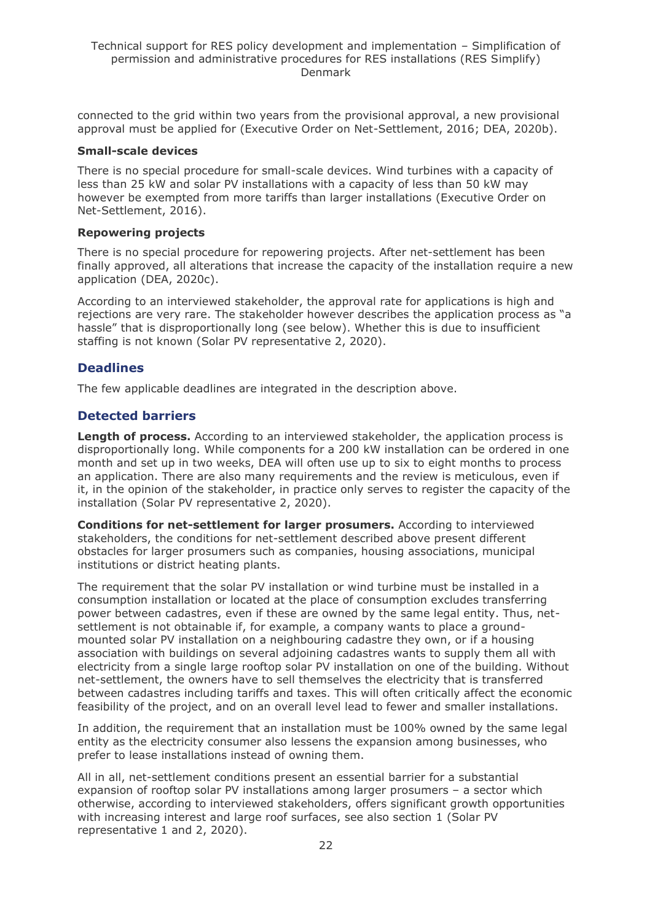connected to the grid within two years from the provisional approval, a new provisional approval must be applied for (Executive Order on Net-Settlement, 2016; DEA, 2020b).

**Small-scale devices**

There is no special procedure for small-scale devices. Wind turbines with a capacity of less than 25 kW and solar PV installations with a capacity of less than 50 kW may however be exempted from more tariffs than larger installations (Executive Order on Net-Settlement, 2016).

**Repowering projects**

There is no special procedure for repowering projects. After net-settlement has been finally approved, all alterations that increase the capacity of the installation require a new application (DEA, 2020c).

According to an interviewed stakeholder, the approval rate for applications is high and rejections are very rare. The stakeholder however describes the application process as "a hassle" that is disproportionally long (see below). Whether this is due to insufficient staffing is not known (Solar PV representative 2, 2020).

## Deadlines

The few applicable deadlines are integrated in the description above.

## Detected barriers

**Length of process.** According to an interviewed stakeholder, the application process is disproportionally long. While components for a 200 kW installation can be ordered in one month and set up in two weeks, DEA will often use up to six to eight months to process an application. There are also many requirements and the review is meticulous, even if it, in the opinion of the stakeholder, in practice only serves to register the capacity of the installation (Solar PV representative 2, 2020).

**Conditions for net-settlement for larger prosumers.** According to interviewed stakeholders, the conditions for net-settlement described above present different obstacles for larger prosumers such as companies, housing associations, municipal institutions or district heating plants.

The requirement that the solar PV installation or wind turbine must be installed in a consumption installation or located at the place of consumption excludes transferring power between cadastres, even if these are owned by the same legal entity. Thus, net-settlement is not obtainable if, for example, a company wants to place a ground-mounted solar PV installation on a neighbouring cadastre they own, or if a housing association with buildings on several adjoining cadastres wants to supply them all with electricity from a single large rooftop solar PV installation on one of the building. Without net-settlement, the owners have to sell themselves the electricity that is transferred between cadastres including tariffs and taxes. This will often critically affect the economic feasibility of the project, and on an overall level lead to fewer and smaller installations.

In addition, the requirement that an installation must be 100% owned by the same legal entity as the electricity consumer also lessens the expansion among businesses, who prefer to lease installations instead of owning them.

All in all, net-settlement conditions present an essential barrier for a substantial expansion of rooftop solar PV installations among larger prosumers – a sector which otherwise, according to interviewed stakeholders, offers significant growth opportunities with increasing interest and large roof surfaces, see also section 1 (Solar PV representative 1 and 2, 2020).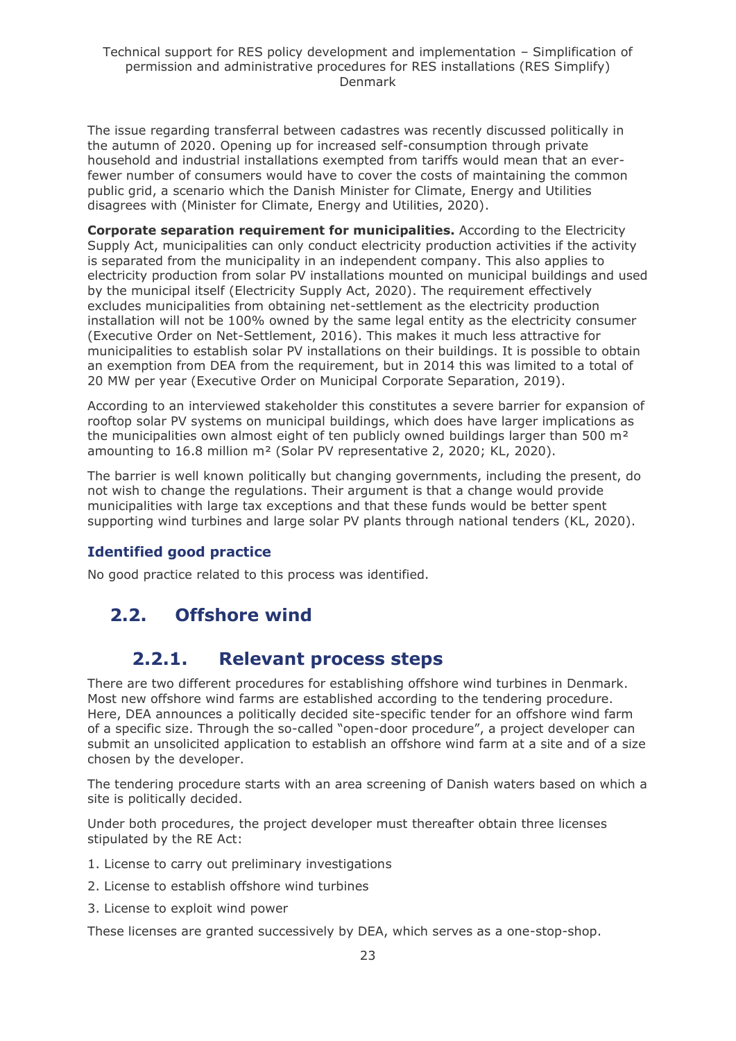The issue regarding transferral between cadastres was recently discussed politically in the autumn of 2020. Opening up for increased self-consumption through private household and industrial installations exempted from tariffs would mean that an ever-fewer number of consumers would have to cover the costs of maintaining the common public grid, a scenario which the Danish Minister for Climate, Energy and Utilities disagrees with (Minister for Climate, Energy and Utilities, 2020).

**Corporate separation requirement for municipalities.** According to the Electricity Supply Act, municipalities can only conduct electricity production activities if the activity is separated from the municipality in an independent company. This also applies to electricity production from solar PV installations mounted on municipal buildings and used by the municipal itself (Electricity Supply Act, 2020). The requirement effectively excludes municipalities from obtaining net-settlement as the electricity production installation will not be 100% owned by the same legal entity as the electricity consumer (Executive Order on Net-Settlement, 2016). This makes it much less attractive for municipalities to establish solar PV installations on their buildings. It is possible to obtain an exemption from DEA from the requirement, but in 2014 this was limited to a total of 20 MW per year (Executive Order on Municipal Corporate Separation, 2019).

According to an interviewed stakeholder this constitutes a severe barrier for expansion of rooftop solar PV systems on municipal buildings, which does have larger implications as the municipalities own almost eight of ten publicly owned buildings larger than 500 m² amounting to 16.8 million m² (Solar PV representative 2, 2020; KL, 2020).

The barrier is well known politically but changing governments, including the present, do not wish to change the regulations. Their argument is that a change would provide municipalities with large tax exceptions and that these funds would be better spent supporting wind turbines and large solar PV plants through national tenders (KL, 2020).

### Identified good practice

No good practice related to this process was identified.

## 2.2. Offshore wind

### 2.2.1. Relevant process steps

There are two different procedures for establishing offshore wind turbines in Denmark. Most new offshore wind farms are established according to the tendering procedure. Here, DEA announces a politically decided site-specific tender for an offshore wind farm of a specific size. Through the so-called "open-door procedure", a project developer can submit an unsolicited application to establish an offshore wind farm at a site and of a size chosen by the developer.

The tendering procedure starts with an area screening of Danish waters based on which a site is politically decided.

Under both procedures, the project developer must thereafter obtain three licenses stipulated by the RE Act:

1. License to carry out preliminary investigations
2. License to establish offshore wind turbines
3. License to exploit wind power

These licenses are granted successively by DEA, which serves as a one-stop-shop.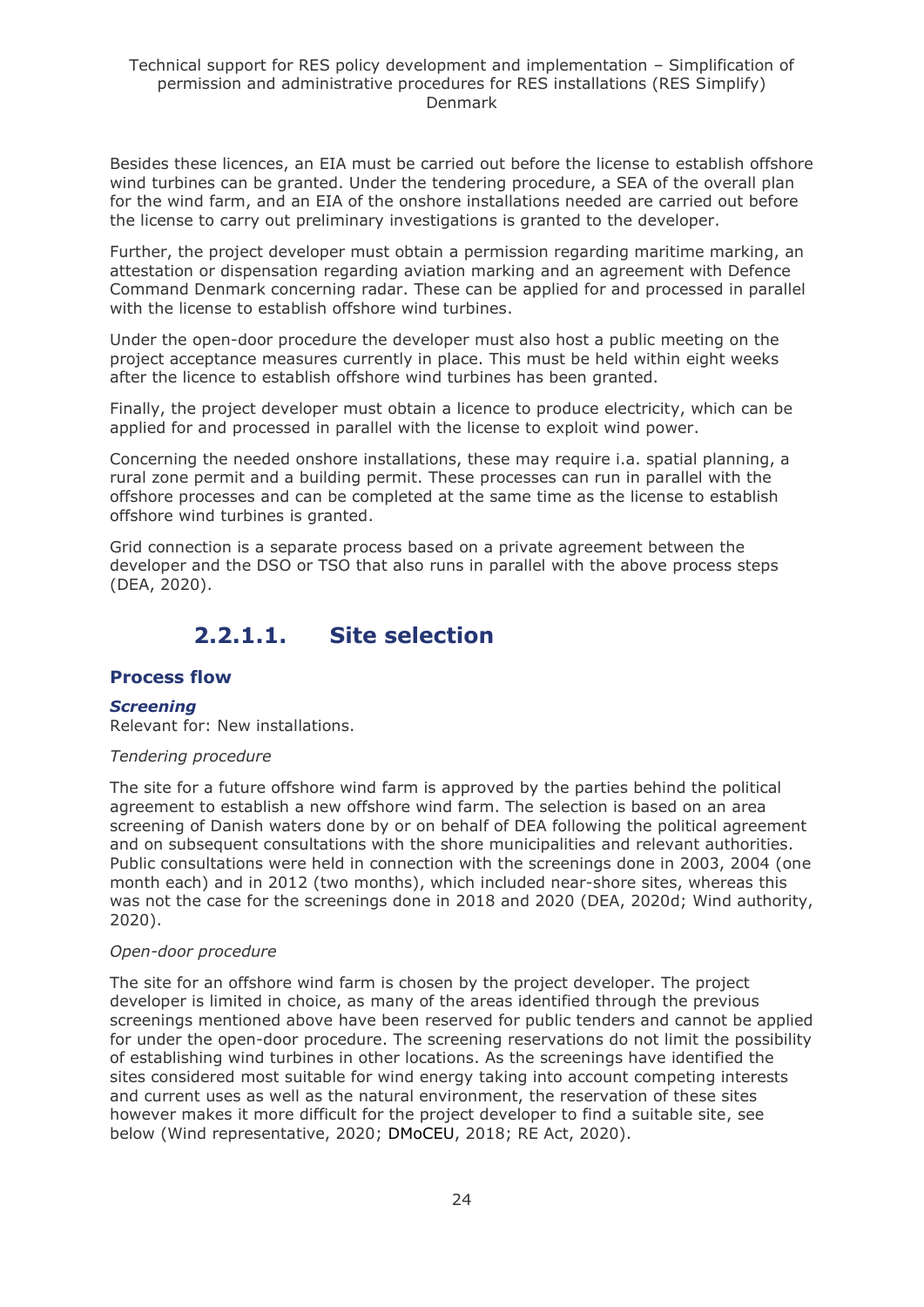Besides these licences, an EIA must be carried out before the license to establish offshore wind turbines can be granted. Under the tendering procedure, a SEA of the overall plan for the wind farm, and an EIA of the onshore installations needed are carried out before the license to carry out preliminary investigations is granted to the developer.

Further, the project developer must obtain a permission regarding maritime marking, an attestation or dispensation regarding aviation marking and an agreement with Defence Command Denmark concerning radar. These can be applied for and processed in parallel with the license to establish offshore wind turbines.

Under the open-door procedure the developer must also host a public meeting on the project acceptance measures currently in place. This must be held within eight weeks after the licence to establish offshore wind turbines has been granted.

Finally, the project developer must obtain a licence to produce electricity, which can be applied for and processed in parallel with the license to exploit wind power.

Concerning the needed onshore installations, these may require i.a. spatial planning, a rural zone permit and a building permit. These processes can run in parallel with the offshore processes and can be completed at the same time as the license to establish offshore wind turbines is granted.

Grid connection is a separate process based on a private agreement between the developer and the DSO or TSO that also runs in parallel with the above process steps (DEA, 2020).

## 2.2.1.1. Site selection

### Process flow

***Screening***

Relevant for: New installations.

*Tendering procedure*

The site for a future offshore wind farm is approved by the parties behind the political agreement to establish a new offshore wind farm. The selection is based on an area screening of Danish waters done by or on behalf of DEA following the political agreement and on subsequent consultations with the shore municipalities and relevant authorities. Public consultations were held in connection with the screenings done in 2003, 2004 (one month each) and in 2012 (two months), which included near-shore sites, whereas this was not the case for the screenings done in 2018 and 2020 (DEA, 2020d; Wind authority, 2020).

*Open-door procedure*

The site for an offshore wind farm is chosen by the project developer. The project developer is limited in choice, as many of the areas identified through the previous screenings mentioned above have been reserved for public tenders and cannot be applied for under the open-door procedure. The screening reservations do not limit the possibility of establishing wind turbines in other locations. As the screenings have identified the sites considered most suitable for wind energy taking into account competing interests and current uses as well as the natural environment, the reservation of these sites however makes it more difficult for the project developer to find a suitable site, see below (Wind representative, 2020; DMoCEU, 2018; RE Act, 2020).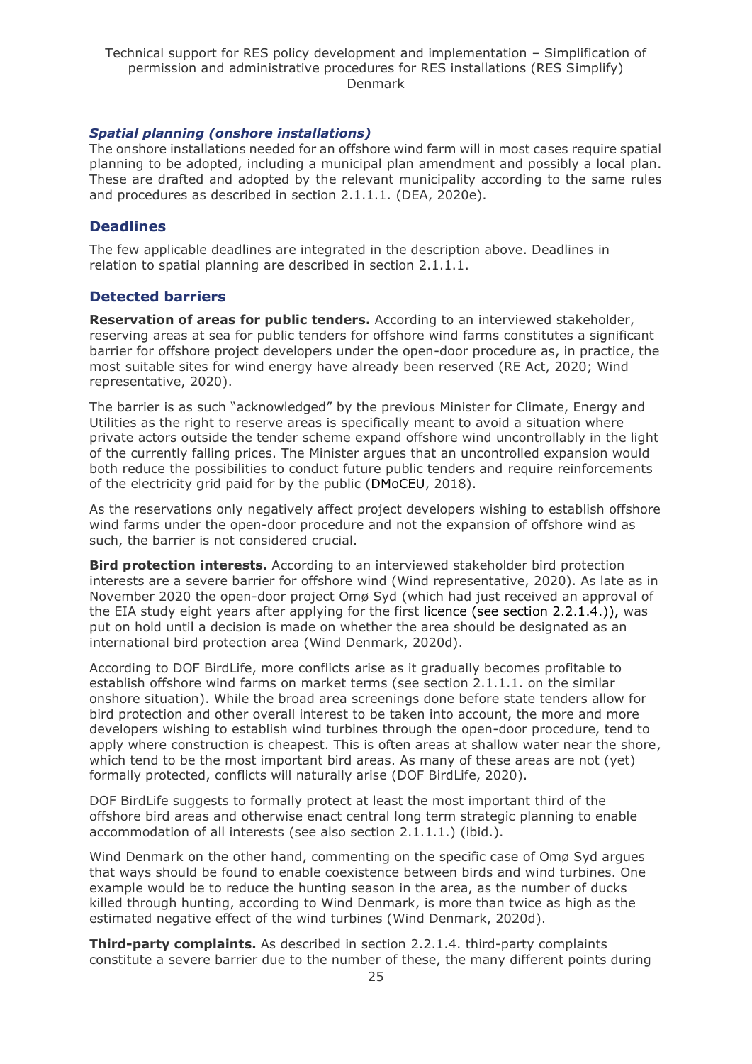### *Spatial planning (onshore installations)*

The onshore installations needed for an offshore wind farm will in most cases require spatial planning to be adopted, including a municipal plan amendment and possibly a local plan. These are drafted and adopted by the relevant municipality according to the same rules and procedures as described in section 2.1.1.1. (DEA, 2020e).

## Deadlines

The few applicable deadlines are integrated in the description above. Deadlines in relation to spatial planning are described in section 2.1.1.1.

## Detected barriers

**Reservation of areas for public tenders.** According to an interviewed stakeholder, reserving areas at sea for public tenders for offshore wind farms constitutes a significant barrier for offshore project developers under the open-door procedure as, in practice, the most suitable sites for wind energy have already been reserved (RE Act, 2020; Wind representative, 2020).

The barrier is as such "acknowledged" by the previous Minister for Climate, Energy and Utilities as the right to reserve areas is specifically meant to avoid a situation where private actors outside the tender scheme expand offshore wind uncontrollably in the light of the currently falling prices. The Minister argues that an uncontrolled expansion would both reduce the possibilities to conduct future public tenders and require reinforcements of the electricity grid paid for by the public (DMoCEU, 2018).

As the reservations only negatively affect project developers wishing to establish offshore wind farms under the open-door procedure and not the expansion of offshore wind as such, the barrier is not considered crucial.

**Bird protection interests.** According to an interviewed stakeholder bird protection interests are a severe barrier for offshore wind (Wind representative, 2020). As late as in November 2020 the open-door project Omø Syd (which had just received an approval of the EIA study eight years after applying for the first licence (see section 2.2.1.4.)), was put on hold until a decision is made on whether the area should be designated as an international bird protection area (Wind Denmark, 2020d).

According to DOF BirdLife, more conflicts arise as it gradually becomes profitable to establish offshore wind farms on market terms (see section 2.1.1.1. on the similar onshore situation). While the broad area screenings done before state tenders allow for bird protection and other overall interest to be taken into account, the more and more developers wishing to establish wind turbines through the open-door procedure, tend to apply where construction is cheapest. This is often areas at shallow water near the shore, which tend to be the most important bird areas. As many of these areas are not (yet) formally protected, conflicts will naturally arise (DOF BirdLife, 2020).

DOF BirdLife suggests to formally protect at least the most important third of the offshore bird areas and otherwise enact central long term strategic planning to enable accommodation of all interests (see also section 2.1.1.1.) (ibid.).

Wind Denmark on the other hand, commenting on the specific case of Omø Syd argues that ways should be found to enable coexistence between birds and wind turbines. One example would be to reduce the hunting season in the area, as the number of ducks killed through hunting, according to Wind Denmark, is more than twice as high as the estimated negative effect of the wind turbines (Wind Denmark, 2020d).

**Third-party complaints.** As described in section 2.2.1.4. third-party complaints constitute a severe barrier due to the number of these, the many different points during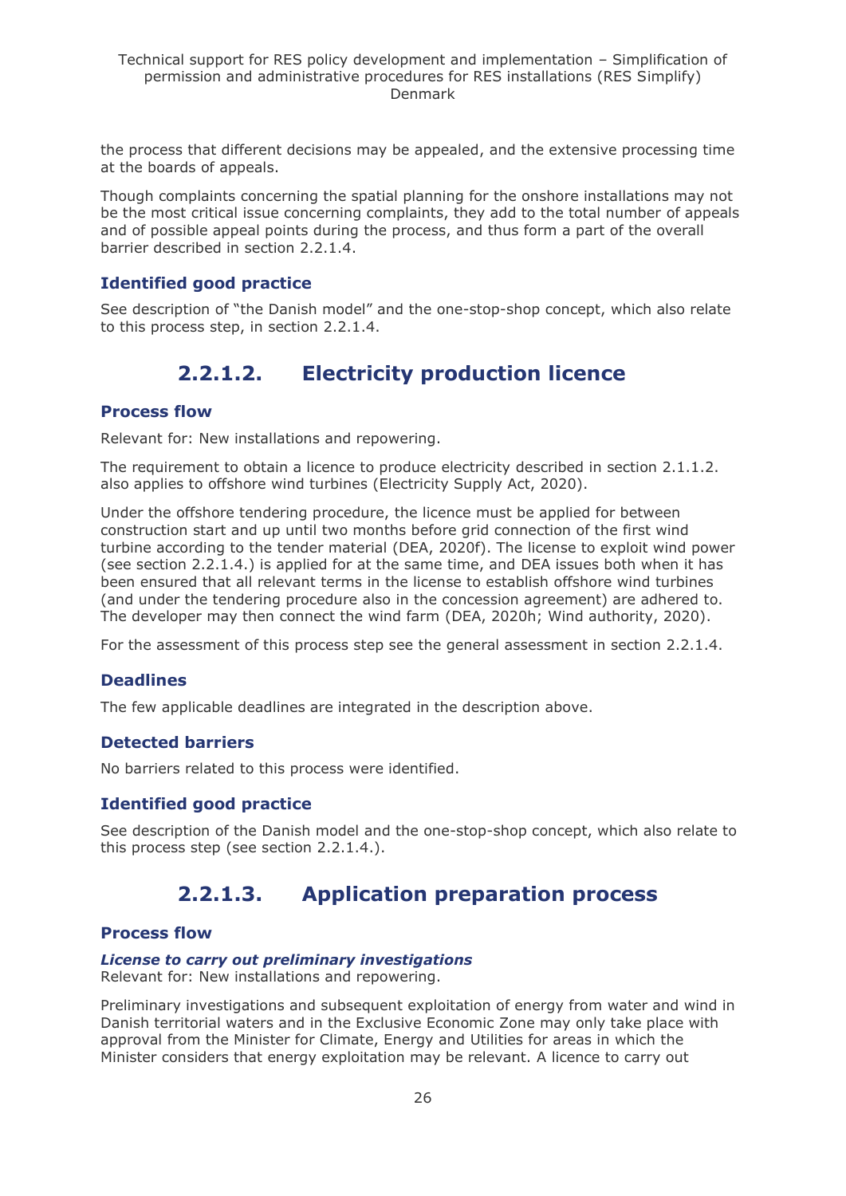the process that different decisions may be appealed, and the extensive processing time at the boards of appeals.

Though complaints concerning the spatial planning for the onshore installations may not be the most critical issue concerning complaints, they add to the total number of appeals and of possible appeal points during the process, and thus form a part of the overall barrier described in section 2.2.1.4.

### Identified good practice

See description "the Danish model" and the one-stop-shop concept, which also relate to this process step, in section 2.2.1.4.

## 2.2.1.2. Electricity production licence

### Process flow

Relevant for: New installations and repowering.

The requirement to obtain a licence to produce electricity described in section 2.1.1.2. also applies to offshore wind turbines (Electricity Supply Act, 2020).

Under the offshore tendering procedure, the licence must be applied for between construction start and up until two months before grid connection of the first wind turbine according to the tender material (DEA, 2020f). The license to exploit wind power (see section 2.2.1.4.) is applied for at the same time, and DEA issues both when it has been ensured that all relevant terms in the license to establish offshore wind turbines (and under the tendering procedure also in the concession agreement) are adhered to. The developer may then connect the wind farm (DEA, 2020h; Wind authority, 2020).

For the assessment of this process step see the general assessment in section 2.2.1.4.

### Deadlines

The few applicable deadlines are integrated in the description above.

### Detected barriers

No barriers related to this process were identified.

### Identified good practice

See description of the Danish model and the one-stop-shop concept, which also relate to this process step (see section 2.2.1.4.).

## 2.2.1.3. Application preparation process

### Process flow

***License to carry out preliminary investigations***

Relevant for: New installations and repowering.

Preliminary investigations and subsequent exploitation of energy from water and wind in Danish territorial waters and in the Exclusive Economic Zone may only take place with approval from the Minister for Climate, Energy and Utilities for areas in which the Minister considers that energy exploitation may be relevant. A licence to carry out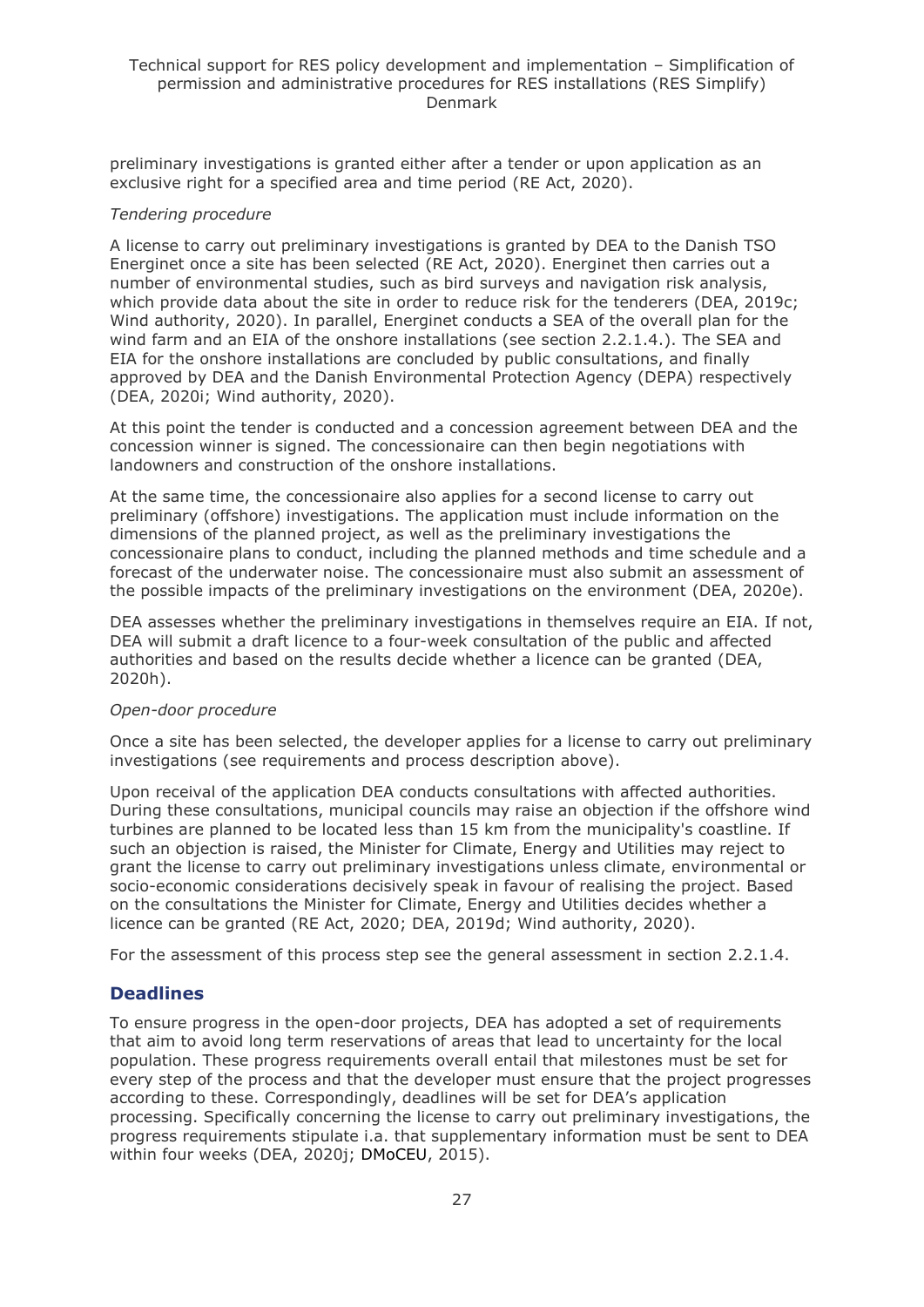preliminary investigations is granted either after a tender or upon application as an exclusive right for a specified area and time period (RE Act, 2020).

*Tendering procedure*

A license to carry out preliminary investigations is granted by DEA to the Danish TSO Energinet once a site has been selected (RE Act, 2020). Energinet then carries out a number of environmental studies, such as bird surveys and navigation risk analysis, which provide data about the site in order to reduce risk for the tenderers (DEA, 2019c; Wind authority, 2020). In parallel, Energinet conducts a SEA of the overall plan for the wind farm and an EIA of the onshore installations (see section 2.2.1.4.). The SEA and EIA for the onshore installations are concluded by public consultations, and finally approved by DEA and the Danish Environmental Protection Agency (DEPA) respectively (DEA, 2020i; Wind authority, 2020).

At this point the tender is conducted and a concession agreement between DEA and the concession winner is signed. The concessionaire can then begin negotiations with landowners and construction of the onshore installations.

At the same time, the concessionaire also applies for a second license to carry out preliminary (offshore) investigations. The application must include information on the dimensions of the planned project, as well as the preliminary investigations the concessionaire plans to conduct, including the planned methods and time schedule and a forecast of the underwater noise. The concessionaire must also submit an assessment of the possible impacts of the preliminary investigations on the environment (DEA, 2020e).

DEA assesses whether the preliminary investigations in themselves require an EIA. If not, DEA will submit a draft licence to a four-week consultation of the public and affected authorities and based on the results decide whether a licence can be granted (DEA, 2020h).

*Open-door procedure*

Once a site has been selected, the developer applies for a license to carry out preliminary investigations (see requirements and process description above).

Upon receival of the application DEA conducts consultations with affected authorities. During these consultations, municipal councils may raise an objection if the offshore wind turbines are planned to be located less than 15 km from the municipality's coastline. If such an objection is raised, the Minister for Climate, Energy and Utilities may reject to grant the license to carry out preliminary investigations unless climate, environmental or socio-economic considerations decisively speak in favour of realising the project. Based on the consultations the Minister for Climate, Energy and Utilities decides whether a licence can be granted (RE Act, 2020; DEA, 2019d; Wind authority, 2020).

For the assessment of this process step see the general assessment in section 2.2.1.4.

## Deadlines

To ensure progress in the open-door projects, DEA has adopted a set of requirements that aim to avoid long term reservations of areas that lead to uncertainty for the local population. These progress requirements overall entail that milestones must be set for every step of the process and that the developer must ensure that the project progresses according to these. Correspondingly, deadlines will be set for DEA's application processing. Specifically concerning the license to carry out preliminary investigations, the progress requirements stipulate i.a. that supplementary information must be sent to DEA within four weeks (DEA, 2020j; DMoCEU, 2015).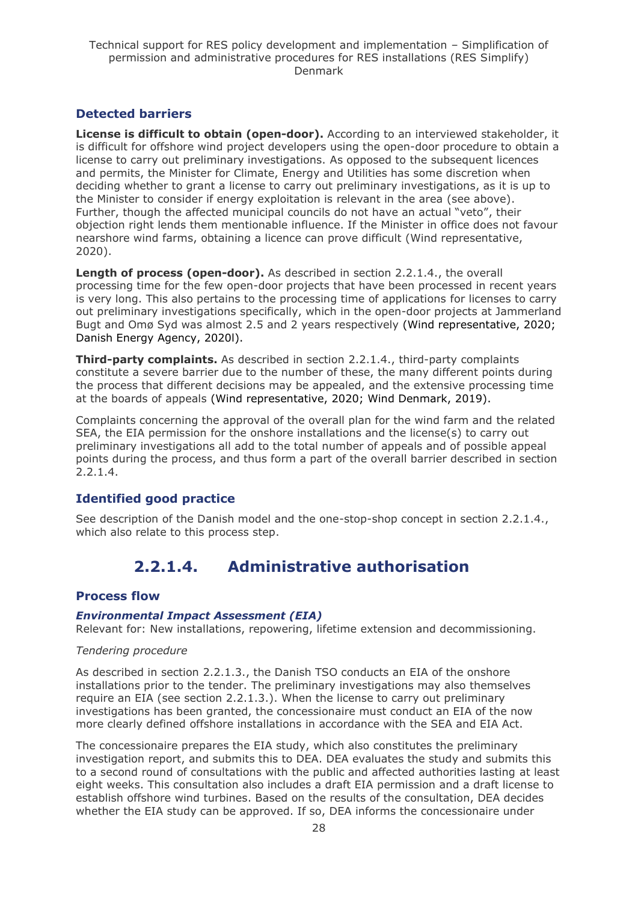### Detected barriers

**License is difficult to obtain (open-door).** According to an interviewed stakeholder, it is difficult for offshore wind project developers using the open-door procedure to obtain a license to carry out preliminary investigations. As opposed to the subsequent licences and permits, the Minister for Climate, Energy and Utilities has some discretion when deciding whether to grant a license to carry out preliminary investigations, as it is up to the Minister to consider if energy exploitation is relevant in the area (see above). Further, though the affected municipal councils do not have an actual "veto", their objection right lends them mentionable influence. If the Minister in office does not favour nearshore wind farms, obtaining a licence can prove difficult (Wind representative, 2020).

**Length of process (open-door).** As described in section 2.2.1.4., the overall processing time for the few open-door projects that have been processed in recent years is very long. This also pertains to the processing time of applications for licenses to carry out preliminary investigations specifically, which in the open-door projects at Jammerland Bugt and Omø Syd was almost 2.5 and 2 years respectively (Wind representative, 2020; Danish Energy Agency, 2020l).

**Third-party complaints.** As described in section 2.2.1.4., third-party complaints constitute a severe barrier due to the number of these, the many different points during the process that different decisions may be appealed, and the extensive processing time at the boards of appeals (Wind representative, 2020; Wind Denmark, 2019).

Complaints concerning the approval of the overall plan for the wind farm and the related SEA, the EIA permission for the onshore installations and the license(s) to carry out preliminary investigations all add to the total number of appeals and of possible appeal points during the process, and thus form a part of the overall barrier described in section 2.2.1.4.

### Identified good practice

See description of the Danish model and the one-stop-shop concept in section 2.2.1.4., which also relate to this process step.

## 2.2.1.4. Administrative authorisation

### Process flow

#### *Environmental Impact Assessment (EIA)*

Relevant for: New installations, repowering, lifetime extension and decommissioning.

*Tendering procedure*

As described in section 2.2.1.3., the Danish TSO conducts an EIA of the onshore installations prior to the tender. The preliminary investigations may also themselves require an EIA (see section 2.2.1.3.). When the license to carry out preliminary investigations has been granted, the concessionaire must conduct an EIA of the now more clearly defined offshore installations in accordance with the SEA and EIA Act.

The concessionaire prepares the EIA study, which also constitutes the preliminary investigation report, and submits this to DEA. DEA evaluates the study and submits this to a second round of consultations with the public and affected authorities lasting at least eight weeks. This consultation also includes a draft EIA permission and a draft license to establish offshore wind turbines. Based on the results of the consultation, DEA decides whether the EIA study can be approved. If so, DEA informs the concessionaire under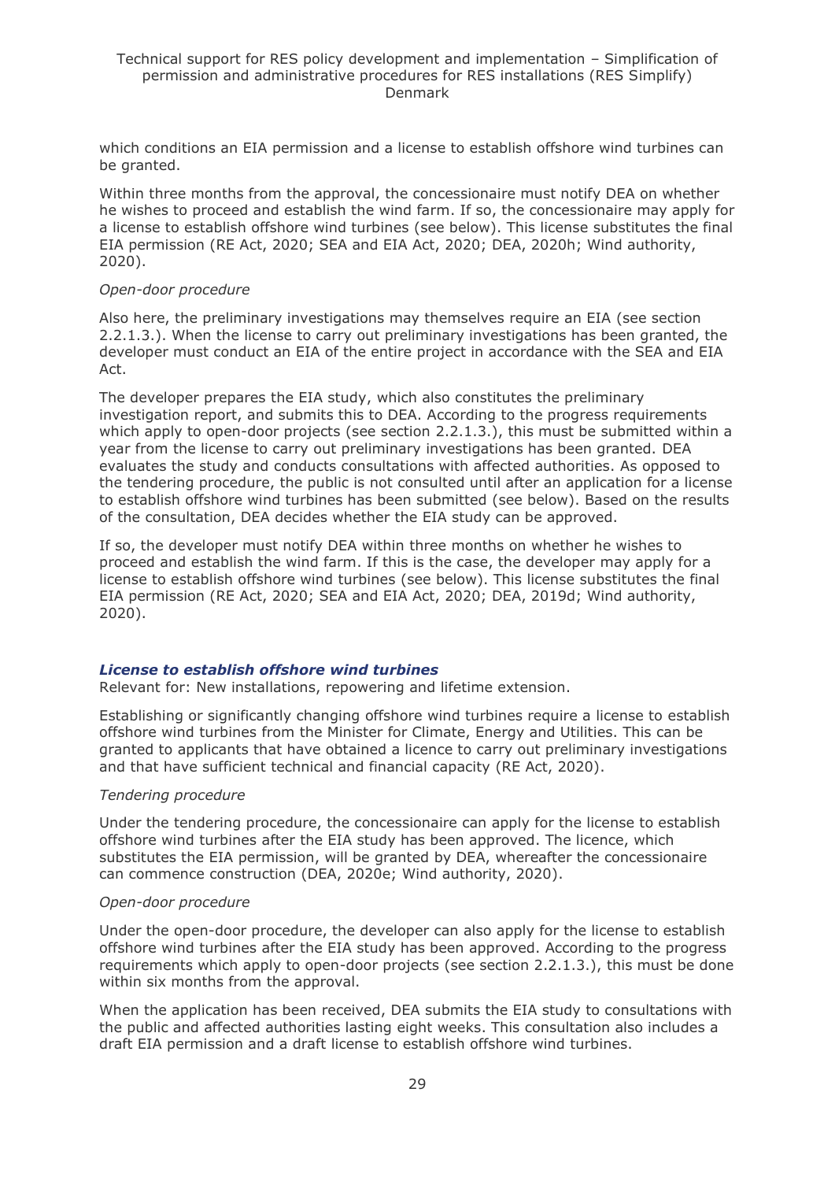which conditions an EIA permission and a license to establish offshore wind turbines can be granted.

Within three months from the approval, the concessionaire must notify DEA on whether he wishes to proceed and establish the wind farm. If so, the concessionaire may apply for a license to establish offshore wind turbines (see below). This license substitutes the final EIA permission (RE Act, 2020; SEA and EIA Act, 2020; DEA, 2020h; Wind authority, 2020).

*Open-door procedure*

Also here, the preliminary investigations may themselves require an EIA (see section 2.2.1.3.). When the license to carry out preliminary investigations has been granted, the developer must conduct an EIA of the entire project in accordance with the SEA and EIA Act.

The developer prepares the EIA study, which also constitutes the preliminary investigation report, and submits this to DEA. According to the progress requirements which apply to open-door projects (see section 2.2.1.3.), this must be submitted within a year from the license to carry out preliminary investigations has been granted. DEA evaluates the study and conducts consultations with affected authorities. As opposed to the tendering procedure, the public is not consulted until after an application for a license to establish offshore wind turbines has been submitted (see below). Based on the results of the consultation, DEA decides whether the EIA study can be approved.

If so, the developer must notify DEA within three months on whether he wishes to proceed and establish the wind farm. If this is the case, the developer may apply for a license to establish offshore wind turbines (see below). This license substitutes the final EIA permission (RE Act, 2020; SEA and EIA Act, 2020; DEA, 2019d; Wind authority, 2020).

#### *License to establish offshore wind turbines*

Relevant for: New installations, repowering and lifetime extension.

Establishing or significantly changing offshore wind turbines require a license to establish offshore wind turbines from the Minister for Climate, Energy and Utilities. This can be granted to applicants that have obtained a licence to carry out preliminary investigations and that have sufficient technical and financial capacity (RE Act, 2020).

*Tendering procedure*

Under the tendering procedure, the concessionaire can apply for the license to establish offshore wind turbines after the EIA study has been approved. The licence, which substitutes the EIA permission, will be granted by DEA, whereafter the concessionaire can commence construction (DEA, 2020e; Wind authority, 2020).

*Open-door procedure*

Under the open-door procedure, the developer can also apply for the license to establish offshore wind turbines after the EIA study has been approved. According to the progress requirements which apply to open-door projects (see section 2.2.1.3.), this must be done within six months from the approval.

When the application has been received, DEA submits the EIA study to consultations with the public and affected authorities lasting eight weeks. This consultation also includes a draft EIA permission and a draft license to establish offshore wind turbines.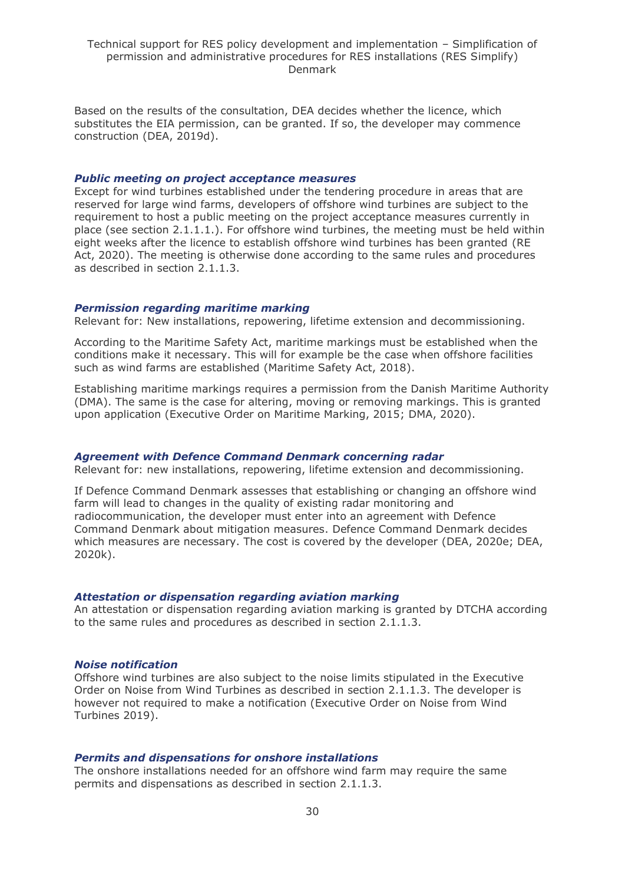Based on the results of the consultation, DEA decides whether the licence, which substitutes the EIA permission, can be granted. If so, the developer may commence construction (DEA, 2019d).

***Public meeting on project acceptance measures***

Except for wind turbines established under the tendering procedure in areas that are reserved for large wind farms, developers of offshore wind turbines are subject to the requirement to host a public meeting on the project acceptance measures currently in place (see section 2.1.1.1.). For offshore wind turbines, the meeting must be held within eight weeks after the licence to establish offshore wind turbines has been granted (RE Act, 2020). The meeting is otherwise done according to the same rules and procedures as described in section 2.1.1.3.

***Permission regarding maritime marking***

Relevant for: New installations, repowering, lifetime extension and decommissioning.

According to the Maritime Safety Act, maritime markings must be established when the conditions make it necessary. This will for example be the case when offshore facilities such as wind farms are established (Maritime Safety Act, 2018).

Establishing maritime markings requires a permission from the Danish Maritime Authority (DMA). The same is the case for altering, moving or removing markings. This is granted upon application (Executive Order on Maritime Marking, 2015; DMA, 2020).

***Agreement with Defence Command Denmark concerning radar***

Relevant for: new installations, repowering, lifetime extension and decommissioning.

If Defence Command Denmark assesses that establishing or changing an offshore wind farm will lead to changes in the quality of existing radar monitoring and radiocommunication, the developer must enter into an agreement with Defence Command Denmark about mitigation measures. Defence Command Denmark decides which measures are necessary. The cost is covered by the developer (DEA, 2020e; DEA, 2020k).

***Attestation or dispensation regarding aviation marking***

An attestation or dispensation regarding aviation marking is granted by DTCHA according to the same rules and procedures as described in section 2.1.1.3.

***Noise notification***

Offshore wind turbines are also subject to the noise limits stipulated in the Executive Order on Noise from Wind Turbines as described in section 2.1.1.3. The developer is however not required to make a notification (Executive Order on Noise from Wind Turbines 2019).

***Permits and dispensations for onshore installations***

The onshore installations needed for an offshore wind farm may require the same permits and dispensations as described in section 2.1.1.3.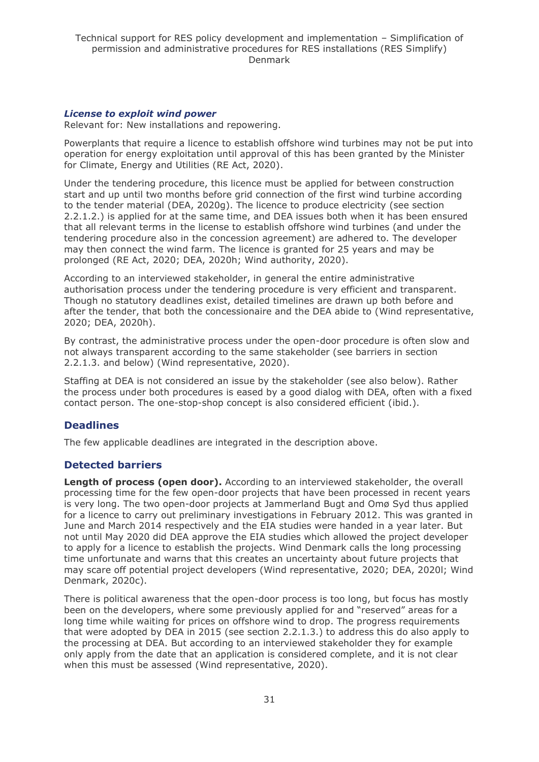### *License to exploit wind power*

Relevant for: New installations and repowering.

Powerplants that require a licence to establish offshore wind turbines may not be put into operation for energy exploitation until approval of this has been granted by the Minister for Climate, Energy and Utilities (RE Act, 2020).

Under the tendering procedure, this licence must be applied for between construction start and up until two months before grid connection of the first wind turbine according to the tender material (DEA, 2020g). The licence to produce electricity (see section 2.2.1.2.) is applied for at the same time, and DEA issues both when it has been ensured that all relevant terms in the license to establish offshore wind turbines (and under the tendering procedure also in the concession agreement) are adhered to. The developer may then connect the wind farm. The licence is granted for 25 years and may be prolonged (RE Act, 2020; DEA, 2020h; Wind authority, 2020).

According to an interviewed stakeholder, in general the entire administrative authorisation process under the tendering procedure is very efficient and transparent. Though no statutory deadlines exist, detailed timelines are drawn up both before and after the tender, that both the concessionaire and the DEA abide to (Wind representative, 2020; DEA, 2020h).

By contrast, the administrative process under the open-door procedure is often slow and not always transparent according to the same stakeholder (see barriers in section 2.2.1.3. and below) (Wind representative, 2020).

Staffing at DEA is not considered an issue by the stakeholder (see also below). Rather the process under both procedures is eased by a good dialog with DEA, often with a fixed contact person. The one-stop-shop concept is also considered efficient (ibid.).

## Deadlines

The few applicable deadlines are integrated in the description above.

## Detected barriers

**Length of process (open door).** According to an interviewed stakeholder, the overall processing time for the few open-door projects that have been processed in recent years is very long. The two open-door projects at Jammerland Bugt and Omø Syd thus applied for a licence to carry out preliminary investigations in February 2012. This was granted in June and March 2014 respectively and the EIA studies were handed in a year later. But not until May 2020 did DEA approve the EIA studies which allowed the project developer to apply for a licence to establish the projects. Wind Denmark calls the long processing time unfortunate and warns that this creates an uncertainty about future projects that may scare off potential project developers (Wind representative, 2020; DEA, 2020l; Wind Denmark, 2020c).

There is political awareness that the open-door process is too long, but focus has mostly been on the developers, where some previously applied for and "reserved" areas for a long time while waiting for prices on offshore wind to drop. The progress requirements that were adopted by DEA in 2015 (see section 2.2.1.3.) to address this do also apply to the processing at DEA. But according to an interviewed stakeholder they for example only apply from the date that an application is considered complete, and it is not clear when this must be assessed (Wind representative, 2020).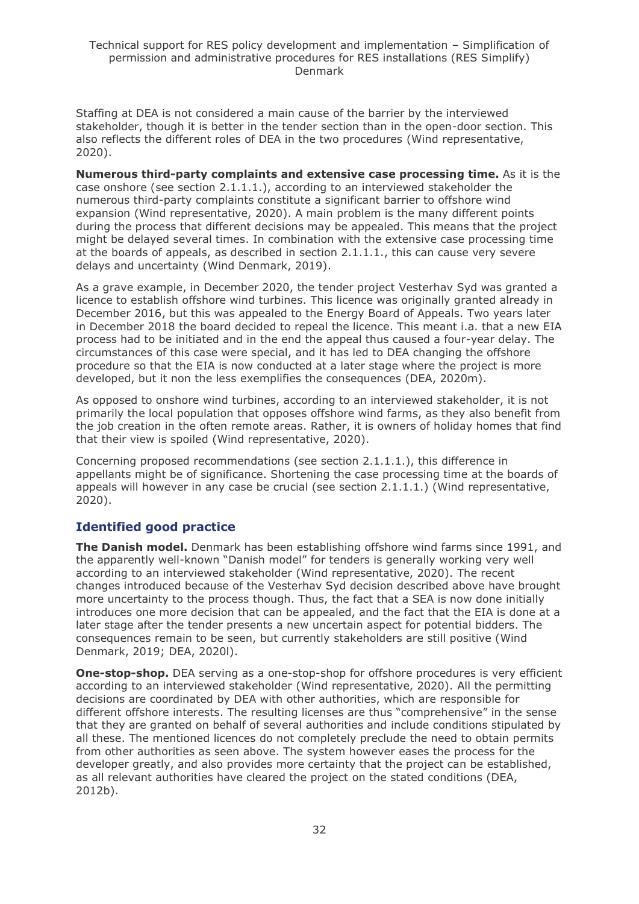Staffing at DEA is not considered a main cause of the barrier by the interviewed stakeholder, though it is better in the tender section than in the open-door section. This also reflects the different roles of DEA in the two procedures (Wind representative, 2020).

**Numerous third-party complaints and extensive case processing time.** As it is the case onshore (see section 2.1.1.1.), according to an interviewed stakeholder the numerous third-party complaints constitute a significant barrier to offshore wind expansion (Wind representative, 2020). A main problem is the many different points during the process that different decisions may be appealed. This means that the project might be delayed several times. In combination with the extensive case processing time at the boards of appeals, as described in section 2.1.1.1., this can cause very severe delays and uncertainty (Wind Denmark, 2019).

As a grave example, in December 2020, the tender project Vesterhav Syd was granted a licence to establish offshore wind turbines. This licence was originally granted already in December 2016, but this was appealed to the Energy Board of Appeals. Two years later in December 2018 the board decided to repeal the licence. This meant i.a. that a new EIA process had to be initiated and in the end the appeal thus caused a four-year delay. The circumstances of this case were special, and it has led to DEA changing the offshore procedure so that the EIA is now conducted at a later stage where the project is more developed, but it non the less exemplifies the consequences (DEA, 2020m).

As opposed to onshore wind turbines, according to an interviewed stakeholder, it is not primarily the local population that opposes offshore wind farms, as they also benefit from the job creation in the often remote areas. Rather, it is owners of holiday homes that find that their view is spoiled (Wind representative, 2020).

Concerning proposed recommendations (see section 2.1.1.1.), this difference in appellants might be of significance. Shortening the case processing time at the boards of appeals will however in any case be crucial (see section 2.1.1.1.) (Wind representative, 2020).

### Identified good practice

**The Danish model.** Denmark has been establishing offshore wind farms since 1991, and the apparently well-known "Danish model" for tenders is generally working very well according to an interviewed stakeholder (Wind representative, 2020). The recent changes introduced because of the Vesterhav Syd decision described above have brought more uncertainty to the process though. Thus, the fact that a SEA is now done initially introduces one more decision that can be appealed, and the fact that the EIA is done at a later stage after the tender presents a new uncertain aspect for potential bidders. The consequences remain to be seen, but currently stakeholders are still positive (Wind Denmark, 2019; DEA, 2020l).

**One-stop-shop.** DEA serving as a one-stop-shop for offshore procedures is very efficient according to an interviewed stakeholder (Wind representative, 2020). All the permitting decisions are coordinated by DEA with other authorities, which are responsible for different offshore interests. The resulting licenses are thus "comprehensive" in the sense that they are granted on behalf of several authorities and include conditions stipulated by all these. The mentioned licences do not completely preclude the need to obtain permits from other authorities as seen above. The system however eases the process for the developer greatly, and also provides more certainty that the project can be established, as all relevant authorities have cleared the project on the stated conditions (DEA, 2012b).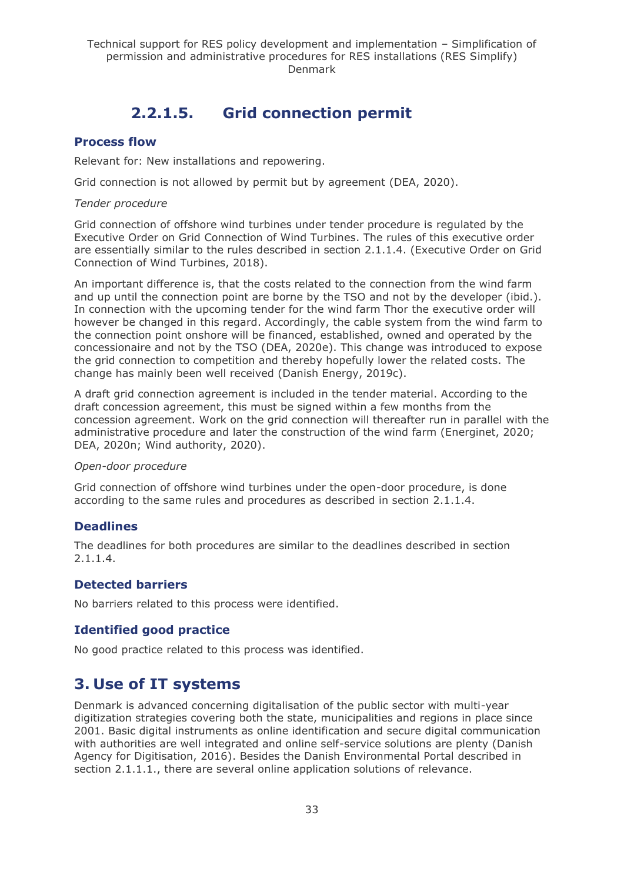### 2.2.1.5. Grid connection permit

#### Process flow

Relevant for: New installations and repowering.

Grid connection is not allowed by permit but by agreement (DEA, 2020).

*Tender procedure*

Grid connection of offshore wind turbines under tender procedure is regulated by the Executive Order on Grid Connection of Wind Turbines. The rules of this executive order are essentially similar to the rules described in section 2.1.1.4. (Executive Order on Grid Connection of Wind Turbines, 2018).

An important difference is, that the costs related to the connection from the wind farm and up until the connection point are borne by the TSO and not by the developer (ibid.). In connection with the upcoming tender for the wind farm Thor the executive order will however be changed in this regard. Accordingly, the cable system from the wind farm to the connection point onshore will be financed, established, owned and operated by the concessionaire and not by the TSO (DEA, 2020e). This change was introduced to expose the grid connection to competition and thereby hopefully lower the related costs. The change has mainly been well received (Danish Energy, 2019c).

A draft grid connection agreement is included in the tender material. According to the draft concession agreement, this must be signed within a few months from the concession agreement. Work on the grid connection will thereafter run in parallel with the administrative procedure and later the construction of the wind farm (Energinet, 2020; DEA, 2020n; Wind authority, 2020).

*Open-door procedure*

Grid connection of offshore wind turbines under the open-door procedure, is done according to the same rules and procedures as described in section 2.1.1.4.

#### Deadlines

The deadlines for both procedures are similar to the deadlines described in section 2.1.1.4.

#### Detected barriers

No barriers related to this process were identified.

#### Identified good practice

No good practice related to this process was identified.

## 3. Use of IT systems

Denmark is advanced concerning digitalisation of the public sector with multi-year digitization strategies covering both the state, municipalities and regions in place since 2001. Basic digital instruments as online identification and secure digital communication with authorities are well integrated and online self-service solutions are plenty (Danish Agency for Digitisation, 2016). Besides the Danish Environmental Portal described in section 2.1.1.1., there are several online application solutions of relevance.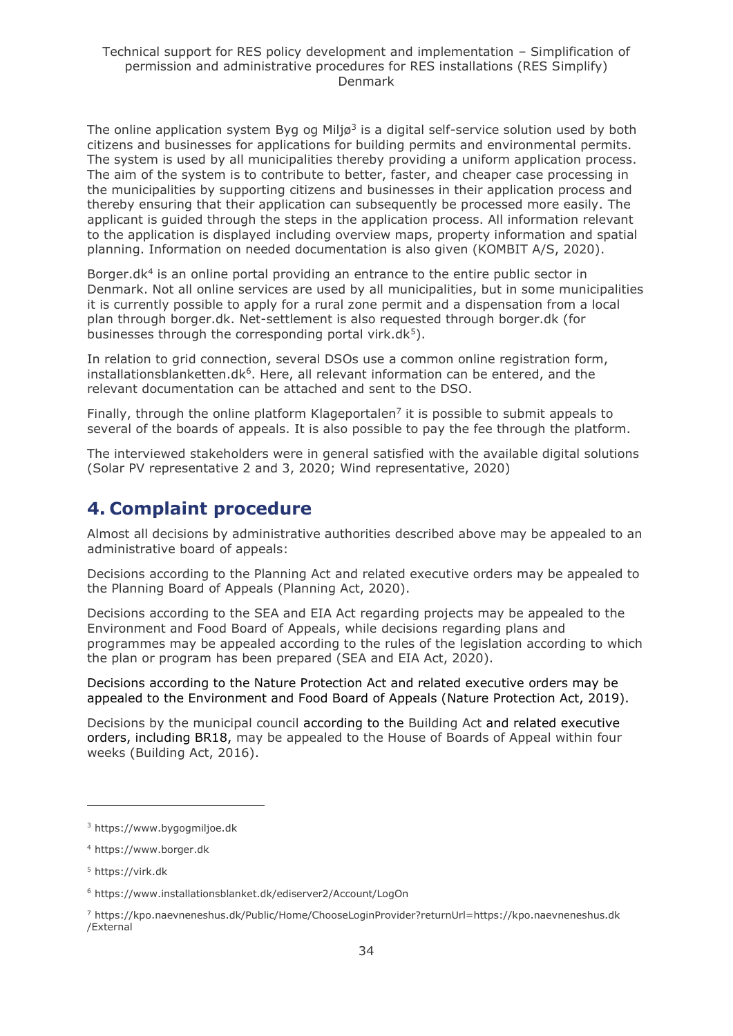The online application system Byg og Miljø[3] is a digital self-service solution used by both citizens and businesses for applications for building permits and environmental permits. The system is used by all municipalities thereby providing a uniform application process. The aim of the system is to contribute to better, faster, and cheaper case processing in the municipalities by supporting citizens and businesses in their application process and thereby ensuring that their application can subsequently be processed more easily. The applicant is guided through the steps in the application process. All information relevant to the application is displayed including overview maps, property information and spatial planning. Information on needed documentation is also given (KOMBIT A/S, 2020).

Borger.dk[4] is an online portal providing an entrance to the entire public sector in Denmark. Not all online services are used by all municipalities, but in some municipalities it is currently possible to apply for a rural zone permit and a dispensation from a local plan through borger.dk. Net-settlement is also requested through borger.dk (for businesses through the corresponding portal virk.dk[5]).

In relation to grid connection, several DSOs use a common online registration form, installationsblanketten.dk[6]. Here, all relevant information can be entered, and the relevant documentation can be attached and sent to the DSO.

Finally, through the online platform Klageportalen[7] it is possible to submit appeals to several of the boards of appeals. It is also possible to pay the fee through the platform.

The interviewed stakeholders were in general satisfied with the available digital solutions (Solar PV representative 2 and 3, 2020; Wind representative, 2020)

# 4. Complaint procedure

Almost all decisions by administrative authorities described above may be appealed to an administrative board of appeals:

Decisions according to the Planning Act and related executive orders may be appealed to the Planning Board of Appeals (Planning Act, 2020).

Decisions according to the SEA and EIA Act regarding projects may be appealed to the Environment and Food Board of Appeals, while decisions regarding plans and programmes may be appealed according to the rules of the legislation according to which the plan or program has been prepared (SEA and EIA Act, 2020).

Decisions according to the Nature Protection Act and related executive orders may be appealed to the Environment and Food Board of Appeals (Nature Protection Act, 2019).

Decisions by the municipal council according to the Building Act and related executive orders, including BR18, may be appealed to the House of Boards of Appeal within four weeks (Building Act, 2016).

---

[3] https://www.bygogmiljoe.dk

[4] https://www.borger.dk

[5] https://virk.dk

[6] https://www.installationsblanket.dk/ediserver2/Account/LogOn

[7] https://kpo.naevneneshus.dk/Public/Home/ChooseLoginProvider?returnUrl=https://kpo.naevneneshus.dk/External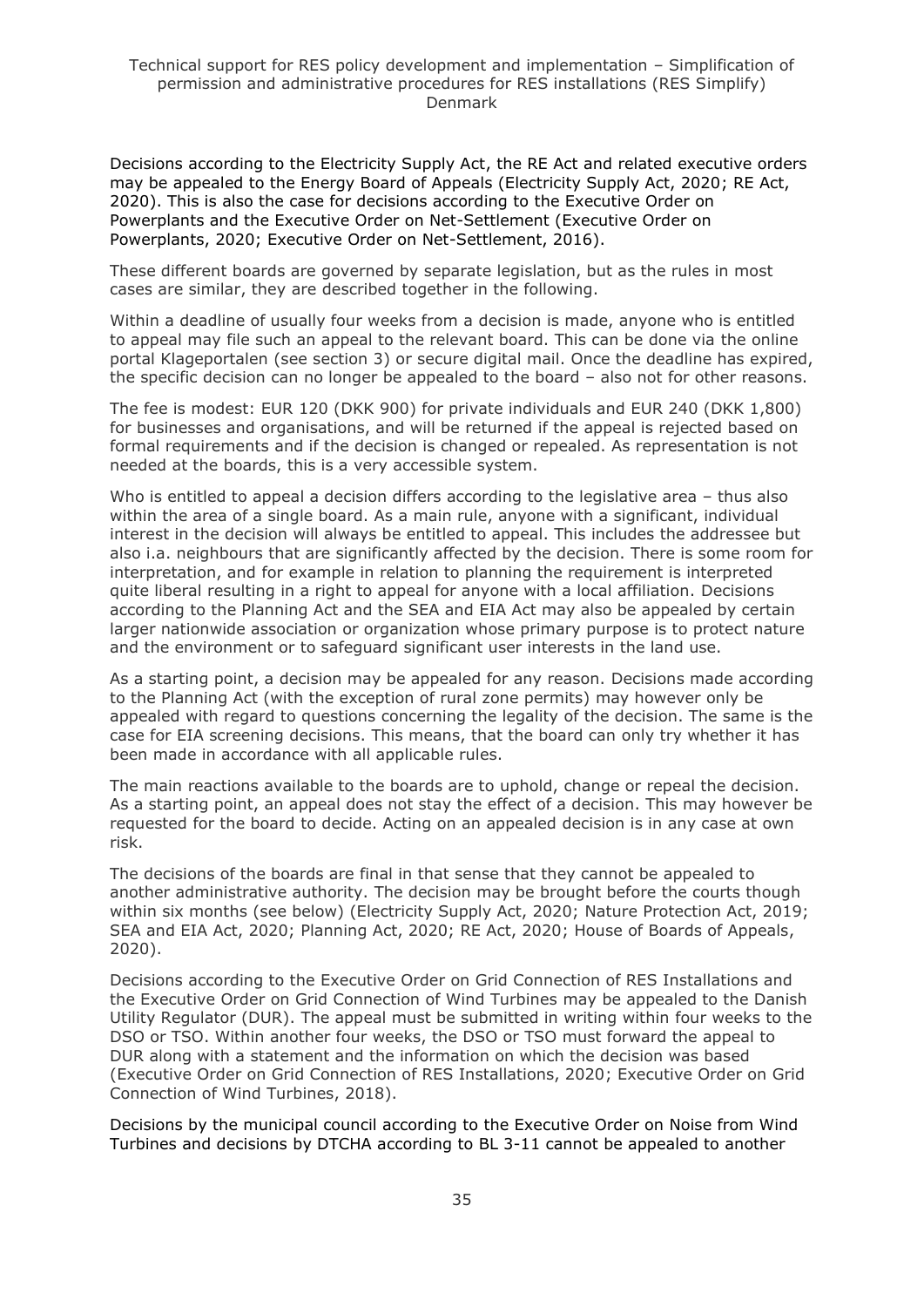Decisions according to the Electricity Supply Act, the RE Act and related executive orders may be appealed to the Energy Board of Appeals (Electricity Supply Act, 2020; RE Act, 2020). This is also the case for decisions according to the Executive Order on Powerplants and the Executive Order on Net-Settlement (Executive Order on Powerplants, 2020; Executive Order on Net-Settlement, 2016).

These different boards are governed by separate legislation, but as the rules in most cases are similar, they are described together in the following.

Within a deadline of usually four weeks from a decision is made, anyone who is entitled to appeal may file such an appeal to the relevant board. This can be done via the online portal Klageportalen (see section 3) or secure digital mail. Once the deadline has expired, the specific decision can no longer be appealed to the board – also not for other reasons.

The fee is modest: EUR 120 (DKK 900) for private individuals and EUR 240 (DKK 1,800) for businesses and organisations, and will be returned if the appeal is rejected based on formal requirements and if the decision is changed or repealed. As representation is not needed at the boards, this is a very accessible system.

Who is entitled to appeal a decision differs according to the legislative area – thus also within the area of a single board. As a main rule, anyone with a significant, individual interest in the decision will always be entitled to appeal. This includes the addressee but also i.a. neighbours that are significantly affected by the decision. There is some room for interpretation, and for example in relation to planning the requirement is interpreted quite liberal resulting in a right to appeal for anyone with a local affiliation. Decisions according to the Planning Act and the SEA and EIA Act may also be appealed by certain larger nationwide association or organization whose primary purpose is to protect nature and the environment or to safeguard significant user interests in the land use.

As a starting point, a decision may be appealed for any reason. Decisions made according to the Planning Act (with the exception of rural zone permits) may however only be appealed with regard to questions concerning the legality of the decision. The same is the case for EIA screening decisions. This means, that the board can only try whether it has been made in accordance with all applicable rules.

The main reactions available to the boards are to uphold, change or repeal the decision. As a starting point, an appeal does not stay the effect of a decision. This may however be requested for the board to decide. Acting on an appealed decision is in any case at own risk.

The decisions of the boards are final in that sense that they cannot be appealed to another administrative authority. The decision may be brought before the courts though within six months (see below) (Electricity Supply Act, 2020; Nature Protection Act, 2019; SEA and EIA Act, 2020; Planning Act, 2020; RE Act, 2020; House of Boards of Appeals, 2020).

Decisions according to the Executive Order on Grid Connection of RES Installations and the Executive Order on Grid Connection of Wind Turbines may be appealed to the Danish Utility Regulator (DUR). The appeal must be submitted in writing within four weeks to the DSO or TSO. Within another four weeks, the DSO or TSO must forward the appeal to DUR along with a statement and the information on which the decision was based (Executive Order on Grid Connection of RES Installations, 2020; Executive Order on Grid Connection of Wind Turbines, 2018).

Decisions by the municipal council according to the Executive Order on Noise from Wind Turbines and decisions by DTCHA according to BL 3-11 cannot be appealed to another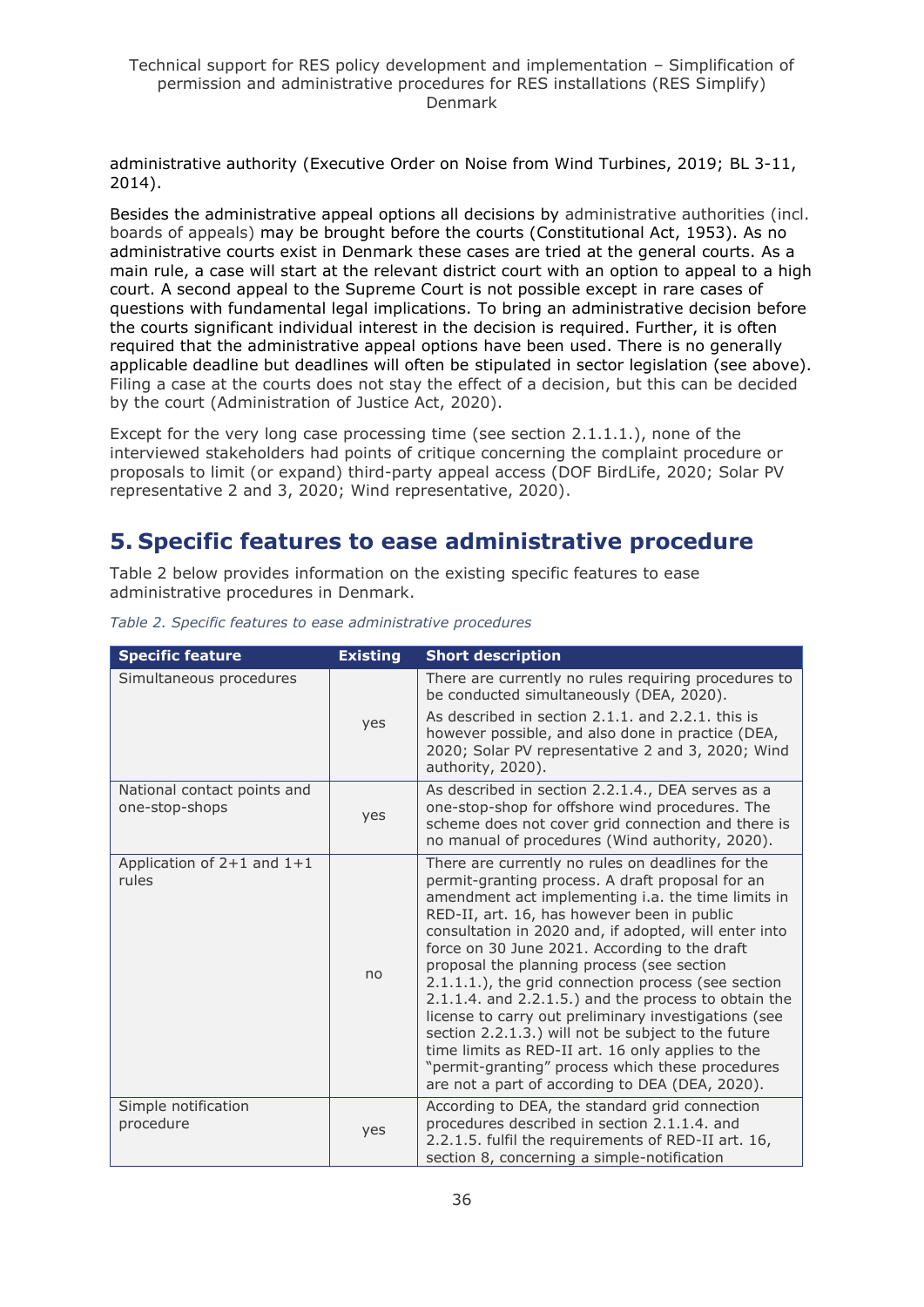administrative authority (Executive Order on Noise from Wind Turbines, 2019; BL 3-11, 2014).

Besides the administrative appeal options all decisions by administrative authorities (incl. boards of appeals) may be brought before the courts (Constitutional Act, 1953). As no administrative courts exist in Denmark these cases are tried at the general courts. As a main rule, a case will start at the relevant district court with an option to appeal to a high court. A second appeal to the Supreme Court is not possible except in rare cases of questions with fundamental legal implications. To bring an administrative decision before the courts significant individual interest in the decision is required. Further, it is often required that the administrative appeal options have been used. There is no generally applicable deadline but deadlines will often be stipulated in sector legislation (see above). Filing a case at the courts does not stay the effect of a decision, but this can be decided by the court (Administration of Justice Act, 2020).

Except for the very long case processing time (see section 2.1.1.1.), none of the interviewed stakeholders had points of critique concerning the complaint procedure or proposals to limit (or expand) third-party appeal access (DOF BirdLife, 2020; Solar PV representative 2 and 3, 2020; Wind representative, 2020).

# 5. Specific features to ease administrative procedure

Table 2 below provides information on the existing specific features to ease administrative procedures in Denmark.

*Table 2. Specific features to ease administrative procedures*

| Specific feature | Existing | Short description |
|---|---|---|
| Simultaneous procedures | yes | There are currently no rules requiring procedures to be conducted simultaneously (DEA, 2020).<br>As described in section 2.1.1. and 2.2.1. this is however possible, and also done in practice (DEA, 2020; Solar PV representative 2 and 3, 2020; Wind authority, 2020). |
| National contact points and one-stop-shops | yes | As described in section 2.2.1.4., DEA serves as a one-stop-shop for offshore wind procedures. The scheme does not cover grid connection and there is no manual of procedures (Wind authority, 2020). |
| Application of 2+1 and 1+1 rules | no | There are currently no rules on deadlines for the permit-granting process. A draft proposal for an amendment act implementing i.a. the time limits in RED-II, art. 16, has however been in public consultation in 2020 and, if adopted, will enter into force on 30 June 2021. According to the draft proposal the planning process (see section 2.1.1.1.), the grid connection process (see section 2.1.1.4. and 2.2.1.5.) and the process to obtain the license to carry out preliminary investigations (see section 2.2.1.3.) will not be subject to the future time limits as RED-II art. 16 only applies to the "permit-granting" process which these procedures are not a part of according to DEA (DEA, 2020). |
| Simple notification procedure | yes | According to DEA, the standard grid connection procedures described in section 2.1.1.4. and 2.2.1.5. fulfil the requirements of RED-II art. 16, section 8, concerning a simple-notification |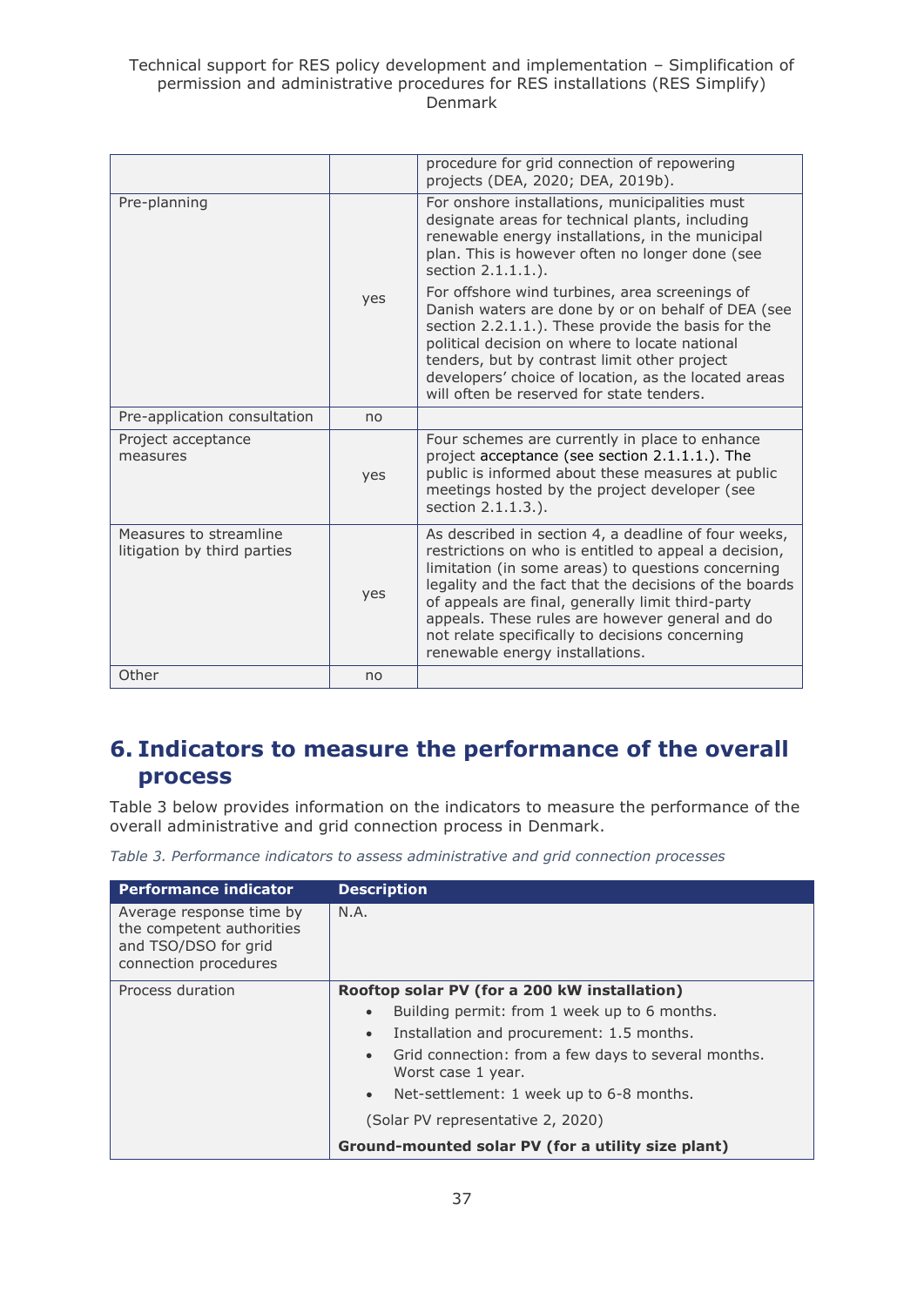| | | |
|---|---|---|
| | | procedure for grid connection of repowering projects (DEA, 2020; DEA, 2019b). |
| Pre-planning | yes | For onshore installations, municipalities must designate areas for technical plants, including renewable energy installations, in the municipal plan. This is however often no longer done (see section 2.1.1.1.).<br><br>For offshore wind turbines, area screenings of Danish waters are done by or on behalf of DEA (see section 2.2.1.1.). These provide the basis for the political decision on where to locate national tenders, but by contrast limit other project developers' choice of location, as the located areas will often be reserved for state tenders. |
| Pre-application consultation | no | |
| Project acceptance measures | yes | Four schemes are currently in place to enhance project acceptance (see section 2.1.1.1.). The public is informed about these measures at public meetings hosted by the project developer (see section 2.1.1.3.). |
| Measures to streamline litigation by third parties | yes | As described in section 4, a deadline of four weeks, restrictions on who is entitled to appeal a decision, limitation (in some areas) to questions concerning legality and the fact that the decisions of the boards of appeals are final, generally limit third-party appeals. These rules are however general and do not relate specifically to decisions concerning renewable energy installations. |
| Other | no | |

# 6. Indicators to measure the performance of the overall process

Table 3 below provides information on the indicators to measure the performance of the overall administrative and grid connection process in Denmark.

*Table 3. Performance indicators to assess administrative and grid connection processes*

| Performance indicator | Description |
|---|---|
| Average response time by the competent authorities and TSO/DSO for grid connection procedures | N.A. |
| Process duration | **Rooftop solar PV (for a 200 kW installation)**<br>• Building permit: from 1 week up to 6 months.<br>• Installation and procurement: 1.5 months.<br>• Grid connection: from a few days to several months. Worst case 1 year.<br>• Net-settlement: 1 week up to 6-8 months.<br>(Solar PV representative 2, 2020)<br>**Ground-mounted solar PV (for a utility size plant)** |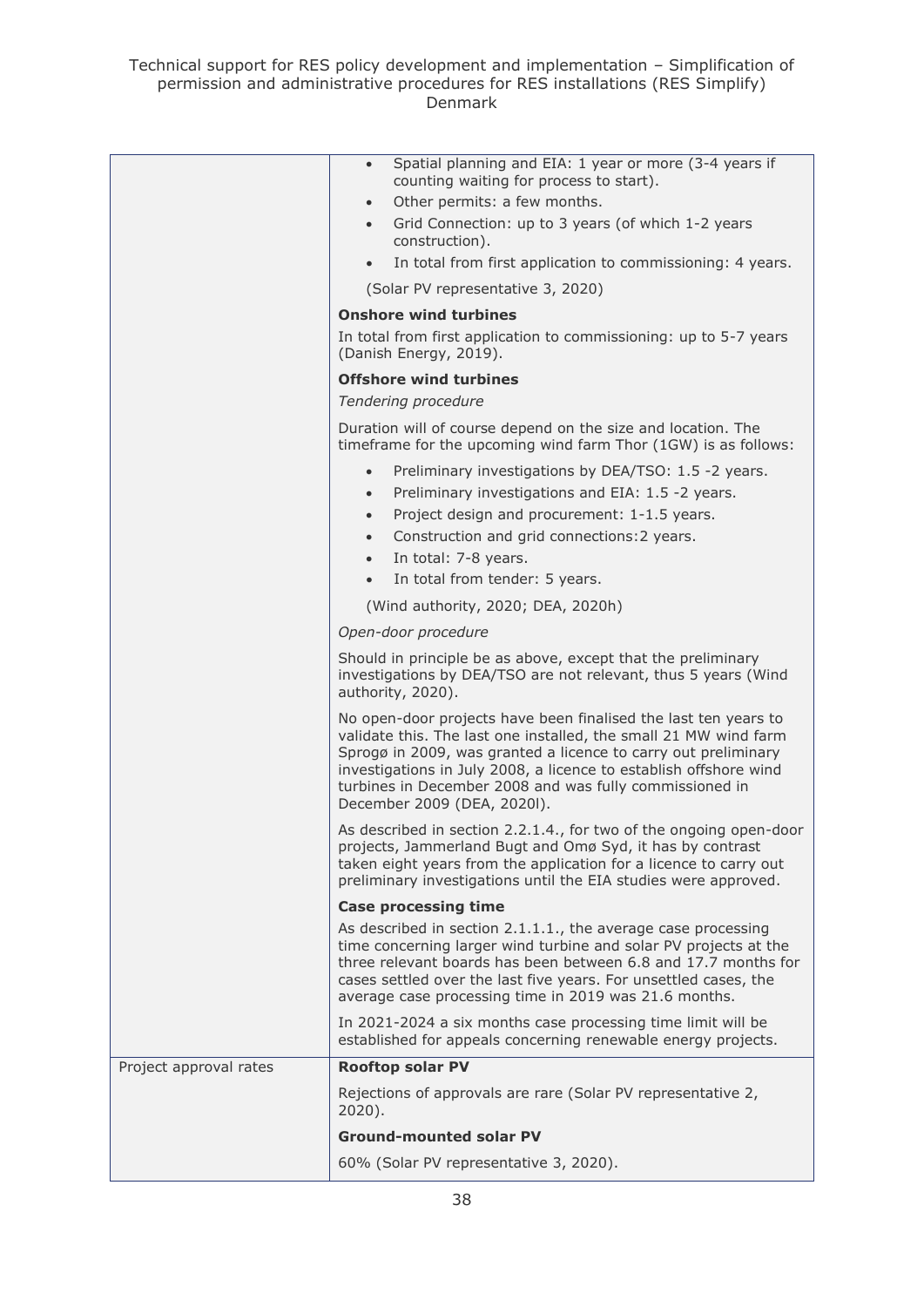| | |
|---|---|
| | • Spatial planning and EIA: 1 year or more (3-4 years if counting waiting for process to start).<br>• Other permits: a few months.<br>• Grid Connection: up to 3 years (of which 1-2 years construction).<br>• In total from first application to commissioning: 4 years.<br><br>(Solar PV representative 3, 2020)<br><br>**Onshore wind turbines**<br><br>In total from first application to commissioning: up to 5-7 years (Danish Energy, 2019).<br><br>**Offshore wind turbines**<br><br>*Tendering procedure*<br><br>Duration will of course depend on the size and location. The timeframe for the upcoming wind farm Thor (1GW) is as follows:<br><br>• Preliminary investigations by DEA/TSO: 1.5 -2 years.<br>• Preliminary investigations and EIA: 1.5 -2 years.<br>• Project design and procurement: 1-1.5 years.<br>• Construction and grid connections:2 years.<br>• In total: 7-8 years.<br>• In total from tender: 5 years.<br><br>(Wind authority, 2020; DEA, 2020h)<br><br>*Open-door procedure*<br><br>Should in principle be as above, except that the preliminary investigations by DEA/TSO are not relevant, thus 5 years (Wind authority, 2020).<br><br>No open-door projects have been finalised the last ten years to validate this. The last one installed, the small 21 MW wind farm Sprogø in 2009, was granted a licence to carry out preliminary investigations in July 2008, a licence to establish offshore wind turbines in December 2008 and was fully commissioned in December 2009 (DEA, 2020l).<br><br>As described in section 2.2.1.4., for two of the ongoing open-door projects, Jammerland Bugt and Omø Syd, it has by contrast taken eight years from the application for a licence to carry out preliminary investigations until the EIA studies were approved.<br><br>**Case processing time**<br><br>As described in section 2.1.1.1., the average case processing time concerning larger wind turbine and solar PV projects at the three relevant boards has been between 6.8 and 17.7 months for cases settled over the last five years. For unsettled cases, the average case processing time in 2019 was 21.6 months.<br><br>In 2021-2024 a six months case processing time limit will be established for appeals concerning renewable energy projects. |
| Project approval rates | **Rooftop solar PV**<br><br>Rejections of approvals are rare (Solar PV representative 2, 2020).<br><br>**Ground-mounted solar PV**<br><br>60% (Solar PV representative 3, 2020). |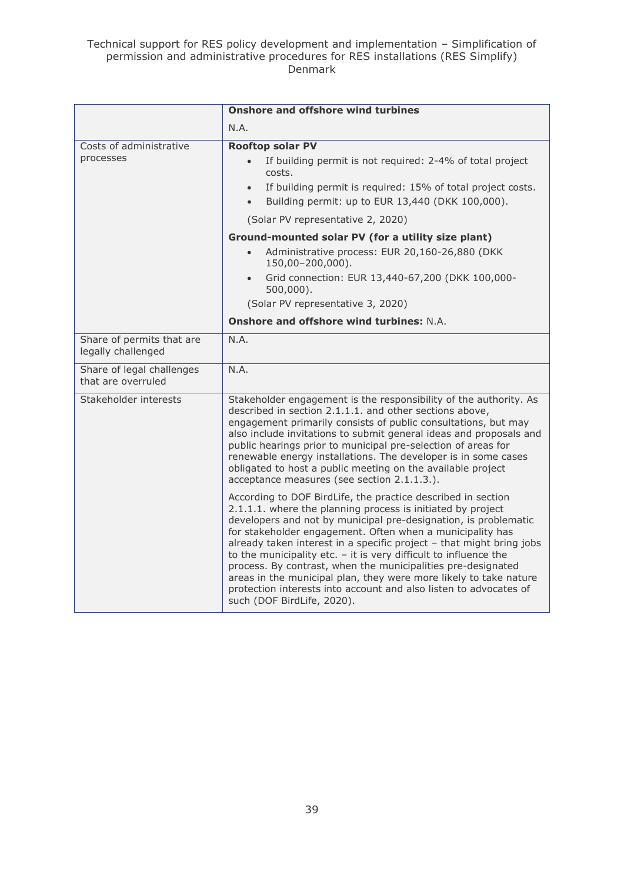| | |
|---|---|
| | **Onshore and offshore wind turbines**<br><br>N.A. |
| Costs of administrative processes | **Rooftop solar PV**<br><br>• If building permit is not required: 2-4% of total project costs.<br>• If building permit is required: 15% of total project costs.<br>• Building permit: up to EUR 13,440 (DKK 100,000).<br><br>(Solar PV representative 2, 2020)<br><br>**Ground-mounted solar PV (for a utility size plant)**<br><br>• Administrative process: EUR 20,160-26,880 (DKK 150,00–200,000).<br>• Grid connection: EUR 13,440-67,200 (DKK 100,000-500,000).<br><br>(Solar PV representative 3, 2020)<br><br>**Onshore and offshore wind turbines:** N.A. |
| Share of permits that are legally challenged | N.A. |
| Share of legal challenges that are overruled | N.A. |
| Stakeholder interests | Stakeholder engagement is the responsibility of the authority. As described in section 2.1.1.1. and other sections above, engagement primarily consists of public consultations, but may also include invitations to submit general ideas and proposals and public hearings prior to municipal pre-selection of areas for renewable energy installations. The developer is in some cases obligated to host a public meeting on the available project acceptance measures (see section 2.1.1.3.).<br><br>According to DOF BirdLife, the practice described in section 2.1.1.1. where the planning process is initiated by project developers and not by municipal pre-designation, is problematic for stakeholder engagement. Often when a municipality has already taken interest in a specific project – that might bring jobs to the municipality etc. – it is very difficult to influence the process. By contrast, when the municipalities pre-designated areas in the municipal plan, they were more likely to take nature protection interests into account and also listen to advocates of such (DOF BirdLife, 2020). |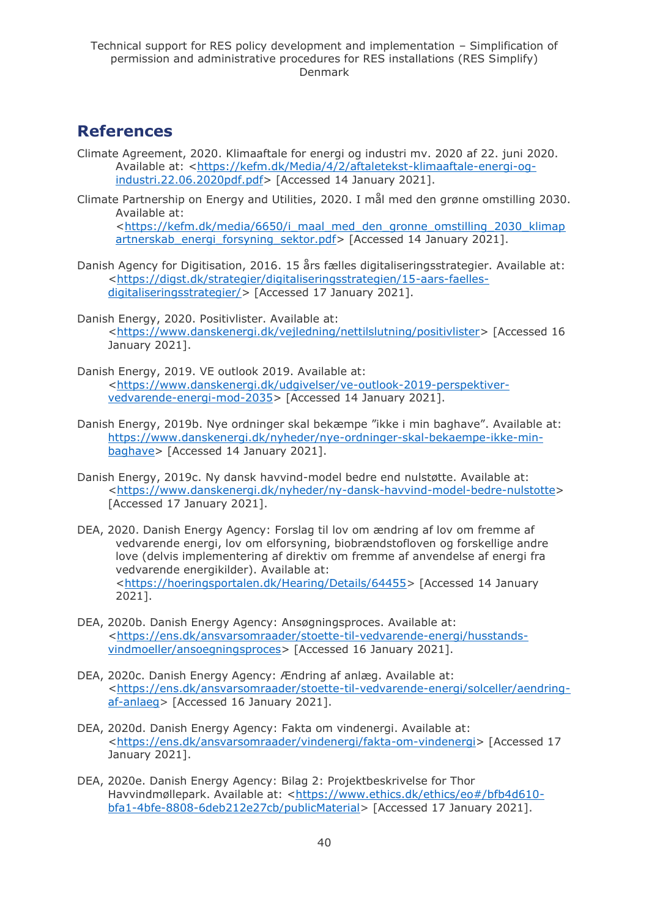## References

Climate Agreement, 2020. Klimaaftale for energi og industri mv. 2020 af 22. juni 2020. Available at: <https://kefm.dk/Media/4/2/aftaletekst-klimaaftale-energi-og-industri.22.06.2020pdf.pdf> [Accessed 14 January 2021].

Climate Partnership on Energy and Utilities, 2020. I mål med den grønne omstilling 2030. Available at: <https://kefm.dk/media/6650/i_maal_med_den_gronne_omstilling_2030_klimapartnerskab_energi_forsyning_sektor.pdf> [Accessed 14 January 2021].

Danish Agency for Digitisation, 2016. 15 års fælles digitaliseringsstrategier. Available at: <https://digst.dk/strategier/digitaliseringsstrategien/15-aars-faelles-digitaliseringsstrategier/> [Accessed 17 January 2021].

Danish Energy, 2020. Positivlister. Available at: <https://www.danskenergi.dk/vejledning/nettilslutning/positivlister> [Accessed 16 January 2021].

Danish Energy, 2019. VE outlook 2019. Available at: <https://www.danskenergi.dk/udgivelser/ve-outlook-2019-perspektiver-vedvarende-energi-mod-2035> [Accessed 14 January 2021].

Danish Energy, 2019b. Nye ordninger skal bekæmpe "ikke i min baghave". Available at: https://www.danskenergi.dk/nyheder/nye-ordninger-skal-bekaempe-ikke-min-baghave> [Accessed 14 January 2021].

Danish Energy, 2019c. Ny dansk havvind-model bedre end nulstøtte. Available at: <https://www.danskenergi.dk/nyheder/ny-dansk-havvind-model-bedre-nulstotte> [Accessed 17 January 2021].

DEA, 2020. Danish Energy Agency: Forslag til lov om ændring af lov om fremme af vedvarende energi, lov om elforsyning, biobrændstofloven og forskellige andre love (delvis implementering af direktiv om fremme af anvendelse af energi fra vedvarende energikilder). Available at: <https://hoeringsportalen.dk/Hearing/Details/64455> [Accessed 14 January 2021].

DEA, 2020b. Danish Energy Agency: Ansøgningsproces. Available at: <https://ens.dk/ansvarsomraader/stoette-til-vedvarende-energi/husstands-vindmoeller/ansoegningsproces> [Accessed 16 January 2021].

DEA, 2020c. Danish Energy Agency: Ændring af anlæg. Available at: <https://ens.dk/ansvarsomraader/stoette-til-vedvarende-energi/solceller/aendring-af-anlaeg> [Accessed 16 January 2021].

DEA, 2020d. Danish Energy Agency: Fakta om vindenergi. Available at: <https://ens.dk/ansvarsomraader/vindenergi/fakta-om-vindenergi> [Accessed 17 January 2021].

DEA, 2020e. Danish Energy Agency: Bilag 2: Projektbeskrivelse for Thor Havvindmøllepark. Available at: <https://www.ethics.dk/ethics/eo#/bfb4d610-bfa1-4bfe-8808-6deb212e27cb/publicMaterial> [Accessed 17 January 2021].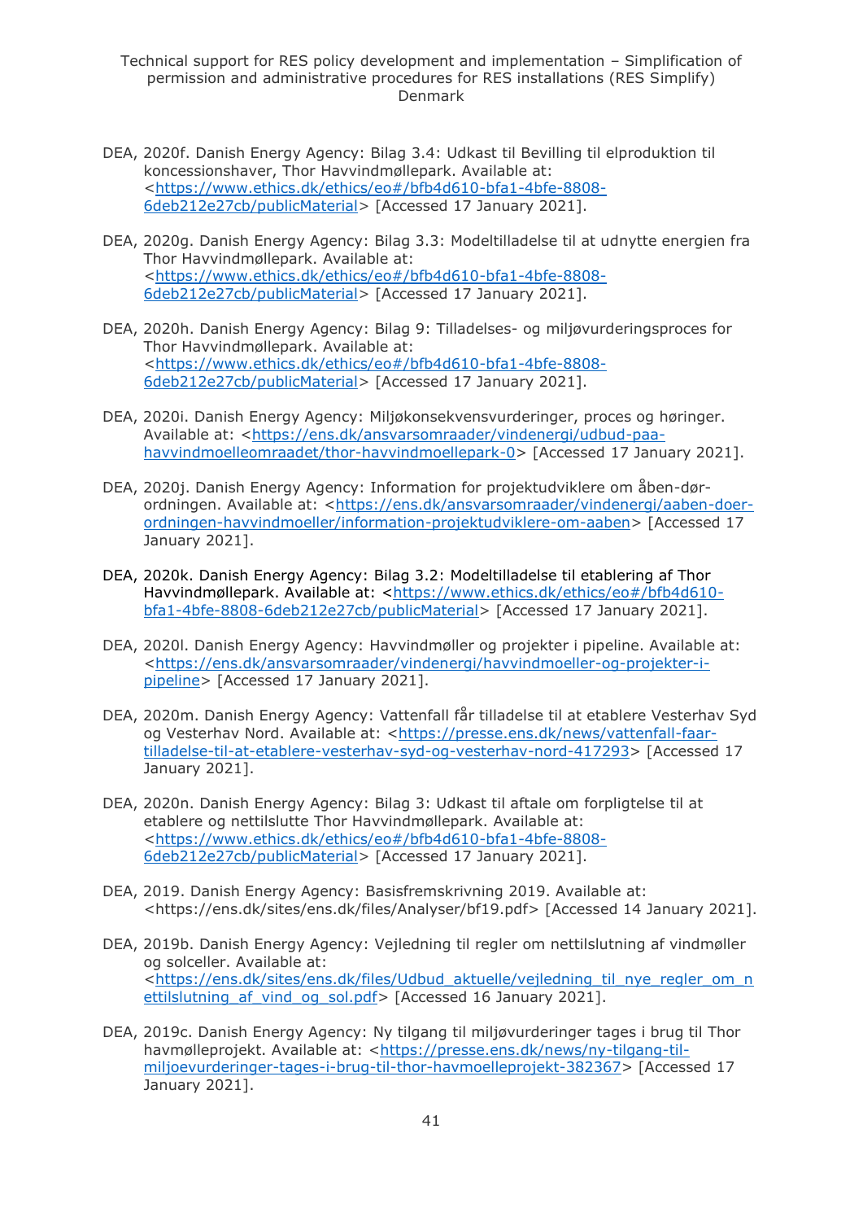DEA, 2020f. Danish Energy Agency: Bilag 3.4: Udkast til Bevilling til elproduktion til koncessionshaver, Thor Havvindmøllepark. Available at: <https://www.ethics.dk/ethics/eo#/bfb4d610-bfa1-4bfe-8808-6deb212e27cb/publicMaterial> [Accessed 17 January 2021].

DEA, 2020g. Danish Energy Agency: Bilag 3.3: Modeltilladelse til at udnytte energien fra Thor Havvindmøllepark. Available at: <https://www.ethics.dk/ethics/eo#/bfb4d610-bfa1-4bfe-8808-6deb212e27cb/publicMaterial> [Accessed 17 January 2021].

DEA, 2020h. Danish Energy Agency: Bilag 9: Tilladelses- og miljøvurderingsproces for Thor Havvindmøllepark. Available at: <https://www.ethics.dk/ethics/eo#/bfb4d610-bfa1-4bfe-8808-6deb212e27cb/publicMaterial> [Accessed 17 January 2021].

DEA, 2020i. Danish Energy Agency: Miljøkonsekvensvurderinger, proces og høringer. Available at: <https://ens.dk/ansvarsomraader/vindenergi/udbud-paa-havvindmoelleomraadet/thor-havvindmoellepark-0> [Accessed 17 January 2021].

DEA, 2020j. Danish Energy Agency: Information for projektudviklere om åben-dør-ordningen. Available at: <https://ens.dk/ansvarsomraader/vindenergi/aaben-doer-ordningen-havvindmoeller/information-projektudviklere-om-aaben> [Accessed 17 January 2021].

DEA, 2020k. Danish Energy Agency: Bilag 3.2: Modeltilladelse til etablering af Thor Havvindmøllepark. Available at: <https://www.ethics.dk/ethics/eo#/bfb4d610-bfa1-4bfe-8808-6deb212e27cb/publicMaterial> [Accessed 17 January 2021].

DEA, 2020l. Danish Energy Agency: Havvindmøller og projekter i pipeline. Available at: <https://ens.dk/ansvarsomraader/vindenergi/havvindmoeller-og-projekter-i-pipeline> [Accessed 17 January 2021].

DEA, 2020m. Danish Energy Agency: Vattenfall får tilladelse til at etablere Vesterhav Syd og Vesterhav Nord. Available at: <https://presse.ens.dk/news/vattenfall-faar-tilladelse-til-at-etablere-vesterhav-syd-og-vesterhav-nord-417293> [Accessed 17 January 2021].

DEA, 2020n. Danish Energy Agency: Bilag 3: Udkast til aftale om forpligtelse til at etablere og nettilslutte Thor Havvindmøllepark. Available at: <https://www.ethics.dk/ethics/eo#/bfb4d610-bfa1-4bfe-8808-6deb212e27cb/publicMaterial> [Accessed 17 January 2021].

DEA, 2019. Danish Energy Agency: Basisfremskrivning 2019. Available at: <https://ens.dk/sites/ens.dk/files/Analyser/bf19.pdf> [Accessed 14 January 2021].

DEA, 2019b. Danish Energy Agency: Vejledning til regler om nettilslutning af vindmøller og solceller. Available at: <https://ens.dk/sites/ens.dk/files/Udbud_aktuelle/vejledning_til_nye_regler_om_nettilslutning_af_vind_og_sol.pdf> [Accessed 16 January 2021].

DEA, 2019c. Danish Energy Agency: Ny tilgang til miljøvurderinger tages i brug til Thor havmølleprojekt. Available at: <https://presse.ens.dk/news/ny-tilgang-til-miljoevurderinger-tages-i-brug-til-thor-havmoelleprojekt-382367> [Accessed 17 January 2021].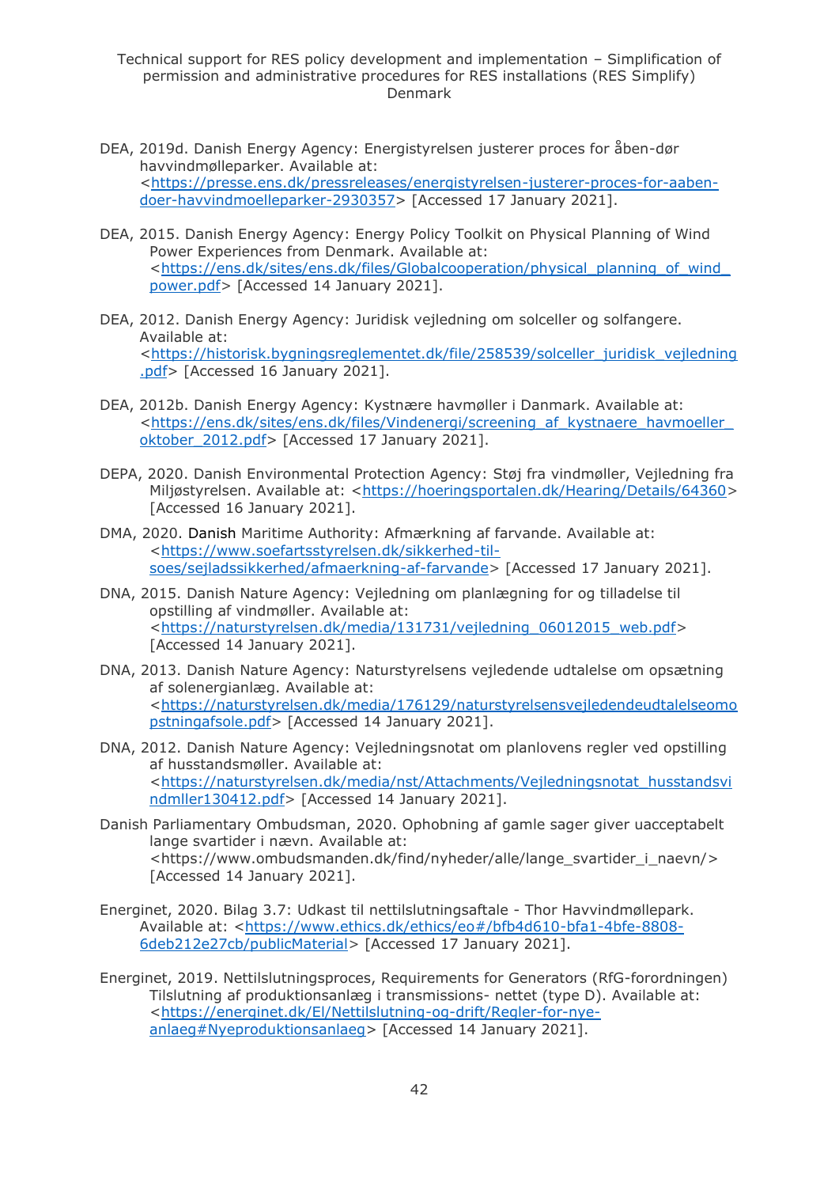DEA, 2019d. Danish Energy Agency: Energistyrelsen justerer proces for åben-dør havvindmølleparker. Available at: <https://presse.ens.dk/pressreleases/energistyrelsen-justerer-proces-for-aaben-doer-havvindmoelleparker-2930357> [Accessed 17 January 2021].

DEA, 2015. Danish Energy Agency: Energy Policy Toolkit on Physical Planning of Wind Power Experiences from Denmark. Available at: <https://ens.dk/sites/ens.dk/files/Globalcooperation/physical_planning_of_wind_power.pdf> [Accessed 14 January 2021].

DEA, 2012. Danish Energy Agency: Juridisk vejledning om solceller og solfangere. Available at: <https://historisk.bygningsreglementet.dk/file/258539/solceller_juridisk_vejledning.pdf> [Accessed 16 January 2021].

DEA, 2012b. Danish Energy Agency: Kystnære havmøller i Danmark. Available at: <https://ens.dk/sites/ens.dk/files/Vindenergi/screening_af_kystnaere_havmoeller_oktober_2012.pdf> [Accessed 17 January 2021].

DEPA, 2020. Danish Environmental Protection Agency: Støj fra vindmøller, Vejledning fra Miljøstyrelsen. Available at: <https://hoeringsportalen.dk/Hearing/Details/64360> [Accessed 16 January 2021].

DMA, 2020. Danish Maritime Authority: Afmærkning af farvande. Available at: <https://www.soefartsstyrelsen.dk/sikkerhed-til-soes/sejladssikkerhed/afmaerkning-af-farvande> [Accessed 17 January 2021].

DNA, 2015. Danish Nature Agency: Vejledning om planlægning for og tilladelse til opstilling af vindmøller. Available at: <https://naturstyrelsen.dk/media/131731/vejledning_06012015_web.pdf> [Accessed 14 January 2021].

DNA, 2013. Danish Nature Agency: Naturstyrelsens vejledende udtalelse om opsætning af solenergianlæg. Available at: <https://naturstyrelsen.dk/media/176129/naturstyrelsensvejledendeudtalelseomopstningafsole.pdf> [Accessed 14 January 2021].

DNA, 2012. Danish Nature Agency: Vejledningsnotat om planlovens regler ved opstilling af husstandsmøller. Available at: <https://naturstyrelsen.dk/media/nst/Attachments/Vejledningsnotat_husstandsvindmller130412.pdf> [Accessed 14 January 2021].

Danish Parliamentary Ombudsman, 2020. Ophobning af gamle sager giver uacceptabelt lange svartider i nævn. Available at: <https://www.ombudsmanden.dk/find/nyheder/alle/lange_svartider_i_naevn/> [Accessed 14 January 2021].

Energinet, 2020. Bilag 3.7: Udkast til nettilslutningsaftale - Thor Havvindmøllepark. Available at: <https://www.ethics.dk/ethics/eo#/bfb4d610-bfa1-4bfe-8808-6deb212e27cb/publicMaterial> [Accessed 17 January 2021].

Energinet, 2019. Nettilslutningsproces, Requirements for Generators (RfG-forordningen) Tilslutning af produktionsanlæg i transmissions- nettet (type D). Available at: <https://energinet.dk/El/Nettilslutning-og-drift/Regler-for-nye-anlaeg#Nyeproduktionsanlaeg> [Accessed 14 January 2021].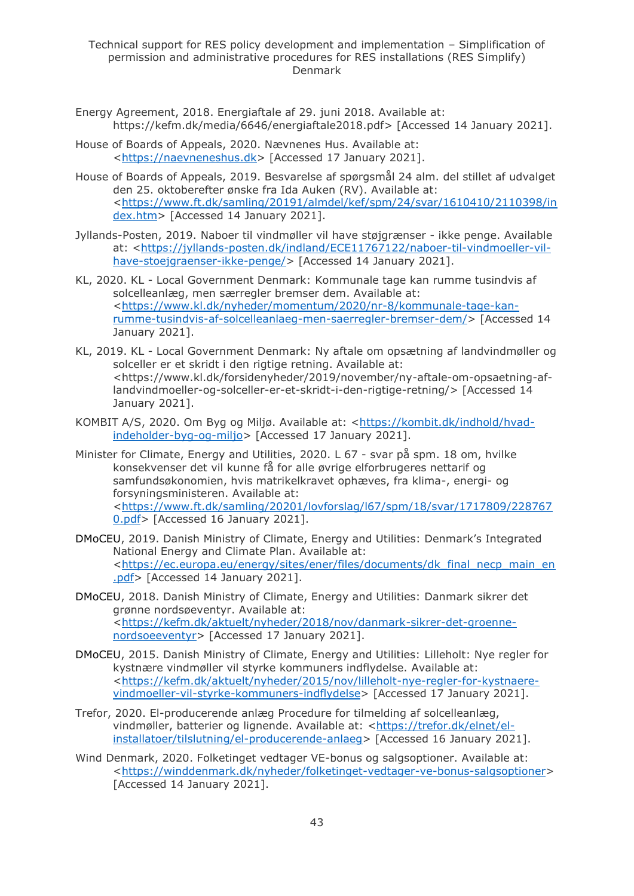Energy Agreement, 2018. Energiaftale af 29. juni 2018. Available at: https://kefm.dk/media/6646/energiaftale2018.pdf> [Accessed 14 January 2021].

House of Boards of Appeals, 2020. Nævnenes Hus. Available at: <https://naevneneshus.dk> [Accessed 17 January 2021].

House of Boards of Appeals, 2019. Besvarelse af spørgsmål 24 alm. del stillet af udvalget den 25. oktoberefter ønske fra Ida Auken (RV). Available at: <https://www.ft.dk/samling/20191/almdel/kef/spm/24/svar/1610410/2110398/index.htm> [Accessed 14 January 2021].

Jyllands-Posten, 2019. Naboer til vindmøller vil have støjgrænser - ikke penge. Available at: <https://jyllands-posten.dk/indland/ECE11767122/naboer-til-vindmoeller-vil-have-stoejgraenser-ikke-penge/> [Accessed 14 January 2021].

KL, 2020. KL - Local Government Denmark: Kommunale tage kan rumme tusindvis af solcelleanlæg, men særregler bremser dem. Available at: <https://www.kl.dk/nyheder/momentum/2020/nr-8/kommunale-tage-kan-rumme-tusindvis-af-solcelleanlaeg-men-saerregler-bremser-dem/> [Accessed 14 January 2021].

KL, 2019. KL - Local Government Denmark: Ny aftale om opsætning af landvindmøller og solceller er et skridt i den rigtige retning. Available at: <https://www.kl.dk/forsidenyheder/2019/november/ny-aftale-om-opsaetning-af-landvindmoeller-og-solceller-er-et-skridt-i-den-rigtige-retning/> [Accessed 14 January 2021].

KOMBIT A/S, 2020. Om Byg og Miljø. Available at: <https://kombit.dk/indhold/hvad-indeholder-byg-og-miljo> [Accessed 17 January 2021].

Minister for Climate, Energy and Utilities, 2020. L 67 - svar på spm. 18 om, hvilke konsekvenser det vil kunne få for alle øvrige elforbrugeres nettarif og samfundsøkonomien, hvis matrikelkravet ophæves, fra klima-, energi- og forsyningsministeren. Available at: <https://www.ft.dk/samling/20201/lovforslag/l67/spm/18/svar/1717809/2287670.pdf> [Accessed 16 January 2021].

DMoCEU, 2019. Danish Ministry of Climate, Energy and Utilities: Denmark's Integrated National Energy and Climate Plan. Available at: <https://ec.europa.eu/energy/sites/ener/files/documents/dk_final_necp_main_en.pdf> [Accessed 14 January 2021].

DMoCEU, 2018. Danish Ministry of Climate, Energy and Utilities: Danmark sikrer det grønne nordsøeventyr. Available at: <https://kefm.dk/aktuelt/nyheder/2018/nov/danmark-sikrer-det-groenne-nordsoeeventyr> [Accessed 17 January 2021].

DMoCEU, 2015. Danish Ministry of Climate, Energy and Utilities: Lilleholt: Nye regler for kystnære vindmøller vil styrke kommuners indflydelse. Available at: <https://kefm.dk/aktuelt/nyheder/2015/nov/lilleholt-nye-regler-for-kystnaere-vindmoeller-vil-styrke-kommuners-indflydelse> [Accessed 17 January 2021].

Trefor, 2020. El-producerende anlæg Procedure for tilmelding af solcelleanlæg, vindmøller, batterier og lignende. Available at: <https://trefor.dk/elnet/el-installatoer/tilslutning/el-producerende-anlaeg> [Accessed 16 January 2021].

Wind Denmark, 2020. Folketinget vedtager VE-bonus og salgsoptioner. Available at: <https://winddenmark.dk/nyheder/folketinget-vedtager-ve-bonus-salgsoptioner> [Accessed 14 January 2021].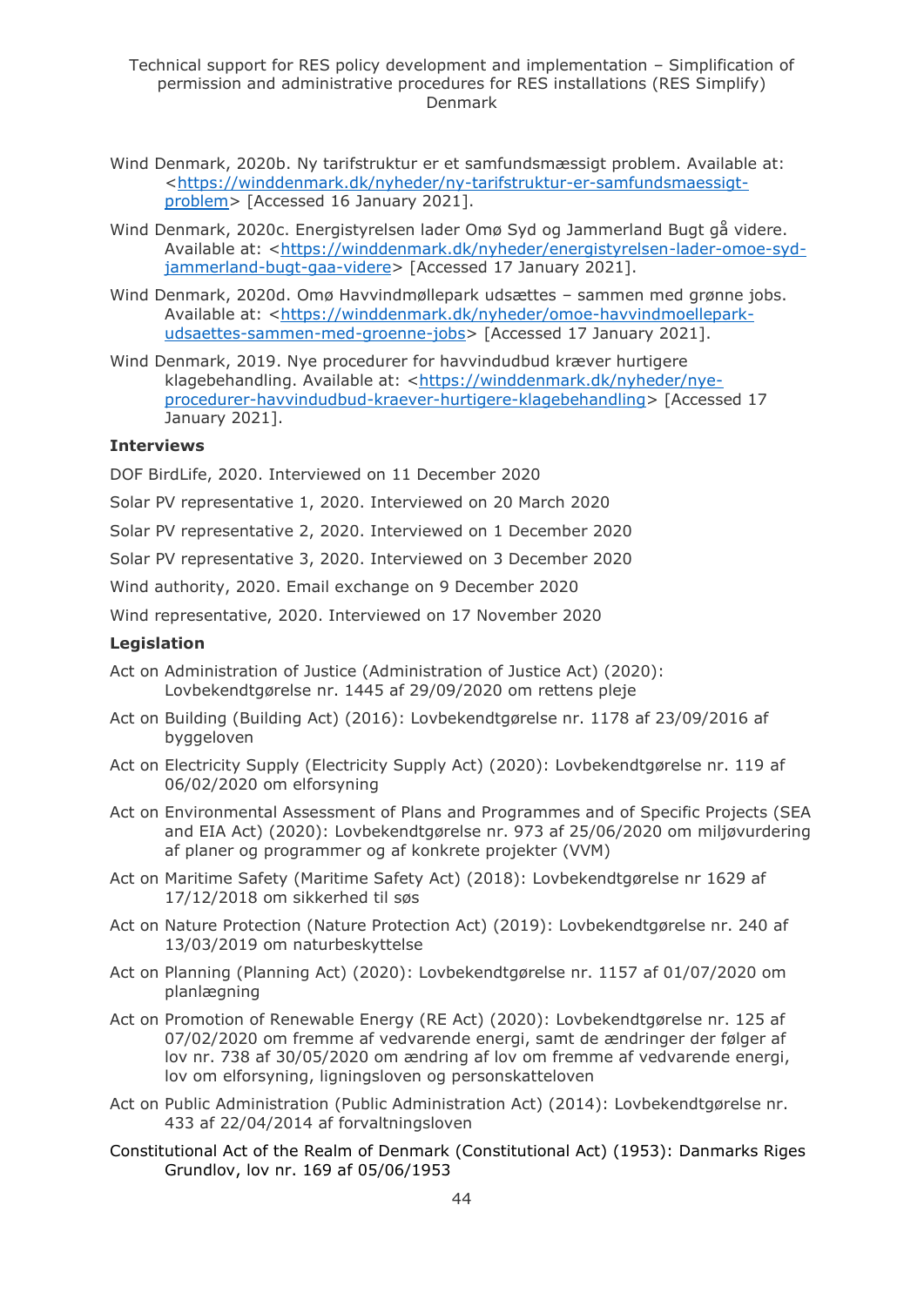Wind Denmark, 2020b. Ny tarifstruktur er et samfundsmæssigt problem. Available at: <https://winddenmark.dk/nyheder/ny-tarifstruktur-er-samfundsmaessigt-problem> [Accessed 16 January 2021].

Wind Denmark, 2020c. Energistyrelsen lader Omø Syd og Jammerland Bugt gå videre. Available at: <https://winddenmark.dk/nyheder/energistyrelsen-lader-omoe-syd-jammerland-bugt-gaa-videre> [Accessed 17 January 2021].

Wind Denmark, 2020d. Omø Havvindmøllepark udsættes – sammen med grønne jobs. Available at: <https://winddenmark.dk/nyheder/omoe-havvindmoellepark-udsaettes-sammen-med-groenne-jobs> [Accessed 17 January 2021].

Wind Denmark, 2019. Nye procedurer for havvindudbud kræver hurtigere klagebehandling. Available at: <https://winddenmark.dk/nyheder/nye-procedurer-havvindudbud-kraever-hurtigere-klagebehandling> [Accessed 17 January 2021].

**Interviews**

DOF BirdLife, 2020. Interviewed on 11 December 2020

Solar PV representative 1, 2020. Interviewed on 20 March 2020

Solar PV representative 2, 2020. Interviewed on 1 December 2020

Solar PV representative 3, 2020. Interviewed on 3 December 2020

Wind authority, 2020. Email exchange on 9 December 2020

Wind representative, 2020. Interviewed on 17 November 2020

**Legislation**

Act on Administration of Justice (Administration of Justice Act) (2020): Lovbekendtgørelse nr. 1445 af 29/09/2020 om rettens pleje

Act on Building (Building Act) (2016): Lovbekendtgørelse nr. 1178 af 23/09/2016 af byggeloven

Act on Electricity Supply (Electricity Supply Act) (2020): Lovbekendtgørelse nr. 119 af 06/02/2020 om elforsyning

Act on Environmental Assessment of Plans and Programmes and of Specific Projects (SEA and EIA Act) (2020): Lovbekendtgørelse nr. 973 af 25/06/2020 om miljøvurdering af planer og programmer og af konkrete projekter (VVM)

Act on Maritime Safety (Maritime Safety Act) (2018): Lovbekendtgørelse nr 1629 af 17/12/2018 om sikkerhed til søs

Act on Nature Protection (Nature Protection Act) (2019): Lovbekendtgørelse nr. 240 af 13/03/2019 om naturbeskyttelse

Act on Planning (Planning Act) (2020): Lovbekendtgørelse nr. 1157 af 01/07/2020 om planlægning

Act on Promotion of Renewable Energy (RE Act) (2020): Lovbekendtgørelse nr. 125 af 07/02/2020 om fremme af vedvarende energi, samt de ændringer der følger af lov nr. 738 af 30/05/2020 om ændring af lov om fremme af vedvarende energi, lov om elforsyning, ligningsloven og personskatteloven

Act on Public Administration (Public Administration Act) (2014): Lovbekendtgørelse nr. 433 af 22/04/2014 af forvaltningsloven

Constitutional Act of the Realm of Denmark (Constitutional Act) (1953): Danmarks Riges Grundlov, lov nr. 169 af 05/06/1953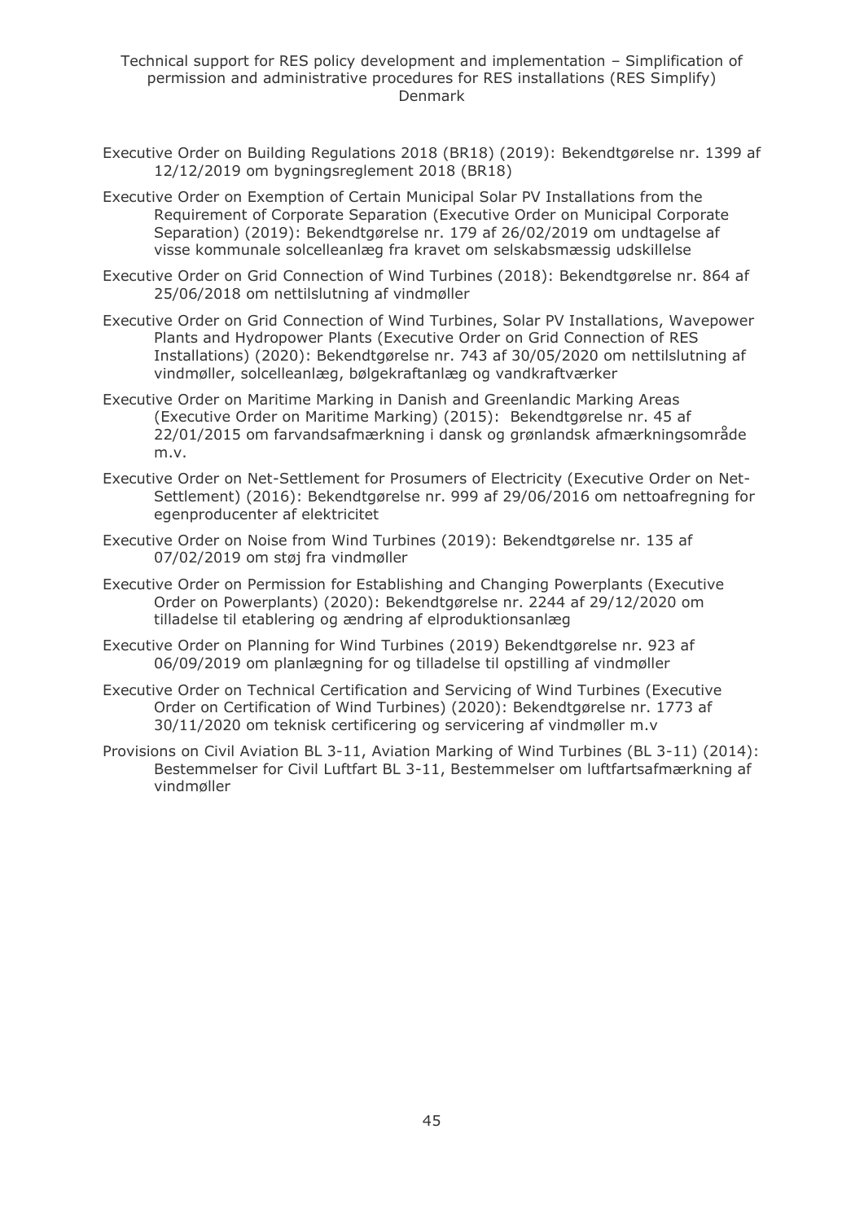Executive Order on Building Regulations 2018 (BR18) (2019): Bekendtgørelse nr. 1399 af 12/12/2019 om bygningsreglement 2018 (BR18)

Executive Order on Exemption of Certain Municipal Solar PV Installations from the Requirement of Corporate Separation (Executive Order on Municipal Corporate Separation) (2019): Bekendtgørelse nr. 179 af 26/02/2019 om undtagelse af visse kommunale solcelleanlæg fra kravet om selskabsmæssig udskillelse

Executive Order on Grid Connection of Wind Turbines (2018): Bekendtgørelse nr. 864 af 25/06/2018 om nettilslutning af vindmøller

Executive Order on Grid Connection of Wind Turbines, Solar PV Installations, Wavepower Plants and Hydropower Plants (Executive Order on Grid Connection of RES Installations) (2020): Bekendtgørelse nr. 743 af 30/05/2020 om nettilslutning af vindmøller, solcelleanlæg, bølgekraftanlæg og vandkraftværker

Executive Order on Maritime Marking in Danish and Greenlandic Marking Areas (Executive Order on Maritime Marking) (2015): Bekendtgørelse nr. 45 af 22/01/2015 om farvandsafmærkning i dansk og grønlandsk afmærkningsområde m.v.

Executive Order on Net-Settlement for Prosumers of Electricity (Executive Order on Net-Settlement) (2016): Bekendtgørelse nr. 999 af 29/06/2016 om nettoafregning for egenproducenter af elektricitet

Executive Order on Noise from Wind Turbines (2019): Bekendtgørelse nr. 135 af 07/02/2019 om støj fra vindmøller

Executive Order on Permission for Establishing and Changing Powerplants (Executive Order on Powerplants) (2020): Bekendtgørelse nr. 2244 af 29/12/2020 om tilladelse til etablering og ændring af elproduktionsanlæg

Executive Order on Planning for Wind Turbines (2019) Bekendtgørelse nr. 923 af 06/09/2019 om planlægning for og tilladelse til opstilling af vindmøller

Executive Order on Technical Certification and Servicing of Wind Turbines (Executive Order on Certification of Wind Turbines) (2020): Bekendtgørelse nr. 1773 af 30/11/2020 om teknisk certificering og servicering af vindmøller m.v

Provisions on Civil Aviation BL 3-11, Aviation Marking of Wind Turbines (BL 3-11) (2014): Bestemmelser for Civil Luftfart BL 3-11, Bestemmelser om luftfartsafmærkning af vindmøller